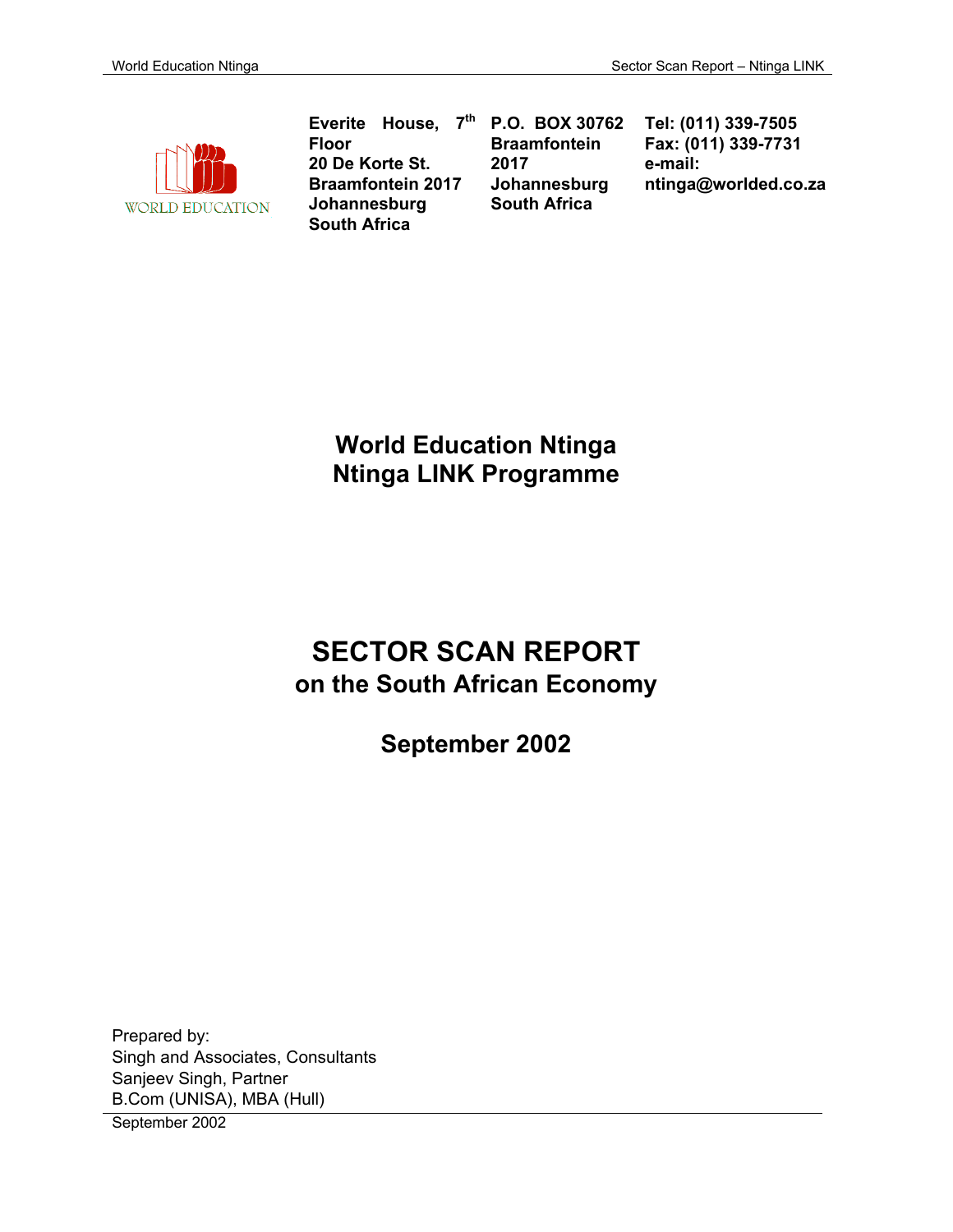WORLD EDUCATION

**Everite House, 7th Floor**
**20 De Korte St.**
**Braamfontein 2017**
**Johannesburg**
**South Africa**

**P.O. BOX 30762**
**Braamfontein**
**2017**
**Johannesburg**
**South Africa**

**Tel: (011) 339-7505**
**Fax: (011) 339-7731**
**e-mail:**
**ntinga@worlded.co.za**

# World Education Ntinga
# Ntinga LINK Programme

# SECTOR SCAN REPORT
## on the South African Economy

## September 2002

Prepared by:
Singh and Associates, Consultants
Sanjeev Singh, Partner
B.Com (UNISA), MBA (Hull)

September 2002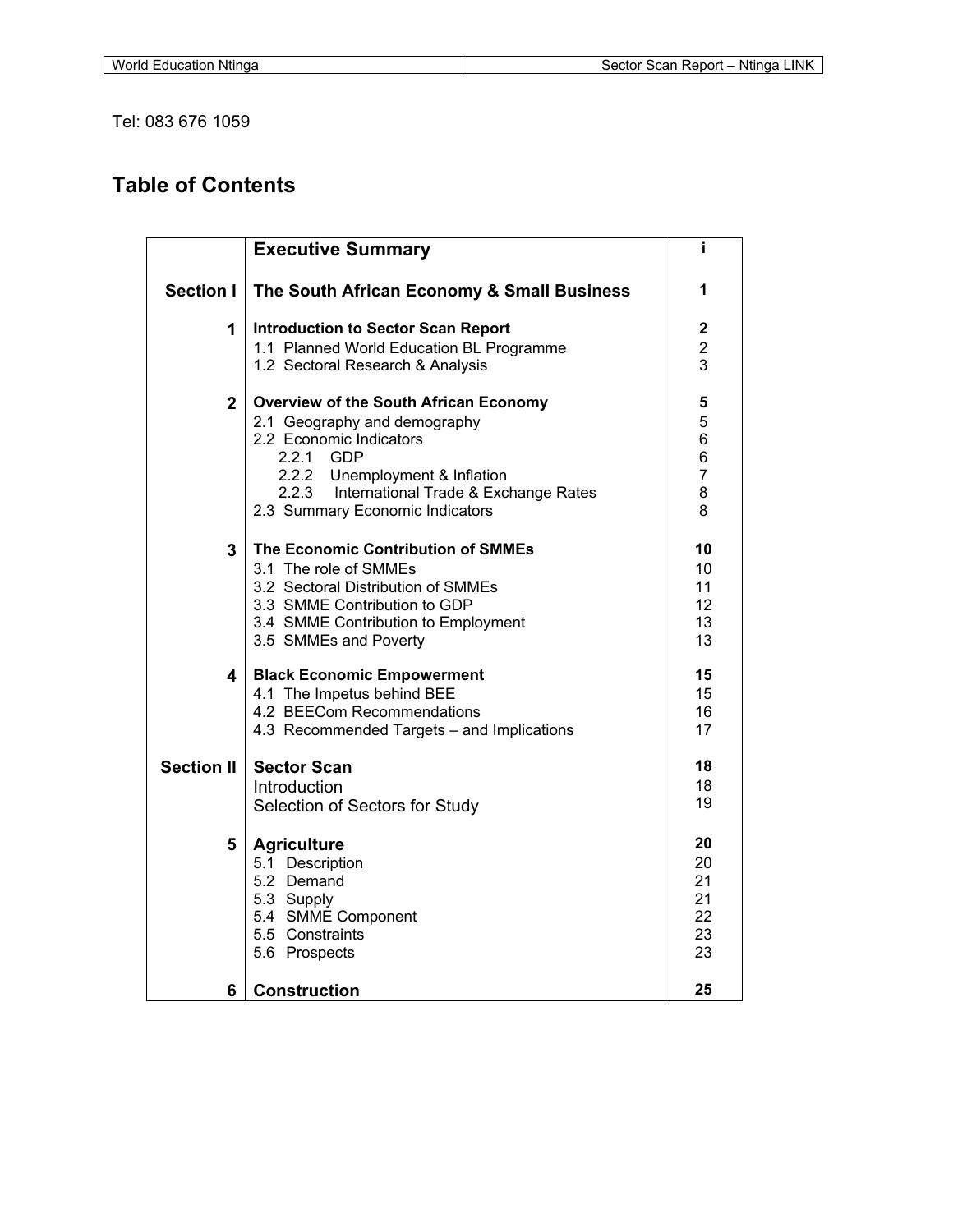Tel: 083 676 1059

# Table of Contents

| | | |
|---|---|---|
| | **Executive Summary** | **i** |
| **Section I** | **The South African Economy & Small Business** | **1** |
| **1** | **Introduction to Sector Scan Report** | **2** |
| | 1.1 Planned World Education BL Programme | 2 |
| | 1.2 Sectoral Research & Analysis | 3 |
| **2** | **Overview of the South African Economy** | **5** |
| | 2.1 Geography and demography | 5 |
| | 2.2 Economic Indicators | 6 |
| | 2.2.1 GDP | 6 |
| | 2.2.2 Unemployment & Inflation | 7 |
| | 2.2.3 International Trade & Exchange Rates | 8 |
| | 2.3 Summary Economic Indicators | 8 |
| **3** | **The Economic Contribution of SMMEs** | **10** |
| | 3.1 The role of SMMEs | 10 |
| | 3.2 Sectoral Distribution of SMMEs | 11 |
| | 3.3 SMME Contribution to GDP | 12 |
| | 3.4 SMME Contribution to Employment | 13 |
| | 3.5 SMMEs and Poverty | 13 |
| **4** | **Black Economic Empowerment** | **15** |
| | 4.1 The Impetus behind BEE | 15 |
| | 4.2 BEECom Recommendations | 16 |
| | 4.3 Recommended Targets – and Implications | 17 |
| **Section II** | **Sector Scan** | **18** |
| | Introduction | 18 |
| | Selection of Sectors for Study | 19 |
| **5** | **Agriculture** | **20** |
| | 5.1 Description | 20 |
| | 5.2 Demand | 21 |
| | 5.3 Supply | 21 |
| | 5.4 SMME Component | 22 |
| | 5.5 Constraints | 23 |
| | 5.6 Prospects | 23 |
| **6** | **Construction** | **25** |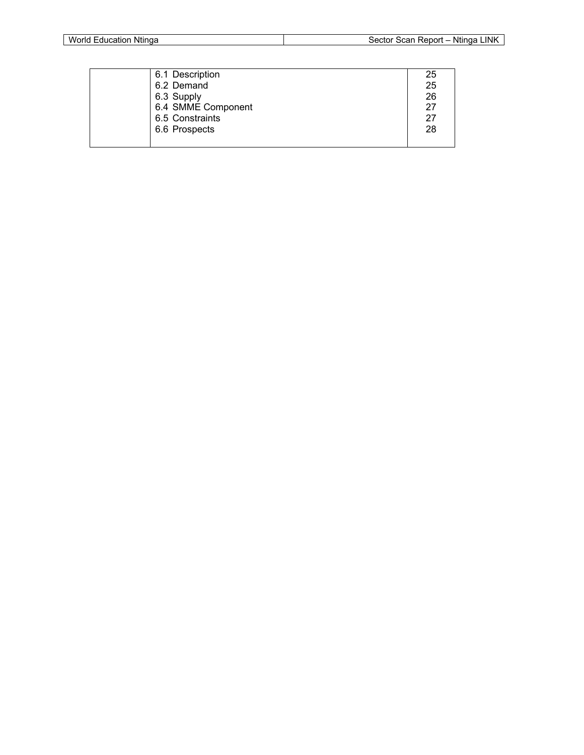| | | |
|---|---|---|
| | 6.1 Description | 25 |
| | 6.2 Demand | 25 |
| | 6.3 Supply | 26 |
| | 6.4 SMME Component | 27 |
| | 6.5 Constraints | 27 |
| | 6.6 Prospects | 28 |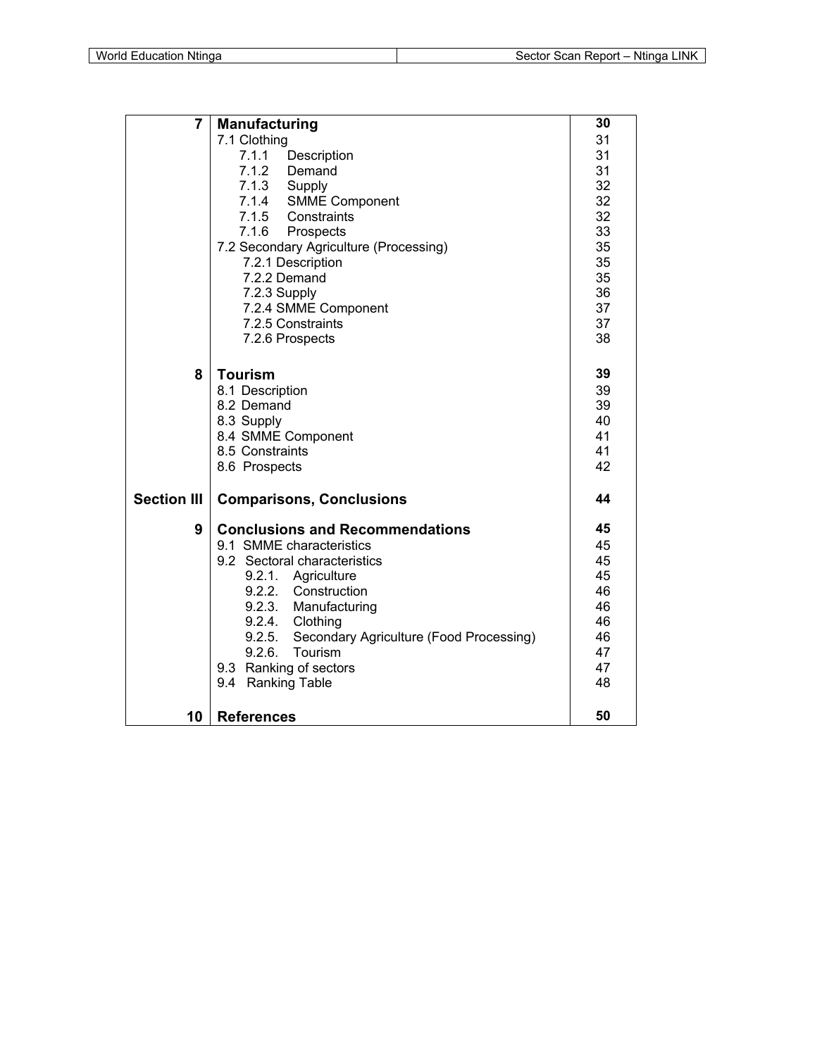| | | |
|---|---|---|
| **7** | **Manufacturing** | **30** |
| | 7.1 Clothing | 31 |
| | 7.1.1 Description | 31 |
| | 7.1.2 Demand | 31 |
| | 7.1.3 Supply | 32 |
| | 7.1.4 SMME Component | 32 |
| | 7.1.5 Constraints | 32 |
| | 7.1.6 Prospects | 33 |
| | 7.2 Secondary Agriculture (Processing) | 35 |
| | 7.2.1 Description | 35 |
| | 7.2.2 Demand | 35 |
| | 7.2.3 Supply | 36 |
| | 7.2.4 SMME Component | 37 |
| | 7.2.5 Constraints | 37 |
| | 7.2.6 Prospects | 38 |
| **8** | **Tourism** | **39** |
| | 8.1 Description | 39 |
| | 8.2 Demand | 39 |
| | 8.3 Supply | 40 |
| | 8.4 SMME Component | 41 |
| | 8.5 Constraints | 41 |
| | 8.6 Prospects | 42 |
| **Section III** | **Comparisons, Conclusions** | **44** |
| **9** | **Conclusions and Recommendations** | **45** |
| | 9.1 SMME characteristics | 45 |
| | 9.2 Sectoral characteristics | 45 |
| | 9.2.1. Agriculture | 45 |
| | 9.2.2. Construction | 46 |
| | 9.2.3. Manufacturing | 46 |
| | 9.2.4. Clothing | 46 |
| | 9.2.5. Secondary Agriculture (Food Processing) | 46 |
| | 9.2.6. Tourism | 47 |
| | 9.3 Ranking of sectors | 47 |
| | 9.4 Ranking Table | 48 |
| **10** | **References** | **50** |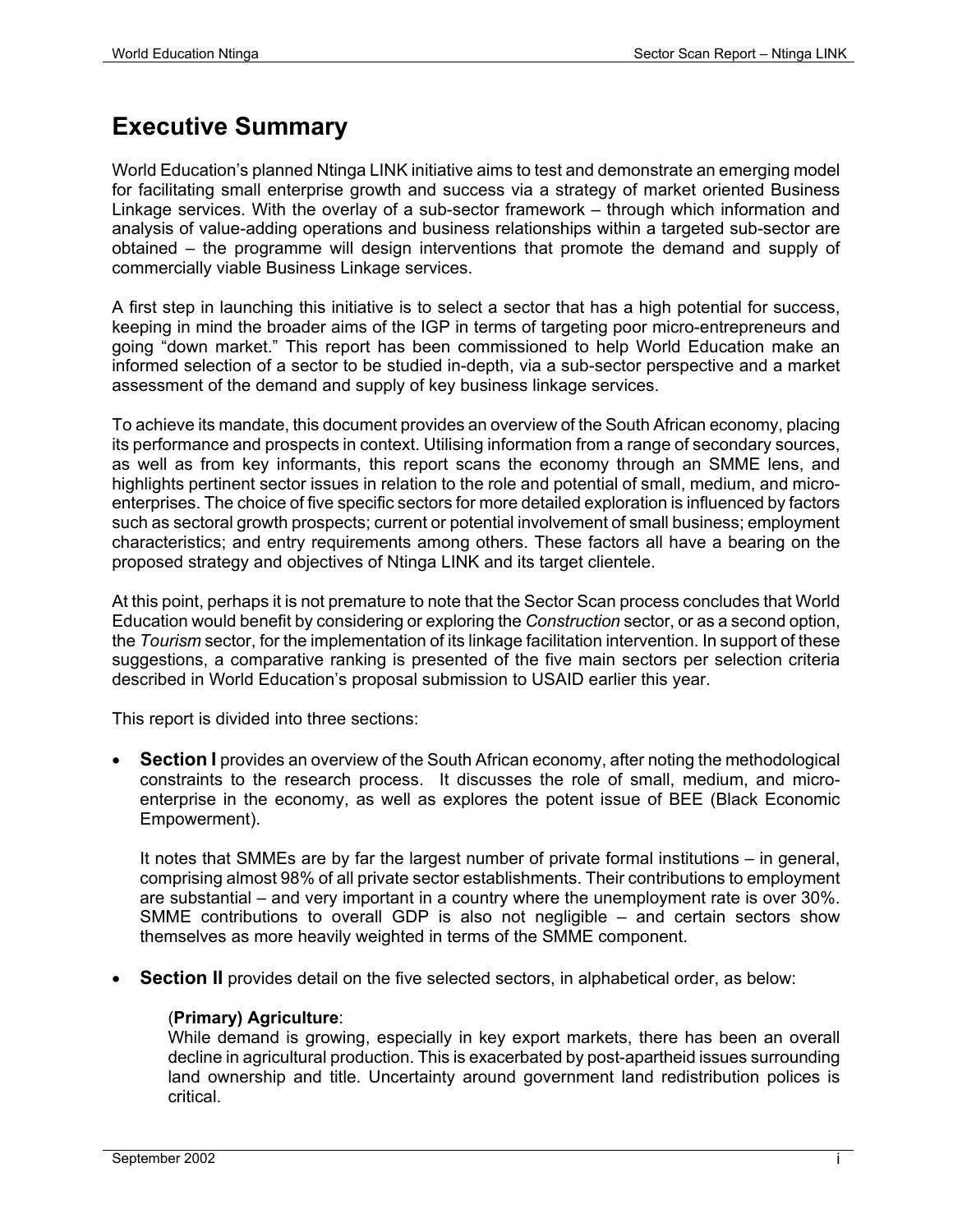# Executive Summary

World Education's planned Ntinga LINK initiative aims to test and demonstrate an emerging model for facilitating small enterprise growth and success via a strategy of market oriented Business Linkage services. With the overlay of a sub-sector framework – through which information and analysis of value-adding operations and business relationships within a targeted sub-sector are obtained – the programme will design interventions that promote the demand and supply of commercially viable Business Linkage services.

A first step in launching this initiative is to select a sector that has a high potential for success, keeping in mind the broader aims of the IGP in terms of targeting poor micro-entrepreneurs and going "down market." This report has been commissioned to help World Education make an informed selection of a sector to be studied in-depth, via a sub-sector perspective and a market assessment of the demand and supply of key business linkage services.

To achieve its mandate, this document provides an overview of the South African economy, placing its performance and prospects in context. Utilising information from a range of secondary sources, as well as from key informants, this report scans the economy through an SMME lens, and highlights pertinent sector issues in relation to the role and potential of small, medium, and micro-enterprises. The choice of five specific sectors for more detailed exploration is influenced by factors such as sectoral growth prospects; current or potential involvement of small business; employment characteristics; and entry requirements among others. These factors all have a bearing on the proposed strategy and objectives of Ntinga LINK and its target clientele.

At this point, perhaps it is not premature to note that the Sector Scan process concludes that World Education would benefit by considering or exploring the *Construction* sector, or as a second option, the *Tourism* sector, for the implementation of its linkage facilitation intervention. In support of these suggestions, a comparative ranking is presented of the five main sectors per selection criteria described in World Education's proposal submission to USAID earlier this year.

This report is divided into three sections:

- **Section I** provides an overview of the South African economy, after noting the methodological constraints to the research process. It discusses the role of small, medium, and micro-enterprise in the economy, as well as explores the potent issue of BEE (Black Economic Empowerment).

  It notes that SMMEs are by far the largest number of private formal institutions – in general, comprising almost 98% of all private sector establishments. Their contributions to employment are substantial – and very important in a country where the unemployment rate is over 30%. SMME contributions to overall GDP is also not negligible – and certain sectors show themselves as more heavily weighted in terms of the SMME component.

- **Section II** provides detail on the five selected sectors, in alphabetical order, as below:

  (**Primary) Agriculture**:
  While demand is growing, especially in key export markets, there has been an overall decline in agricultural production. This is exacerbated by post-apartheid issues surrounding land ownership and title. Uncertainty around government land redistribution polices is critical.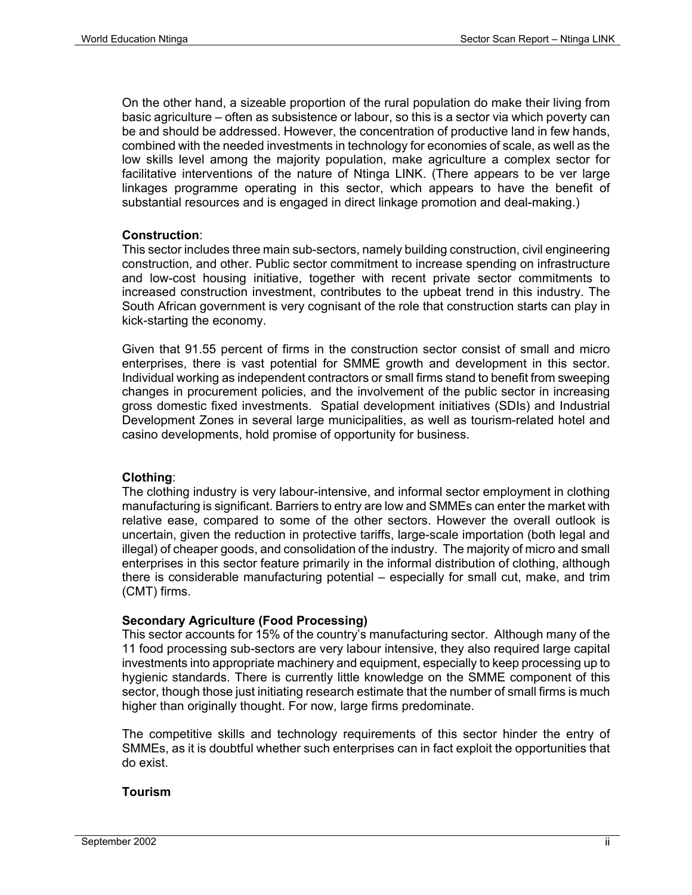On the other hand, a sizeable proportion of the rural population do make their living from basic agriculture – often as subsistence or labour, so this is a sector via which poverty can be and should be addressed. However, the concentration of productive land in few hands, combined with the needed investments in technology for economies of scale, as well as the low skills level among the majority population, make agriculture a complex sector for facilitative interventions of the nature of Ntinga LINK. (There appears to be ver large linkages programme operating in this sector, which appears to have the benefit of substantial resources and is engaged in direct linkage promotion and deal-making.)

**Construction**:
This sector includes three main sub-sectors, namely building construction, civil engineering construction, and other. Public sector commitment to increase spending on infrastructure and low-cost housing initiative, together with recent private sector commitments to increased construction investment, contributes to the upbeat trend in this industry. The South African government is very cognisant of the role that construction starts can play in kick-starting the economy.

Given that 91.55 percent of firms in the construction sector consist of small and micro enterprises, there is vast potential for SMME growth and development in this sector. Individual working as independent contractors or small firms stand to benefit from sweeping changes in procurement policies, and the involvement of the public sector in increasing gross domestic fixed investments. Spatial development initiatives (SDIs) and Industrial Development Zones in several large municipalities, as well as tourism-related hotel and casino developments, hold promise of opportunity for business.

**Clothing**:
The clothing industry is very labour-intensive, and informal sector employment in clothing manufacturing is significant. Barriers to entry are low and SMMEs can enter the market with relative ease, compared to some of the other sectors. However the overall outlook is uncertain, given the reduction in protective tariffs, large-scale importation (both legal and illegal) of cheaper goods, and consolidation of the industry. The majority of micro and small enterprises in this sector feature primarily in the informal distribution of clothing, although there is considerable manufacturing potential – especially for small cut, make, and trim (CMT) firms.

**Secondary Agriculture (Food Processing)**
This sector accounts for 15% of the country's manufacturing sector. Although many of the 11 food processing sub-sectors are very labour intensive, they also required large capital investments into appropriate machinery and equipment, especially to keep processing up to hygienic standards. There is currently little knowledge on the SMME component of this sector, though those just initiating research estimate that the number of small firms is much higher than originally thought. For now, large firms predominate.

The competitive skills and technology requirements of this sector hinder the entry of SMMEs, as it is doubtful whether such enterprises can in fact exploit the opportunities that do exist.

**Tourism**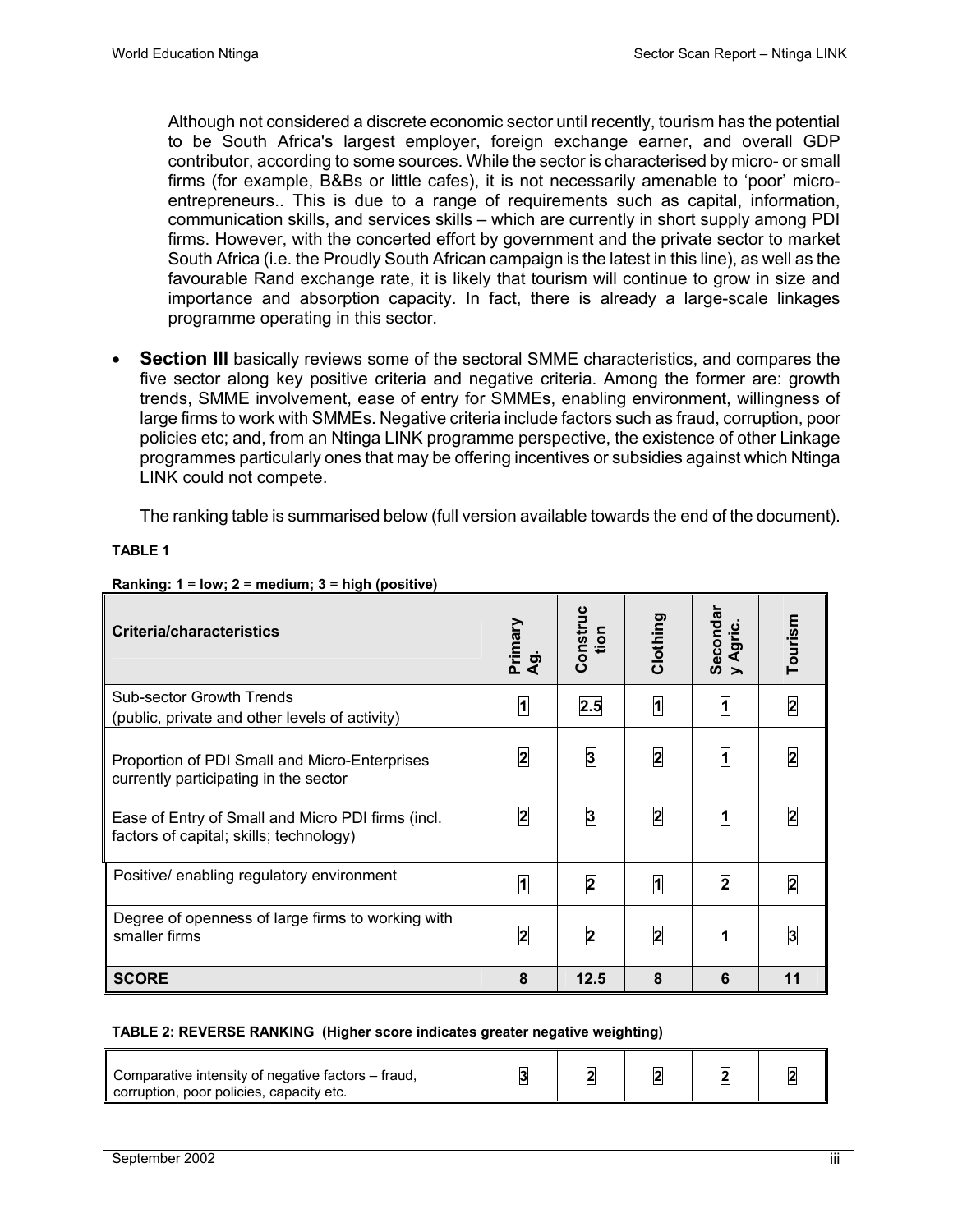Although not considered a discrete economic sector until recently, tourism has the potential to be South Africa's largest employer, foreign exchange earner, and overall GDP contributor, according to some sources. While the sector is characterised by micro- or small firms (for example, B&Bs or little cafes), it is not necessarily amenable to 'poor' micro-entrepreneurs.. This is due to a range of requirements such as capital, information, communication skills, and services skills – which are currently in short supply among PDI firms. However, with the concerted effort by government and the private sector to market South Africa (i.e. the Proudly South African campaign is the latest in this line), as well as the favourable Rand exchange rate, it is likely that tourism will continue to grow in size and importance and absorption capacity. In fact, there is already a large-scale linkages programme operating in this sector.

- **Section III** basically reviews some of the sectoral SMME characteristics, and compares the five sector along key positive criteria and negative criteria. Among the former are: growth trends, SMME involvement, ease of entry for SMMEs, enabling environment, willingness of large firms to work with SMMEs. Negative criteria include factors such as fraud, corruption, poor policies etc; and, from an Ntinga LINK programme perspective, the existence of other Linkage programmes particularly ones that may be offering incentives or subsidies against which Ntinga LINK could not compete.

  The ranking table is summarised below (full version available towards the end of the document).

**TABLE 1**

**Ranking: 1 = low; 2 = medium; 3 = high (positive)**

| Criteria/characteristics | Primary Ag. | Construction | Clothing | Secondary Agric. | Tourism |
|---|---|---|---|---|---|
| Sub-sector Growth Trends (public, private and other levels of activity) | 1 | 2.5 | 1 | 1 | 2 |
| Proportion of PDI Small and Micro-Enterprises currently participating in the sector | 2 | 3 | 2 | 1 | 2 |
| Ease of Entry of Small and Micro PDI firms (incl. factors of capital; skills; technology) | 2 | 3 | 2 | 1 | 2 |
| Positive/ enabling regulatory environment | 1 | 2 | 1 | 2 | 2 |
| Degree of openness of large firms to working with smaller firms | 2 | 2 | 2 | 1 | 3 |
| **SCORE** | **8** | **12.5** | **8** | **6** | **11** |

**TABLE 2: REVERSE RANKING (Higher score indicates greater negative weighting)**

| | Primary Ag. | Construction | Clothing | Secondary Agric. | Tourism |
|---|---|---|---|---|---|
| Comparative intensity of negative factors – fraud, corruption, poor policies, capacity etc. | 3 | 2 | 2 | 2 | 2 |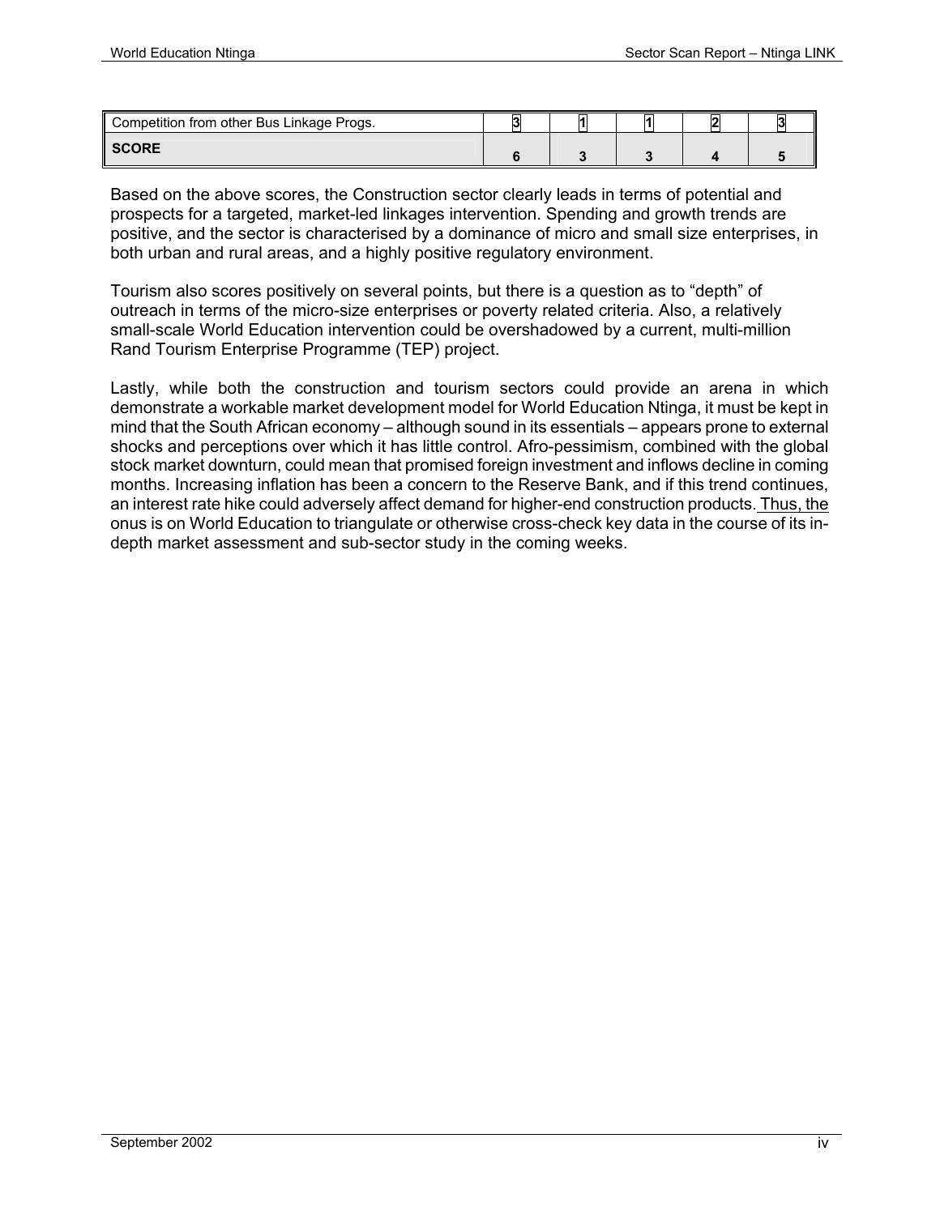| Competition from other Bus Linkage Progs. | 3 | 1 | 1 | 2 | 3 |
|---|---|---|---|---|---|
| **SCORE** | **6** | **3** | **3** | **4** | **5** |

Based on the above scores, the Construction sector clearly leads in terms of potential and prospects for a targeted, market-led linkages intervention. Spending and growth trends are positive, and the sector is characterised by a dominance of micro and small size enterprises, in both urban and rural areas, and a highly positive regulatory environment.

Tourism also scores positively on several points, but there is a question as to "depth" of outreach in terms of the micro-size enterprises or poverty related criteria. Also, a relatively small-scale World Education intervention could be overshadowed by a current, multi-million Rand Tourism Enterprise Programme (TEP) project.

Lastly, while both the construction and tourism sectors could provide an arena in which demonstrate a workable market development model for World Education Ntinga, it must be kept in mind that the South African economy – although sound in its essentials – appears prone to external shocks and perceptions over which it has little control. Afro-pessimism, combined with the global stock market downturn, could mean that promised foreign investment and inflows decline in coming months. Increasing inflation has been a concern to the Reserve Bank, and if this trend continues, an interest rate hike could adversely affect demand for higher-end construction products. Thus, the onus is on World Education to triangulate or otherwise cross-check key data in the course of its in-depth market assessment and sub-sector study in the coming weeks.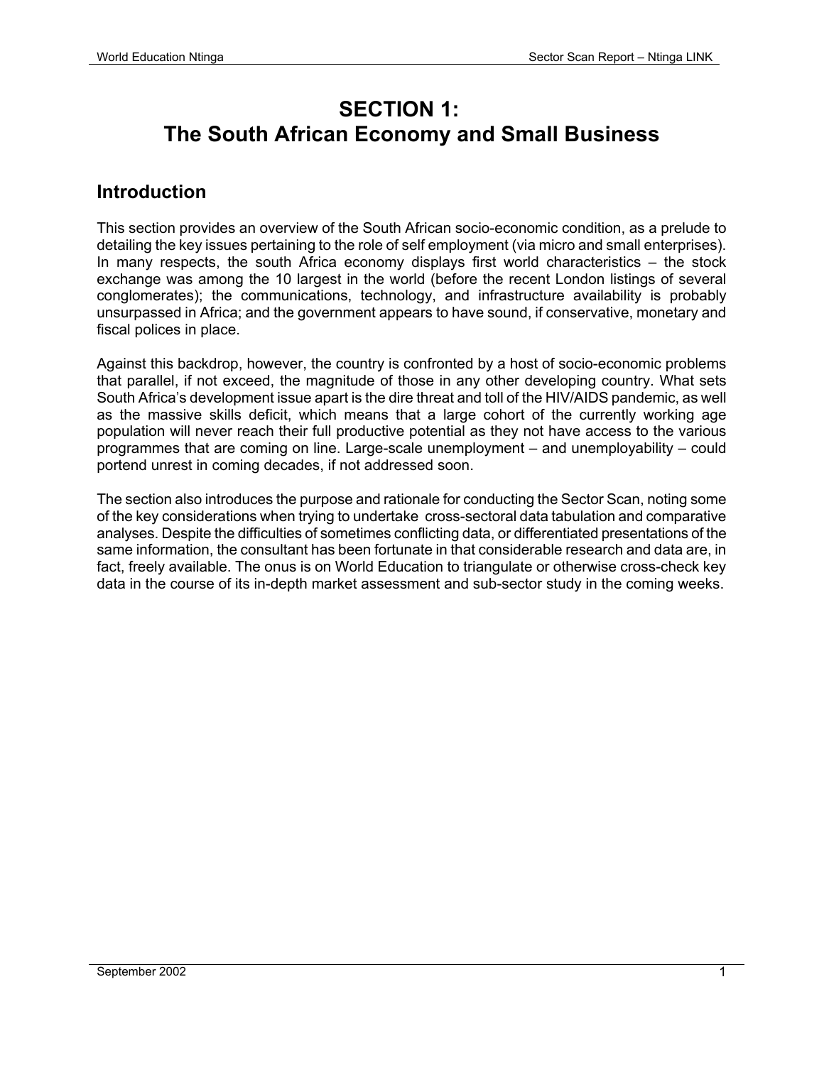# SECTION 1:
# The South African Economy and Small Business

## Introduction

This section provides an overview of the South African socio-economic condition, as a prelude to detailing the key issues pertaining to the role of self employment (via micro and small enterprises). In many respects, the south Africa economy displays first world characteristics – the stock exchange was among the 10 largest in the world (before the recent London listings of several conglomerates); the communications, technology, and infrastructure availability is probably unsurpassed in Africa; and the government appears to have sound, if conservative, monetary and fiscal polices in place.

Against this backdrop, however, the country is confronted by a host of socio-economic problems that parallel, if not exceed, the magnitude of those in any other developing country. What sets South Africa's development issue apart is the dire threat and toll of the HIV/AIDS pandemic, as well as the massive skills deficit, which means that a large cohort of the currently working age population will never reach their full productive potential as they not have access to the various programmes that are coming on line. Large-scale unemployment – and unemployability – could portend unrest in coming decades, if not addressed soon.

The section also introduces the purpose and rationale for conducting the Sector Scan, noting some of the key considerations when trying to undertake cross-sectoral data tabulation and comparative analyses. Despite the difficulties of sometimes conflicting data, or differentiated presentations of the same information, the consultant has been fortunate in that considerable research and data are, in fact, freely available. The onus is on World Education to triangulate or otherwise cross-check key data in the course of its in-depth market assessment and sub-sector study in the coming weeks.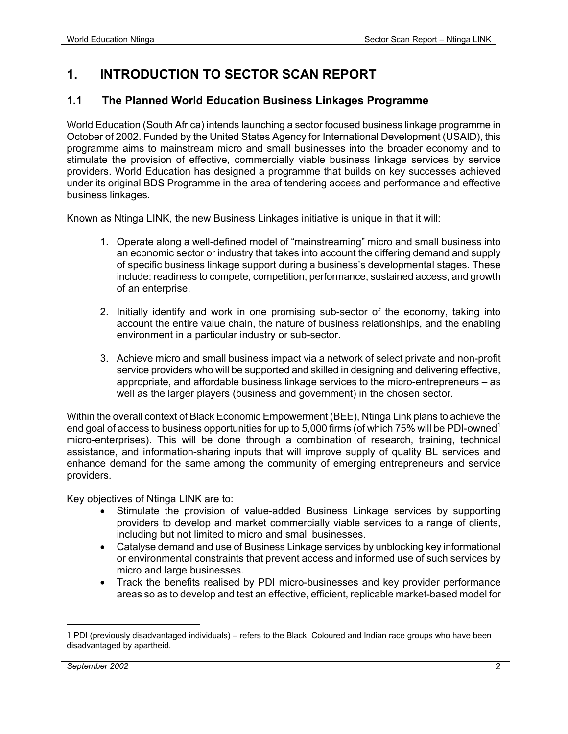# 1. INTRODUCTION TO SECTOR SCAN REPORT

## 1.1 The Planned World Education Business Linkages Programme

World Education (South Africa) intends launching a sector focused business linkage programme in October of 2002. Funded by the United States Agency for International Development (USAID), this programme aims to mainstream micro and small businesses into the broader economy and to stimulate the provision of effective, commercially viable business linkage services by service providers. World Education has designed a programme that builds on key successes achieved under its original BDS Programme in the area of tendering access and performance and effective business linkages.

Known as Ntinga LINK, the new Business Linkages initiative is unique in that it will:

1. Operate along a well-defined model of "mainstreaming" micro and small business into an economic sector or industry that takes into account the differing demand and supply of specific business linkage support during a business's developmental stages. These include: readiness to compete, competition, performance, sustained access, and growth of an enterprise.

2. Initially identify and work in one promising sub-sector of the economy, taking into account the entire value chain, the nature of business relationships, and the enabling environment in a particular industry or sub-sector.

3. Achieve micro and small business impact via a network of select private and non-profit service providers who will be supported and skilled in designing and delivering effective, appropriate, and affordable business linkage services to the micro-entrepreneurs – as well as the larger players (business and government) in the chosen sector.

Within the overall context of Black Economic Empowerment (BEE), Ntinga Link plans to achieve the end goal of access to business opportunities for up to 5,000 firms (of which 75% will be PDI-owned[1] micro-enterprises). This will be done through a combination of research, training, technical assistance, and information-sharing inputs that will improve supply of quality BL services and enhance demand for the same among the community of emerging entrepreneurs and service providers.

Key objectives of Ntinga LINK are to:

- Stimulate the provision of value-added Business Linkage services by supporting providers to develop and market commercially viable services to a range of clients, including but not limited to micro and small businesses.
- Catalyse demand and use of Business Linkage services by unblocking key informational or environmental constraints that prevent access and informed use of such services by micro and large businesses.
- Track the benefits realised by PDI micro-businesses and key provider performance areas so as to develop and test an effective, efficient, replicable market-based model for

---

[1] PDI (previously disadvantaged individuals) – refers to the Black, Coloured and Indian race groups who have been disadvantaged by apartheid.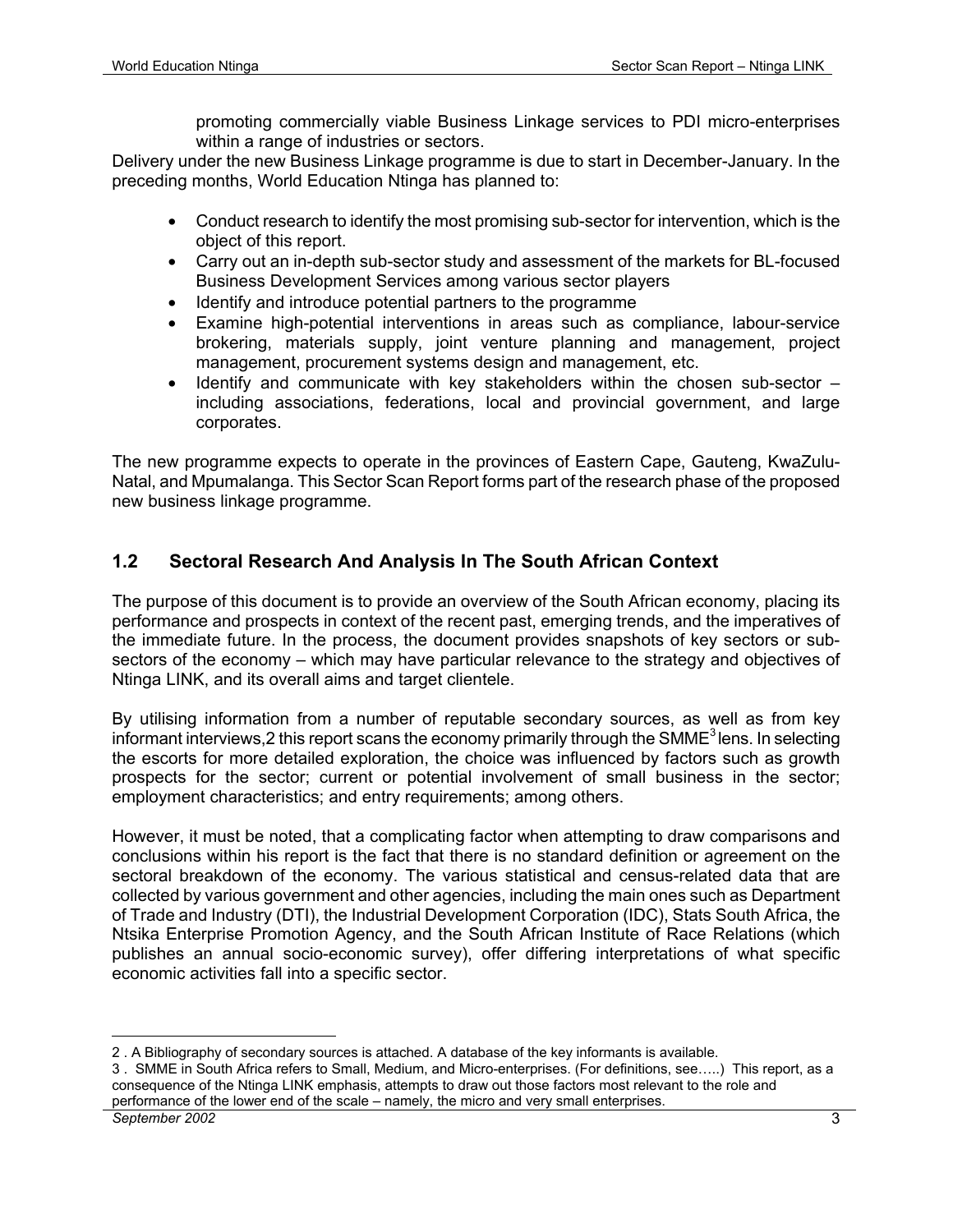promoting commercially viable Business Linkage services to PDI micro-enterprises within a range of industries or sectors.

Delivery under the new Business Linkage programme is due to start in December-January. In the preceding months, World Education Ntinga has planned to:

- Conduct research to identify the most promising sub-sector for intervention, which is the object of this report.
- Carry out an in-depth sub-sector study and assessment of the markets for BL-focused Business Development Services among various sector players
- Identify and introduce potential partners to the programme
- Examine high-potential interventions in areas such as compliance, labour-service brokering, materials supply, joint venture planning and management, project management, procurement systems design and management, etc.
- Identify and communicate with key stakeholders within the chosen sub-sector – including associations, federations, local and provincial government, and large corporates.

The new programme expects to operate in the provinces of Eastern Cape, Gauteng, KwaZulu-Natal, and Mpumalanga. This Sector Scan Report forms part of the research phase of the proposed new business linkage programme.

## 1.2 Sectoral Research And Analysis In The South African Context

The purpose of this document is to provide an overview of the South African economy, placing its performance and prospects in context of the recent past, emerging trends, and the imperatives of the immediate future. In the process, the document provides snapshots of key sectors or sub-sectors of the economy – which may have particular relevance to the strategy and objectives of Ntinga LINK, and its overall aims and target clientele.

By utilising information from a number of reputable secondary sources, as well as from key informant interviews,2 this report scans the economy primarily through the SMME[3] lens. In selecting the escorts for more detailed exploration, the choice was influenced by factors such as growth prospects for the sector; current or potential involvement of small business in the sector; employment characteristics; and entry requirements; among others.

However, it must be noted, that a complicating factor when attempting to draw comparisons and conclusions within his report is the fact that there is no standard definition or agreement on the sectoral breakdown of the economy. The various statistical and census-related data that are collected by various government and other agencies, including the main ones such as Department of Trade and Industry (DTI), the Industrial Development Corporation (IDC), Stats South Africa, the Ntsika Enterprise Promotion Agency, and the South African Institute of Race Relations (which publishes an annual socio-economic survey), offer differing interpretations of what specific economic activities fall into a specific sector.

---

2 . A Bibliography of secondary sources is attached. A database of the key informants is available.

3 . SMME in South Africa refers to Small, Medium, and Micro-enterprises. (For definitions, see…..) This report, as a consequence of the Ntinga LINK emphasis, attempts to draw out those factors most relevant to the role and performance of the lower end of the scale – namely, the micro and very small enterprises.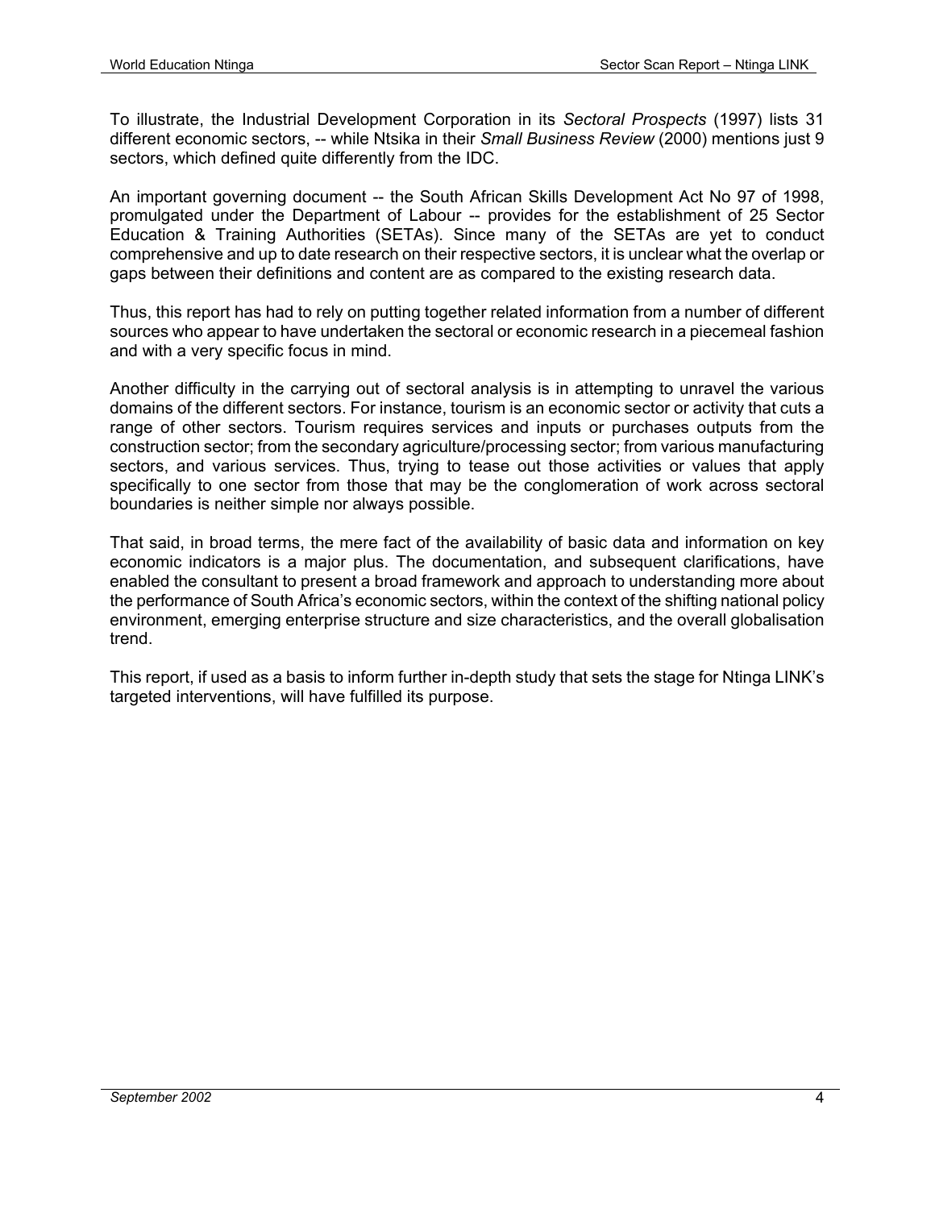To illustrate, the Industrial Development Corporation in its *Sectoral Prospects* (1997) lists 31 different economic sectors, -- while Ntsika in their *Small Business Review* (2000) mentions just 9 sectors, which defined quite differently from the IDC.

An important governing document -- the South African Skills Development Act No 97 of 1998, promulgated under the Department of Labour -- provides for the establishment of 25 Sector Education & Training Authorities (SETAs). Since many of the SETAs are yet to conduct comprehensive and up to date research on their respective sectors, it is unclear what the overlap or gaps between their definitions and content are as compared to the existing research data.

Thus, this report has had to rely on putting together related information from a number of different sources who appear to have undertaken the sectoral or economic research in a piecemeal fashion and with a very specific focus in mind.

Another difficulty in the carrying out of sectoral analysis is in attempting to unravel the various domains of the different sectors. For instance, tourism is an economic sector or activity that cuts a range of other sectors. Tourism requires services and inputs or purchases outputs from the construction sector; from the secondary agriculture/processing sector; from various manufacturing sectors, and various services. Thus, trying to tease out those activities or values that apply specifically to one sector from those that may be the conglomeration of work across sectoral boundaries is neither simple nor always possible.

That said, in broad terms, the mere fact of the availability of basic data and information on key economic indicators is a major plus. The documentation, and subsequent clarifications, have enabled the consultant to present a broad framework and approach to understanding more about the performance of South Africa's economic sectors, within the context of the shifting national policy environment, emerging enterprise structure and size characteristics, and the overall globalisation trend.

This report, if used as a basis to inform further in-depth study that sets the stage for Ntinga LINK's targeted interventions, will have fulfilled its purpose.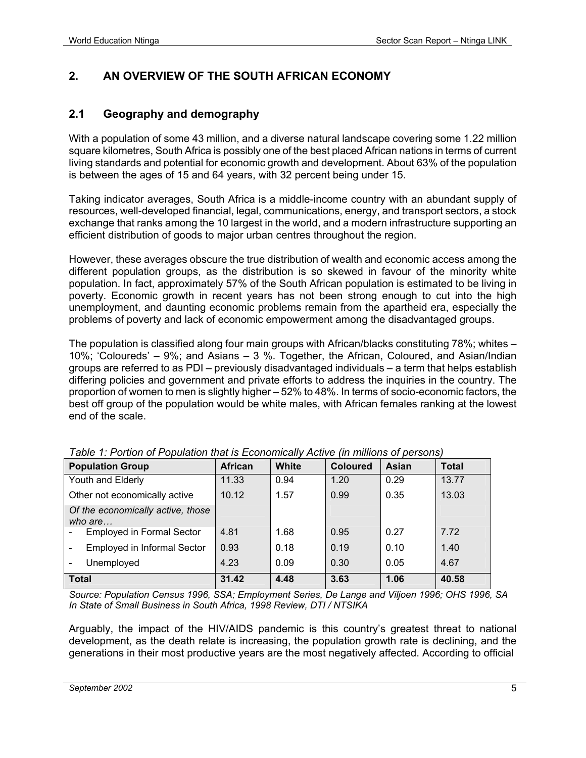## 2. AN OVERVIEW OF THE SOUTH AFRICAN ECONOMY

### 2.1 Geography and demography

With a population of some 43 million, and a diverse natural landscape covering some 1.22 million square kilometres, South Africa is possibly one of the best placed African nations in terms of current living standards and potential for economic growth and development. About 63% of the population is between the ages of 15 and 64 years, with 32 percent being under 15.

Taking indicator averages, South Africa is a middle-income country with an abundant supply of resources, well-developed financial, legal, communications, energy, and transport sectors, a stock exchange that ranks among the 10 largest in the world, and a modern infrastructure supporting an efficient distribution of goods to major urban centres throughout the region.

However, these averages obscure the true distribution of wealth and economic access among the different population groups, as the distribution is so skewed in favour of the minority white population. In fact, approximately 57% of the South African population is estimated to be living in poverty. Economic growth in recent years has not been strong enough to cut into the high unemployment, and daunting economic problems remain from the apartheid era, especially the problems of poverty and lack of economic empowerment among the disadvantaged groups.

The population is classified along four main groups with African/blacks constituting 78%; whites – 10%; 'Coloureds' – 9%; and Asians – 3 %. Together, the African, Coloured, and Asian/Indian groups are referred to as PDI – previously disadvantaged individuals – a term that helps establish differing policies and government and private efforts to address the inquiries in the country. The proportion of women to men is slightly higher – 52% to 48%. In terms of socio-economic factors, the best off group of the population would be white males, with African females ranking at the lowest end of the scale.

*Table 1: Portion of Population that is Economically Active (in millions of persons)*

| Population Group | African | White | Coloured | Asian | Total |
|---|---|---|---|---|---|
| Youth and Elderly | 11.33 | 0.94 | 1.20 | 0.29 | 13.77 |
| Other not economically active | 10.12 | 1.57 | 0.99 | 0.35 | 13.03 |
| *Of the economically active, those who are…* | | | | | |
| - Employed in Formal Sector | 4.81 | 1.68 | 0.95 | 0.27 | 7.72 |
| - Employed in Informal Sector | 0.93 | 0.18 | 0.19 | 0.10 | 1.40 |
| - Unemployed | 4.23 | 0.09 | 0.30 | 0.05 | 4.67 |
| **Total** | **31.42** | **4.48** | **3.63** | **1.06** | **40.58** |

*Source: Population Census 1996, SSA; Employment Series, De Lange and Viljoen 1996; OHS 1996, SA In State of Small Business in South Africa, 1998 Review, DTI / NTSIKA*

Arguably, the impact of the HIV/AIDS pandemic is this country's greatest threat to national development, as the death relate is increasing, the population growth rate is declining, and the generations in their most productive years are the most negatively affected. According to official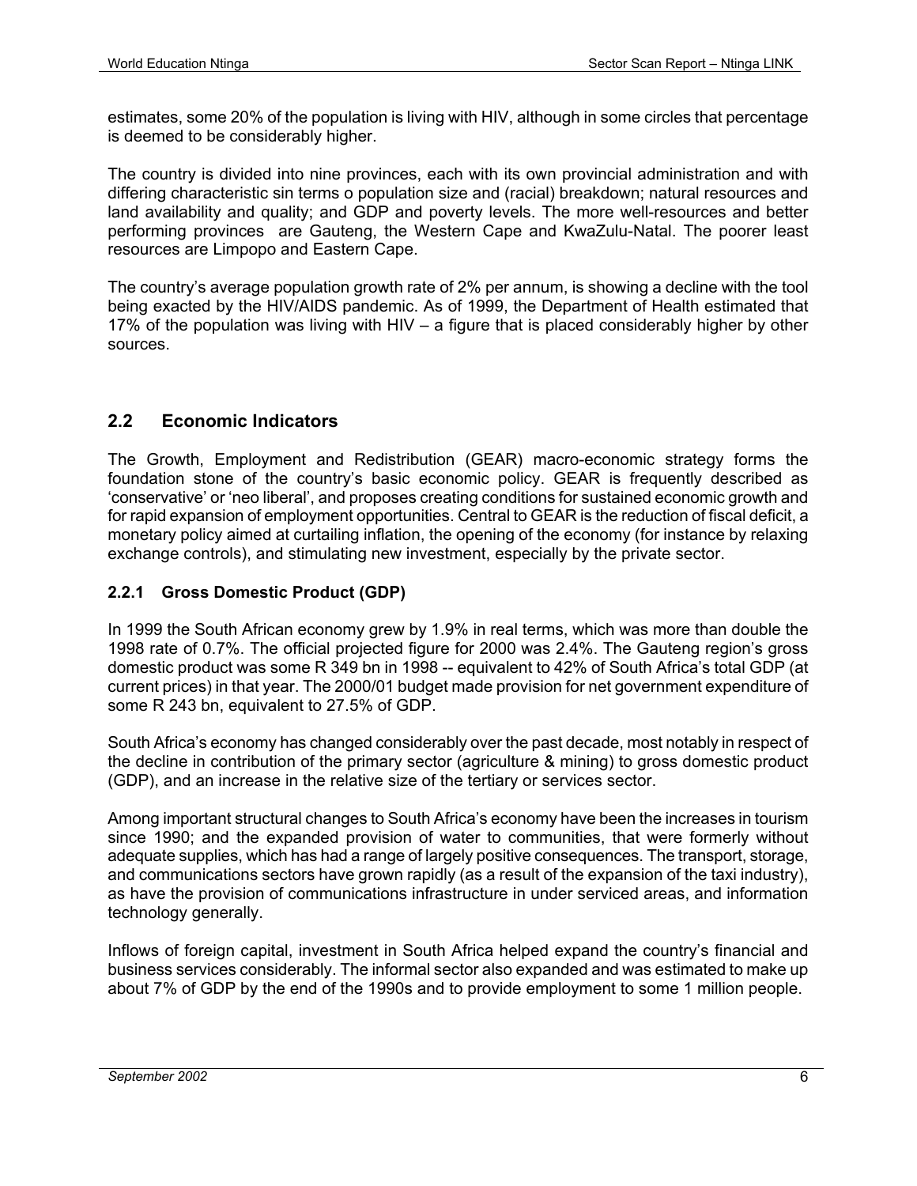estimates, some 20% of the population is living with HIV, although in some circles that percentage is deemed to be considerably higher.

The country is divided into nine provinces, each with its own provincial administration and with differing characteristic sin terms o population size and (racial) breakdown; natural resources and land availability and quality; and GDP and poverty levels. The more well-resources and better performing provinces are Gauteng, the Western Cape and KwaZulu-Natal. The poorer least resources are Limpopo and Eastern Cape.

The country's average population growth rate of 2% per annum, is showing a decline with the tool being exacted by the HIV/AIDS pandemic. As of 1999, the Department of Health estimated that 17% of the population was living with HIV – a figure that is placed considerably higher by other sources.

## 2.2 Economic Indicators

The Growth, Employment and Redistribution (GEAR) macro-economic strategy forms the foundation stone of the country's basic economic policy. GEAR is frequently described as 'conservative' or 'neo liberal', and proposes creating conditions for sustained economic growth and for rapid expansion of employment opportunities. Central to GEAR is the reduction of fiscal deficit, a monetary policy aimed at curtailing inflation, the opening of the economy (for instance by relaxing exchange controls), and stimulating new investment, especially by the private sector.

### 2.2.1 Gross Domestic Product (GDP)

In 1999 the South African economy grew by 1.9% in real terms, which was more than double the 1998 rate of 0.7%. The official projected figure for 2000 was 2.4%. The Gauteng region's gross domestic product was some R 349 bn in 1998 -- equivalent to 42% of South Africa's total GDP (at current prices) in that year. The 2000/01 budget made provision for net government expenditure of some R 243 bn, equivalent to 27.5% of GDP.

South Africa's economy has changed considerably over the past decade, most notably in respect of the decline in contribution of the primary sector (agriculture & mining) to gross domestic product (GDP), and an increase in the relative size of the tertiary or services sector.

Among important structural changes to South Africa's economy have been the increases in tourism since 1990; and the expanded provision of water to communities, that were formerly without adequate supplies, which has had a range of largely positive consequences. The transport, storage, and communications sectors have grown rapidly (as a result of the expansion of the taxi industry), as have the provision of communications infrastructure in under serviced areas, and information technology generally.

Inflows of foreign capital, investment in South Africa helped expand the country's financial and business services considerably. The informal sector also expanded and was estimated to make up about 7% of GDP by the end of the 1990s and to provide employment to some 1 million people.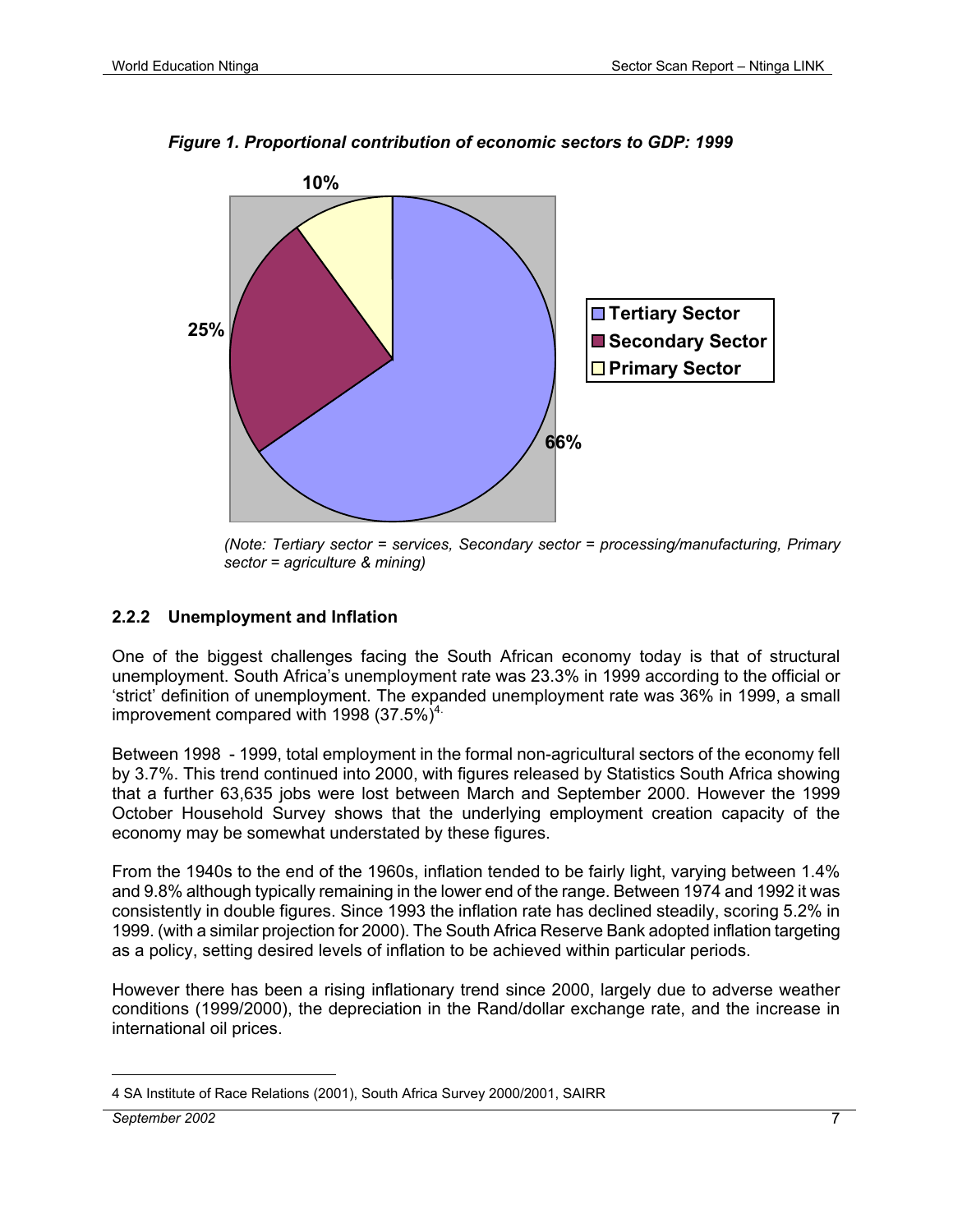*Figure 1. Proportional contribution of economic sectors to GDP: 1999*

*(Note: Tertiary sector = services, Secondary sector = processing/manufacturing, Primary sector = agriculture & mining)*

### 2.2.2 Unemployment and Inflation

One of the biggest challenges facing the South African economy today is that of structural unemployment. South Africa's unemployment rate was 23.3% in 1999 according to the official or 'strict' definition of unemployment. The expanded unemployment rate was 36% in 1999, a small improvement compared with 1998 (37.5%)[4].

Between 1998 - 1999, total employment in the formal non-agricultural sectors of the economy fell by 3.7%. This trend continued into 2000, with figures released by Statistics South Africa showing that a further 63,635 jobs were lost between March and September 2000. However the 1999 October Household Survey shows that the underlying employment creation capacity of the economy may be somewhat understated by these figures.

From the 1940s to the end of the 1960s, inflation tended to be fairly light, varying between 1.4% and 9.8% although typically remaining in the lower end of the range. Between 1974 and 1992 it was consistently in double figures. Since 1993 the inflation rate has declined steadily, scoring 5.2% in 1999. (with a similar projection for 2000). The South Africa Reserve Bank adopted inflation targeting as a policy, setting desired levels of inflation to be achieved within particular periods.

However there has been a rising inflationary trend since 2000, largely due to adverse weather conditions (1999/2000), the depreciation in the Rand/dollar exchange rate, and the increase in international oil prices.

4 SA Institute of Race Relations (2001), South Africa Survey 2000/2001, SAIRR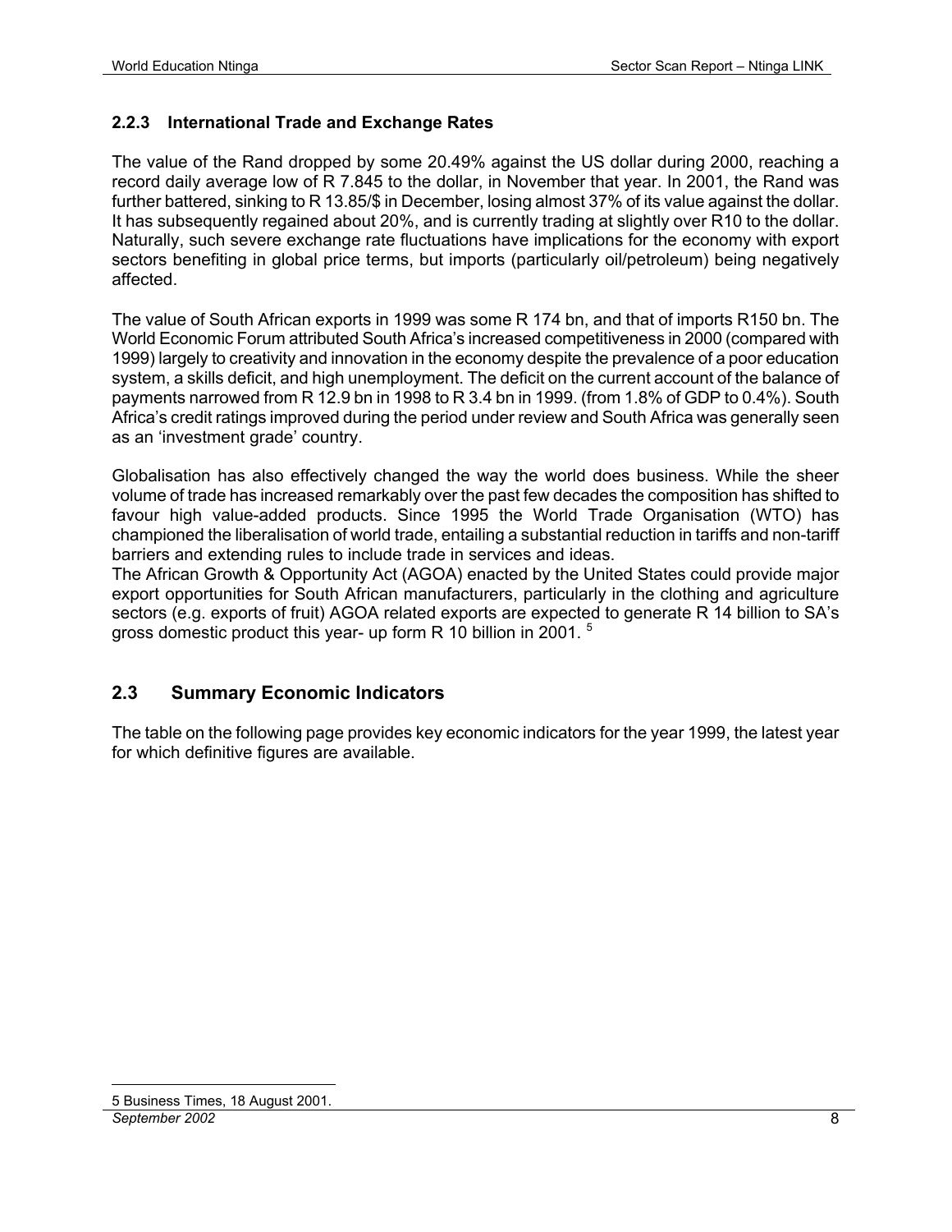### 2.2.3 International Trade and Exchange Rates

The value of the Rand dropped by some 20.49% against the US dollar during 2000, reaching a record daily average low of R 7.845 to the dollar, in November that year. In 2001, the Rand was further battered, sinking to R 13.85/$ in December, losing almost 37% of its value against the dollar. It has subsequently regained about 20%, and is currently trading at slightly over R10 to the dollar. Naturally, such severe exchange rate fluctuations have implications for the economy with export sectors benefiting in global price terms, but imports (particularly oil/petroleum) being negatively affected.

The value of South African exports in 1999 was some R 174 bn, and that of imports R150 bn. The World Economic Forum attributed South Africa's increased competitiveness in 2000 (compared with 1999) largely to creativity and innovation in the economy despite the prevalence of a poor education system, a skills deficit, and high unemployment. The deficit on the current account of the balance of payments narrowed from R 12.9 bn in 1998 to R 3.4 bn in 1999. (from 1.8% of GDP to 0.4%). South Africa's credit ratings improved during the period under review and South Africa was generally seen as an 'investment grade' country.

Globalisation has also effectively changed the way the world does business. While the sheer volume of trade has increased remarkably over the past few decades the composition has shifted to favour high value-added products. Since 1995 the World Trade Organisation (WTO) has championed the liberalisation of world trade, entailing a substantial reduction in tariffs and non-tariff barriers and extending rules to include trade in services and ideas.
The African Growth & Opportunity Act (AGOA) enacted by the United States could provide major export opportunities for South African manufacturers, particularly in the clothing and agriculture sectors (e.g. exports of fruit) AGOA related exports are expected to generate R 14 billion to SA's gross domestic product this year- up form R 10 billion in 2001. [5]

## 2.3 Summary Economic Indicators

The table on the following page provides key economic indicators for the year 1999, the latest year for which definitive figures are available.

5 Business Times, 18 August 2001.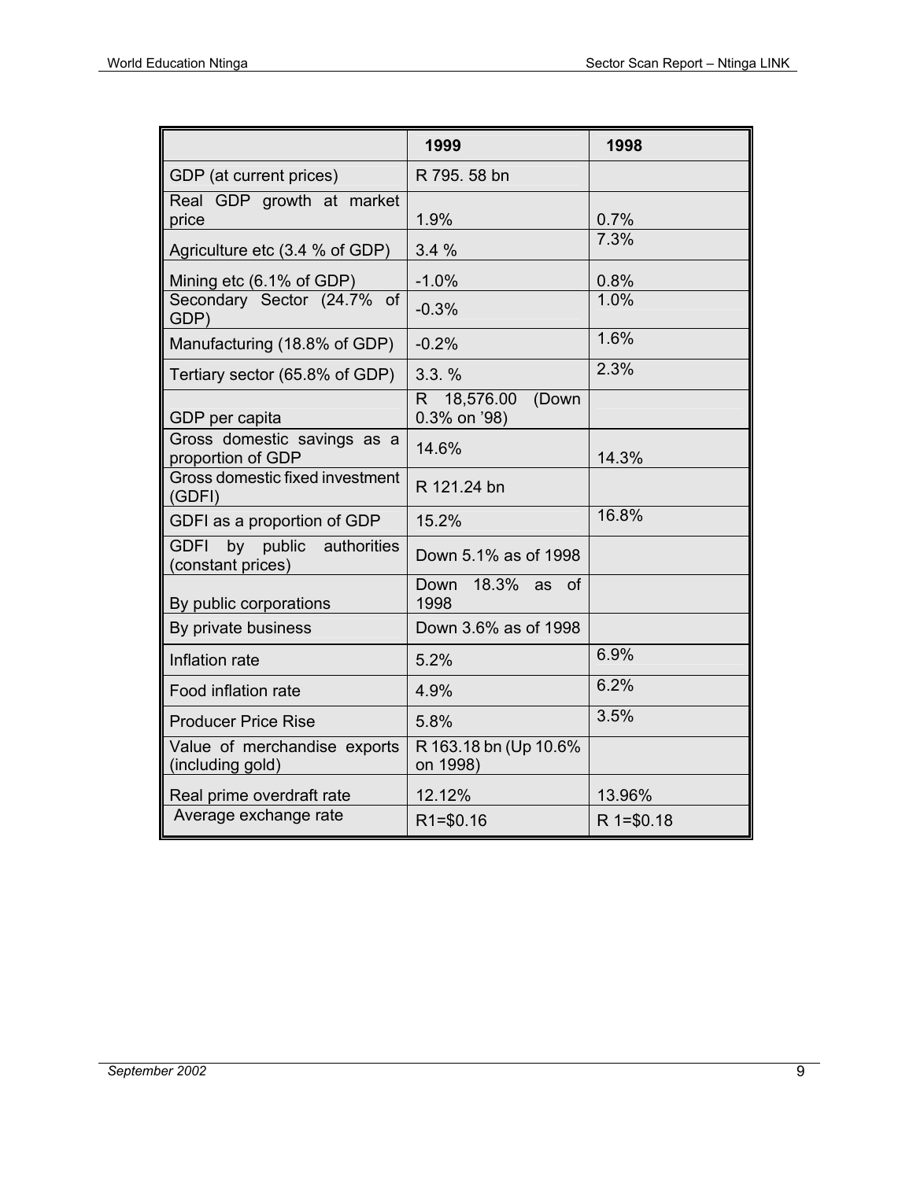| | 1999 | 1998 |
|---|---|---|
| GDP (at current prices) | R 795. 58 bn | |
| Real GDP growth at market price | 1.9% | 0.7% |
| Agriculture etc (3.4 % of GDP) | 3.4 % | 7.3% |
| Mining etc (6.1% of GDP) | -1.0% | 0.8% |
| Secondary Sector (24.7% of GDP) | -0.3% | 1.0% |
| Manufacturing (18.8% of GDP) | -0.2% | 1.6% |
| Tertiary sector (65.8% of GDP) | 3.3. % | 2.3% |
| GDP per capita | R 18,576.00 (Down 0.3% on '98) | |
| Gross domestic savings as a proportion of GDP | 14.6% | 14.3% |
| Gross domestic fixed investment (GDFI) | R 121.24 bn | |
| GDFI as a proportion of GDP | 15.2% | 16.8% |
| GDFI by public authorities (constant prices) | Down 5.1% as of 1998 | |
| By public corporations | Down 18.3% as of 1998 | |
| By private business | Down 3.6% as of 1998 | |
| Inflation rate | 5.2% | 6.9% |
| Food inflation rate | 4.9% | 6.2% |
| Producer Price Rise | 5.8% | 3.5% |
| Value of merchandise exports (including gold) | R 163.18 bn (Up 10.6% on 1998) | |
| Real prime overdraft rate | 12.12% | 13.96% |
| Average exchange rate | R1=$0.16 | R 1=$0.18 |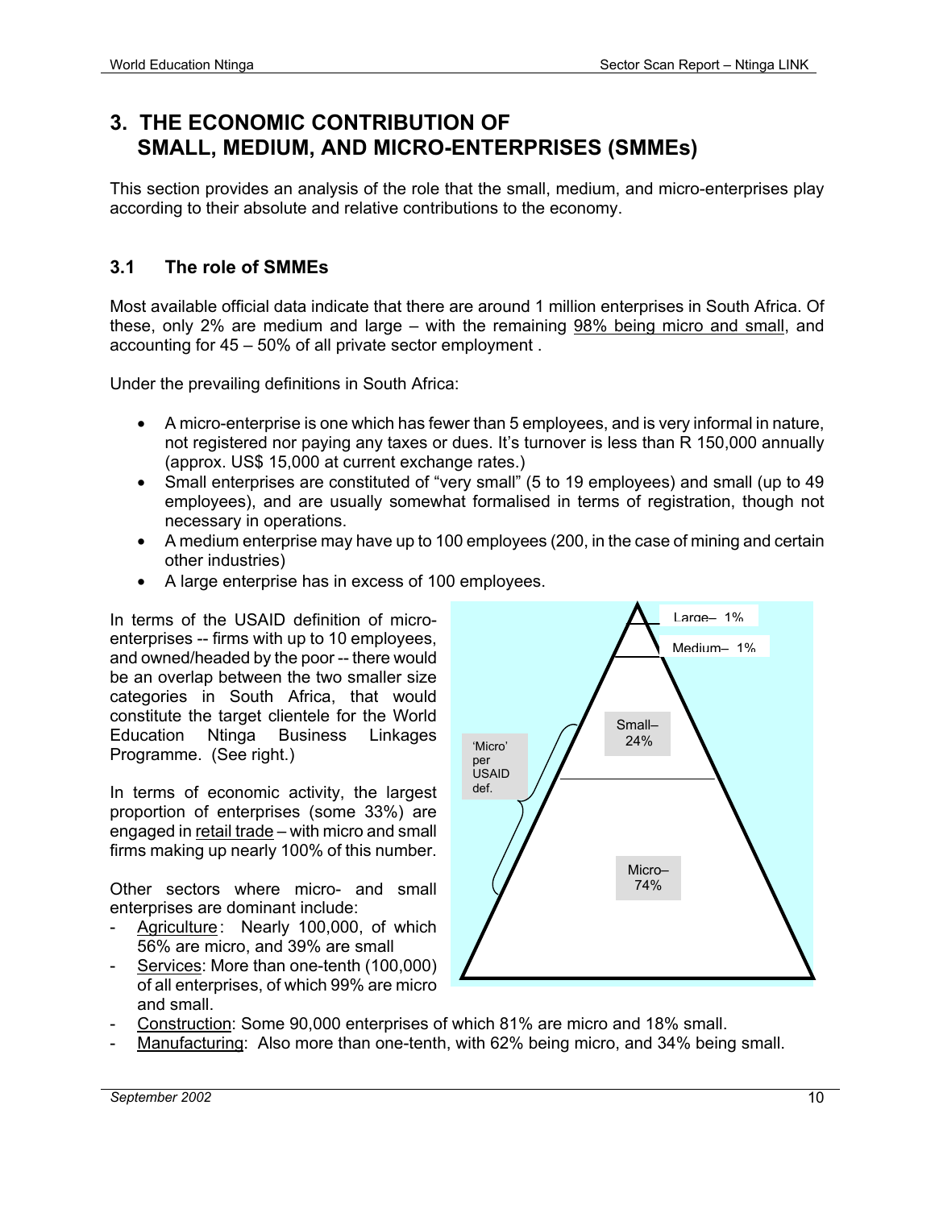# 3. THE ECONOMIC CONTRIBUTION OF SMALL, MEDIUM, AND MICRO-ENTERPRISES (SMMEs)

This section provides an analysis of the role that the small, medium, and micro-enterprises play according to their absolute and relative contributions to the economy.

## 3.1 The role of SMMEs

Most available official data indicate that there are around 1 million enterprises in South Africa. Of these, only 2% are medium and large – with the remaining 98% being micro and small, and accounting for 45 – 50% of all private sector employment .

Under the prevailing definitions in South Africa:

- A micro-enterprise is one which has fewer than 5 employees, and is very informal in nature, not registered nor paying any taxes or dues. It's turnover is less than R 150,000 annually (approx. US$ 15,000 at current exchange rates.)
- Small enterprises are constituted of "very small" (5 to 19 employees) and small (up to 49 employees), and are usually somewhat formalised in terms of registration, though not necessary in operations.
- A medium enterprise may have up to 100 employees (200, in the case of mining and certain other industries)
- A large enterprise has in excess of 100 employees.

In terms of the USAID definition of micro-enterprises -- firms with up to 10 employees, and owned/headed by the poor -- there would be an overlap between the two smaller size categories in South Africa, that would constitute the target clientele for the World Education Ntinga Business Linkages Programme. (See right.)

Large– 1%

Medium– 1%

Small– 24%

Micro– 74%

'Micro' per USAID def.

In terms of economic activity, the largest proportion of enterprises (some 33%) are engaged in retail trade – with micro and small firms making up nearly 100% of this number.

Other sectors where micro- and small enterprises are dominant include:

- Agriculture: Nearly 100,000, of which 56% are micro, and 39% are small
- Services: More than one-tenth (100,000) of all enterprises, of which 99% are micro and small.
- Construction: Some 90,000 enterprises of which 81% are micro and 18% small.
- Manufacturing: Also more than one-tenth, with 62% being micro, and 34% being small.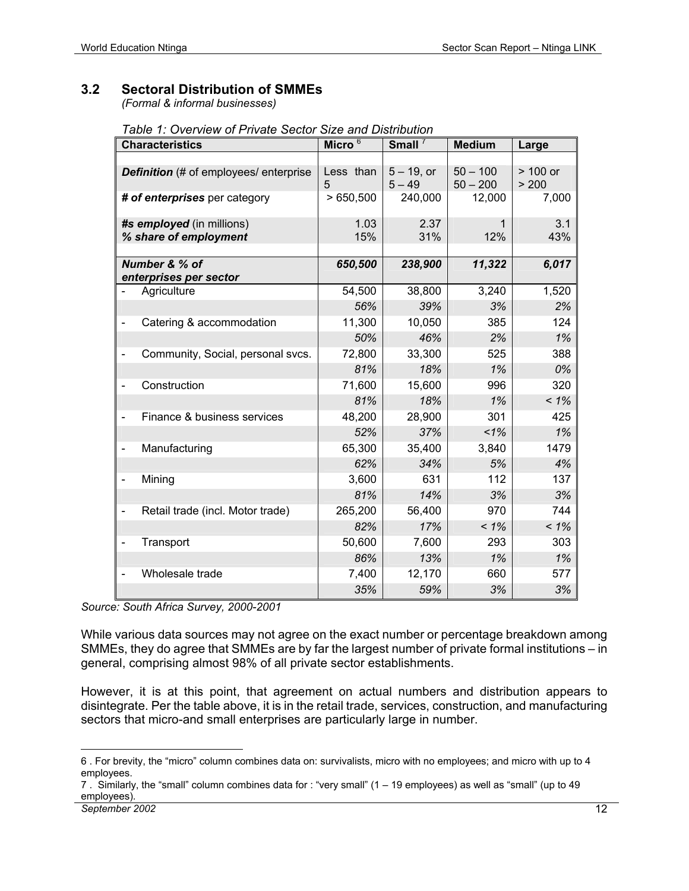## 3.2 Sectoral Distribution of SMMEs

*(Formal & informal businesses)*

*Table 1: Overview of Private Sector Size and Distribution*

| Characteristics | Micro [6] | Small [7] | Medium | Large |
|---|---|---|---|---|
| ***Definition*** (# of employees/ enterprise | Less than 5 | 5 – 19, or 5 – 49 | 50 – 100 50 – 200 | > 100 or > 200 |
| ***# of enterprises*** per category | > 650,500 | 240,000 | 12,000 | 7,000 |
| ***#s employed*** (in millions) | 1.03 | 2.37 | 1 | 3.1 |
| ***% share of employment*** | 15% | 31% | 12% | 43% |
| ***Number & % of enterprises per sector*** | ***650,500*** | ***238,900*** | ***11,322*** | ***6,017*** |
| - Agriculture | 54,500 | 38,800 | 3,240 | 1,520 |
| | *56%* | *39%* | *3%* | *2%* |
| - Catering & accommodation | 11,300 | 10,050 | 385 | 124 |
| | *50%* | *46%* | *2%* | *1%* |
| - Community, Social, personal svcs. | 72,800 | 33,300 | 525 | 388 |
| | *81%* | *18%* | *1%* | *0%* |
| - Construction | 71,600 | 15,600 | 996 | 320 |
| | *81%* | *18%* | *1%* | *< 1%* |
| - Finance & business services | 48,200 | 28,900 | 301 | 425 |
| | *52%* | *37%* | *<1%* | *1%* |
| - Manufacturing | 65,300 | 35,400 | 3,840 | 1479 |
| | *62%* | *34%* | *5%* | *4%* |
| - Mining | 3,600 | 631 | 112 | 137 |
| | *81%* | *14%* | *3%* | *3%* |
| - Retail trade (incl. Motor trade) | 265,200 | 56,400 | 970 | 744 |
| | *82%* | *17%* | *< 1%* | *< 1%* |
| - Transport | 50,600 | 7,600 | 293 | 303 |
| | *86%* | *13%* | *1%* | *1%* |
| - Wholesale trade | 7,400 | 12,170 | 660 | 577 |
| | *35%* | *59%* | *3%* | *3%* |

*Source: South Africa Survey, 2000-2001*

While various data sources may not agree on the exact number or percentage breakdown among SMMEs, they do agree that SMMEs are by far the largest number of private formal institutions – in general, comprising almost 98% of all private sector establishments.

However, it is at this point, that agreement on actual numbers and distribution appears to disintegrate. Per the table above, it is in the retail trade, services, construction, and manufacturing sectors that micro-and small enterprises are particularly large in number.

---

6 . For brevity, the "micro" column combines data on: survivalists, micro with no employees; and micro with up to 4 employees.

7 . Similarly, the "small" column combines data for : "very small" (1 – 19 employees) as well as "small" (up to 49 employees).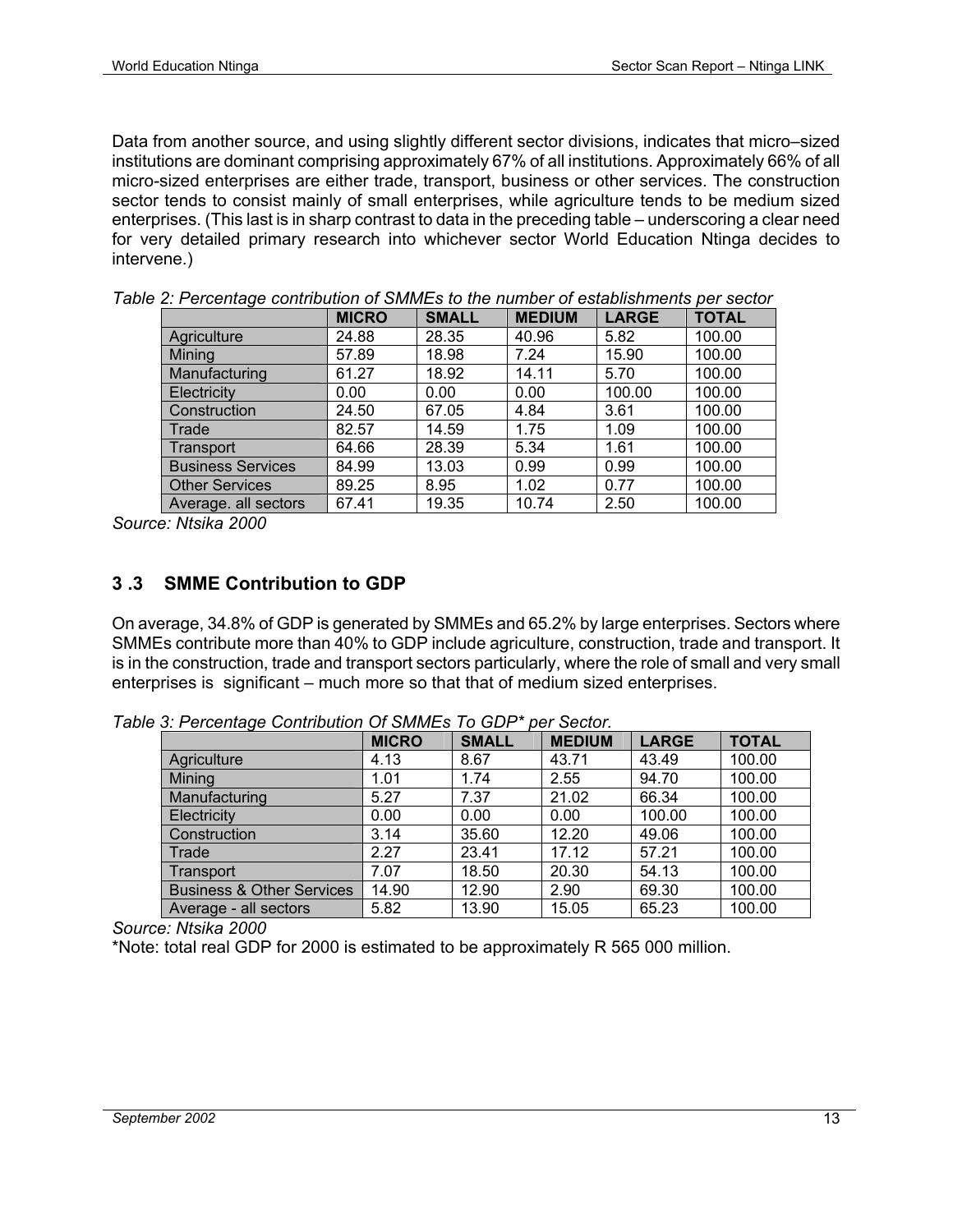Data from another source, and using slightly different sector divisions, indicates that micro–sized institutions are dominant comprising approximately 67% of all institutions. Approximately 66% of all micro-sized enterprises are either trade, transport, business or other services. The construction sector tends to consist mainly of small enterprises, while agriculture tends to be medium sized enterprises. (This last is in sharp contrast to data in the preceding table – underscoring a clear need for very detailed primary research into whichever sector World Education Ntinga decides to intervene.)

*Table 2: Percentage contribution of SMMEs to the number of establishments per sector*

| | MICRO | SMALL | MEDIUM | LARGE | TOTAL |
|---|---|---|---|---|---|
| Agriculture | 24.88 | 28.35 | 40.96 | 5.82 | 100.00 |
| Mining | 57.89 | 18.98 | 7.24 | 15.90 | 100.00 |
| Manufacturing | 61.27 | 18.92 | 14.11 | 5.70 | 100.00 |
| Electricity | 0.00 | 0.00 | 0.00 | 100.00 | 100.00 |
| Construction | 24.50 | 67.05 | 4.84 | 3.61 | 100.00 |
| Trade | 82.57 | 14.59 | 1.75 | 1.09 | 100.00 |
| Transport | 64.66 | 28.39 | 5.34 | 1.61 | 100.00 |
| Business Services | 84.99 | 13.03 | 0.99 | 0.99 | 100.00 |
| Other Services | 89.25 | 8.95 | 1.02 | 0.77 | 100.00 |
| Average. all sectors | 67.41 | 19.35 | 10.74 | 2.50 | 100.00 |

*Source: Ntsika 2000*

## 3 .3 SMME Contribution to GDP

On average, 34.8% of GDP is generated by SMMEs and 65.2% by large enterprises. Sectors where SMMEs contribute more than 40% to GDP include agriculture, construction, trade and transport. It is in the construction, trade and transport sectors particularly, where the role of small and very small enterprises is significant – much more so that that of medium sized enterprises.

*Table 3: Percentage Contribution Of SMMEs To GDP\* per Sector.*

| | MICRO | SMALL | MEDIUM | LARGE | TOTAL |
|---|---|---|---|---|---|
| Agriculture | 4.13 | 8.67 | 43.71 | 43.49 | 100.00 |
| Mining | 1.01 | 1.74 | 2.55 | 94.70 | 100.00 |
| Manufacturing | 5.27 | 7.37 | 21.02 | 66.34 | 100.00 |
| Electricity | 0.00 | 0.00 | 0.00 | 100.00 | 100.00 |
| Construction | 3.14 | 35.60 | 12.20 | 49.06 | 100.00 |
| Trade | 2.27 | 23.41 | 17.12 | 57.21 | 100.00 |
| Transport | 7.07 | 18.50 | 20.30 | 54.13 | 100.00 |
| Business & Other Services | 14.90 | 12.90 | 2.90 | 69.30 | 100.00 |
| Average - all sectors | 5.82 | 13.90 | 15.05 | 65.23 | 100.00 |

*Source: Ntsika 2000*

*Note: total real GDP for 2000 is estimated to be approximately R 565 000 million.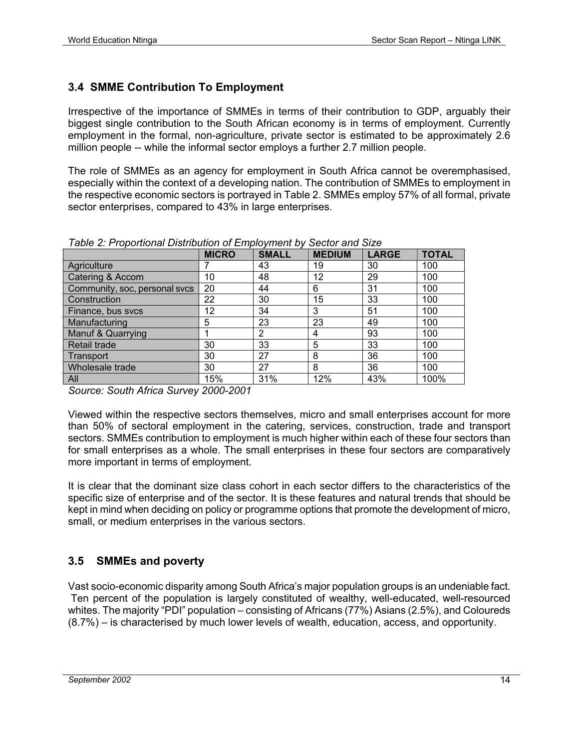## 3.4 SMME Contribution To Employment

Irrespective of the importance of SMMEs in terms of their contribution to GDP, arguably their biggest single contribution to the South African economy is in terms of employment. Currently employment in the formal, non-agriculture, private sector is estimated to be approximately 2.6 million people -- while the informal sector employs a further 2.7 million people.

The role of SMMEs as an agency for employment in South Africa cannot be overemphasised, especially within the context of a developing nation. The contribution of SMMEs to employment in the respective economic sectors is portrayed in Table 2. SMMEs employ 57% of all formal, private sector enterprises, compared to 43% in large enterprises.

*Table 2: Proportional Distribution of Employment by Sector and Size*

| | MICRO | SMALL | MEDIUM | LARGE | TOTAL |
|---|---|---|---|---|---|
| Agriculture | 7 | 43 | 19 | 30 | 100 |
| Catering & Accom | 10 | 48 | 12 | 29 | 100 |
| Community, soc, personal svcs | 20 | 44 | 6 | 31 | 100 |
| Construction | 22 | 30 | 15 | 33 | 100 |
| Finance, bus svcs | 12 | 34 | 3 | 51 | 100 |
| Manufacturing | 5 | 23 | 23 | 49 | 100 |
| Manuf & Quarrying | 1 | 2 | 4 | 93 | 100 |
| Retail trade | 30 | 33 | 5 | 33 | 100 |
| Transport | 30 | 27 | 8 | 36 | 100 |
| Wholesale trade | 30 | 27 | 8 | 36 | 100 |
| All | 15% | 31% | 12% | 43% | 100% |

*Source: South Africa Survey 2000-2001*

Viewed within the respective sectors themselves, micro and small enterprises account for more than 50% of sectoral employment in the catering, services, construction, trade and transport sectors. SMMEs contribution to employment is much higher within each of these four sectors than for small enterprises as a whole. The small enterprises in these four sectors are comparatively more important in terms of employment.

It is clear that the dominant size class cohort in each sector differs to the characteristics of the specific size of enterprise and of the sector. It is these features and natural trends that should be kept in mind when deciding on policy or programme options that promote the development of micro, small, or medium enterprises in the various sectors.

## 3.5 SMMEs and poverty

Vast socio-economic disparity among South Africa's major population groups is an undeniable fact. Ten percent of the population is largely constituted of wealthy, well-educated, well-resourced whites. The majority "PDI" population – consisting of Africans (77%) Asians (2.5%), and Coloureds (8.7%) – is characterised by much lower levels of wealth, education, access, and opportunity.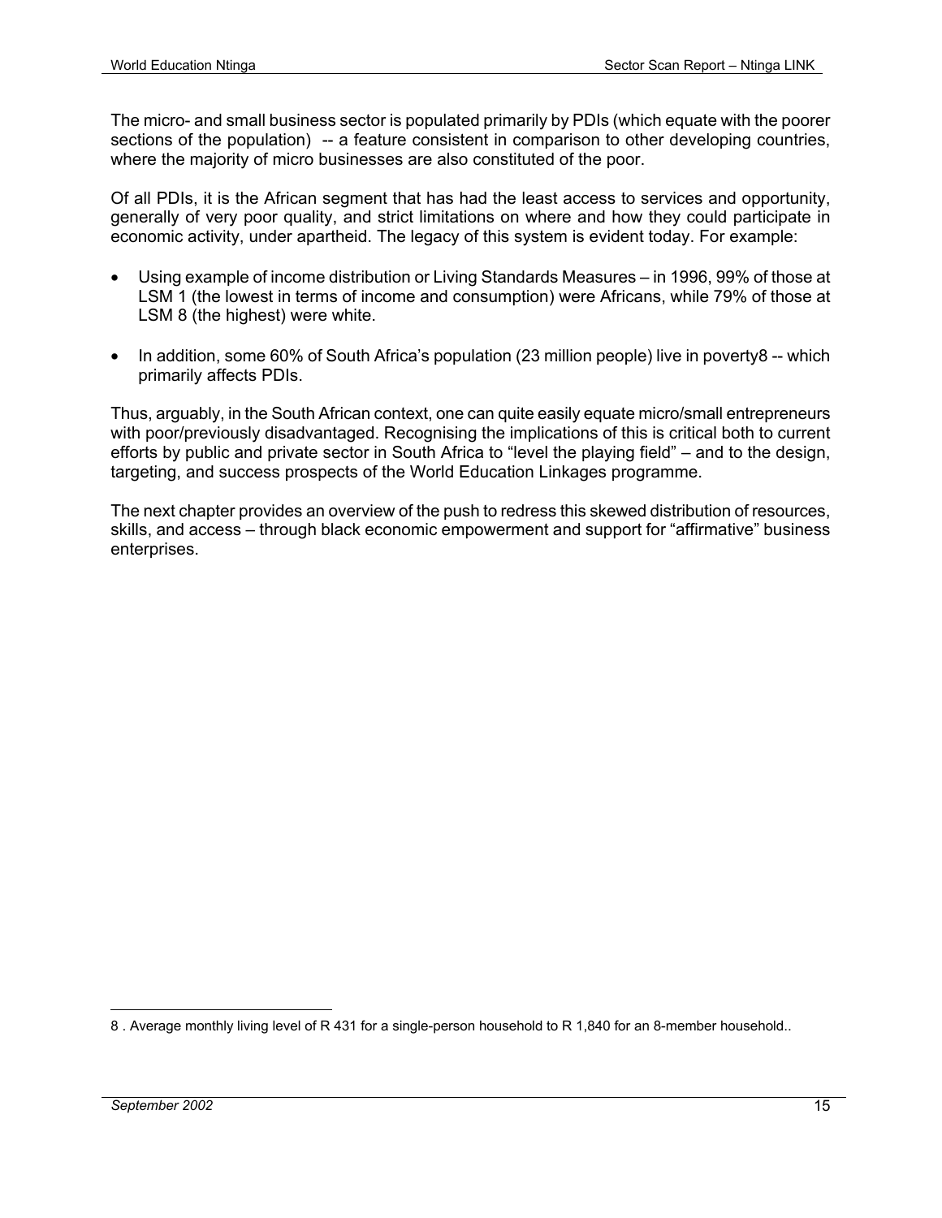The micro- and small business sector is populated primarily by PDIs (which equate with the poorer sections of the population)  -- a feature consistent in comparison to other developing countries, where the majority of micro businesses are also constituted of the poor.

Of all PDIs, it is the African segment that has had the least access to services and opportunity, generally of very poor quality, and strict limitations on where and how they could participate in economic activity, under apartheid. The legacy of this system is evident today. For example:

- Using example of income distribution or Living Standards Measures – in 1996, 99% of those at LSM 1 (the lowest in terms of income and consumption) were Africans, while 79% of those at LSM 8 (the highest) were white.
- In addition, some 60% of South Africa's population (23 million people) live in poverty[8] -- which primarily affects PDIs.

Thus, arguably, in the South African context, one can quite easily equate micro/small entrepreneurs with poor/previously disadvantaged. Recognising the implications of this is critical both to current efforts by public and private sector in South Africa to "level the playing field" – and to the design, targeting, and success prospects of the World Education Linkages programme.

The next chapter provides an overview of the push to redress this skewed distribution of resources, skills, and access – through black economic empowerment and support for "affirmative" business enterprises.

---

8 . Average monthly living level of R 431 for a single-person household to R 1,840 for an 8-member household..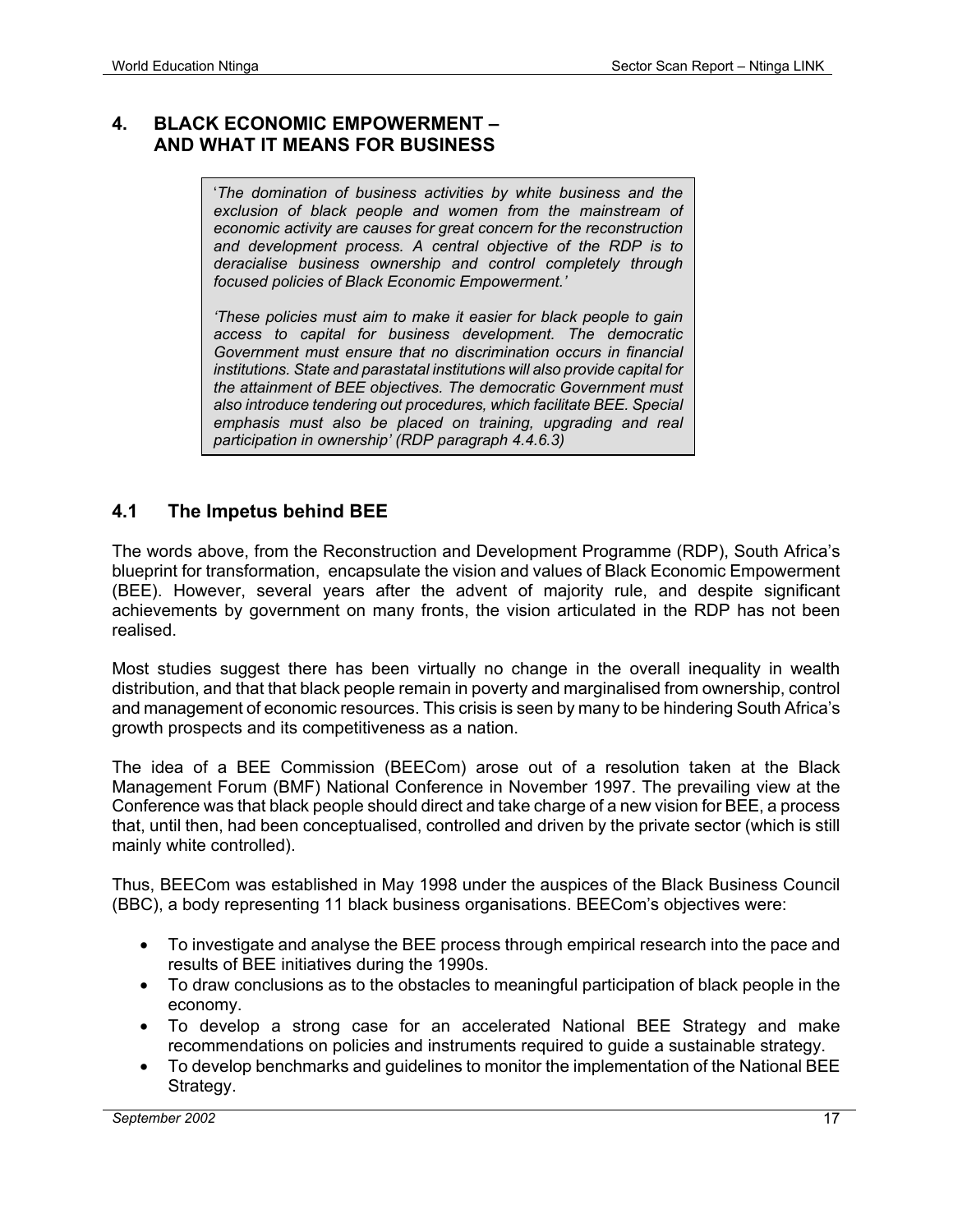# 4. BLACK ECONOMIC EMPOWERMENT – AND WHAT IT MEANS FOR BUSINESS

> '*The domination of business activities by white business and the exclusion of black people and women from the mainstream of economic activity are causes for great concern for the reconstruction and development process. A central objective of the RDP is to deracialise business ownership and control completely through focused policies of Black Economic Empowerment.*'
>
> '*These policies must aim to make it easier for black people to gain access to capital for business development. The democratic Government must ensure that no discrimination occurs in financial institutions. State and parastatal institutions will also provide capital for the attainment of BEE objectives. The democratic Government must also introduce tendering out procedures, which facilitate BEE. Special emphasis must also be placed on training, upgrading and real participation in ownership' (RDP paragraph 4.4.6.3)*

## 4.1 The Impetus behind BEE

The words above, from the Reconstruction and Development Programme (RDP), South Africa's blueprint for transformation, encapsulate the vision and values of Black Economic Empowerment (BEE). However, several years after the advent of majority rule, and despite significant achievements by government on many fronts, the vision articulated in the RDP has not been realised.

Most studies suggest there has been virtually no change in the overall inequality in wealth distribution, and that that black people remain in poverty and marginalised from ownership, control and management of economic resources. This crisis is seen by many to be hindering South Africa's growth prospects and its competitiveness as a nation.

The idea of a BEE Commission (BEECom) arose out of a resolution taken at the Black Management Forum (BMF) National Conference in November 1997. The prevailing view at the Conference was that black people should direct and take charge of a new vision for BEE, a process that, until then, had been conceptualised, controlled and driven by the private sector (which is still mainly white controlled).

Thus, BEECom was established in May 1998 under the auspices of the Black Business Council (BBC), a body representing 11 black business organisations. BEECom's objectives were:

- To investigate and analyse the BEE process through empirical research into the pace and results of BEE initiatives during the 1990s.
- To draw conclusions as to the obstacles to meaningful participation of black people in the economy.
- To develop a strong case for an accelerated National BEE Strategy and make recommendations on policies and instruments required to guide a sustainable strategy.
- To develop benchmarks and guidelines to monitor the implementation of the National BEE Strategy.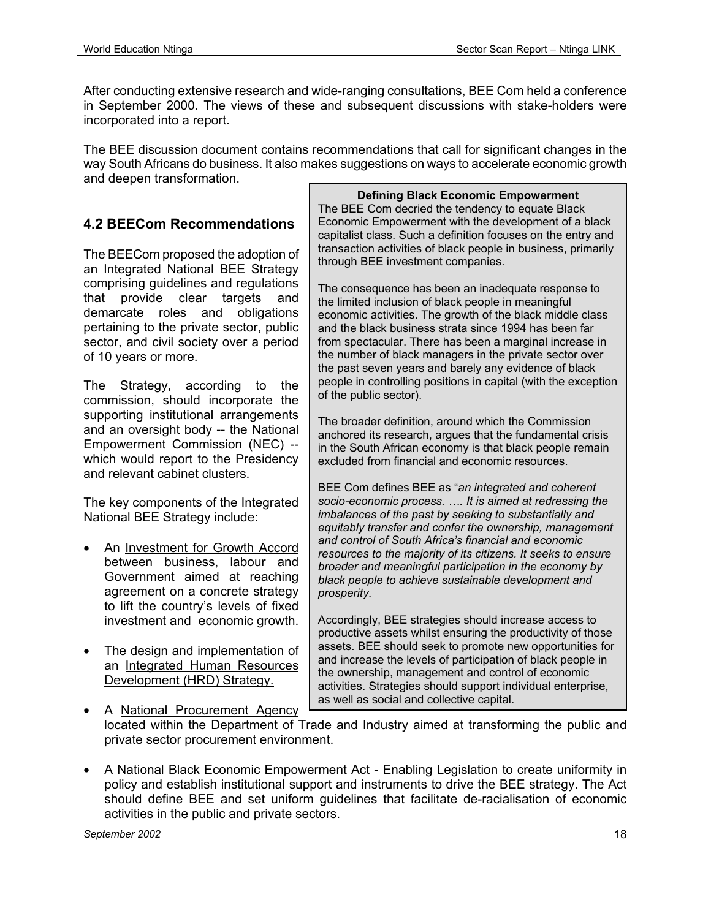After conducting extensive research and wide-ranging consultations, BEE Com held a conference in September 2000. The views of these and subsequent discussions with stake-holders were incorporated into a report.

The BEE discussion document contains recommendations that call for significant changes in the way South Africans do business. It also makes suggestions on ways to accelerate economic growth and deepen transformation.

## 4.2 BEECom Recommendations

The BEECom proposed the adoption of an Integrated National BEE Strategy comprising guidelines and regulations that provide clear targets and demarcate roles and obligations pertaining to the private sector, public sector, and civil society over a period of 10 years or more.

The Strategy, according to the commission, should incorporate the supporting institutional arrangements and an oversight body -- the National Empowerment Commission (NEC) -- which would report to the Presidency and relevant cabinet clusters.

The key components of the Integrated National BEE Strategy include:

- An Investment for Growth Accord between business, labour and Government aimed at reaching agreement on a concrete strategy to lift the country's levels of fixed investment and economic growth.
- The design and implementation of an Integrated Human Resources Development (HRD) Strategy.
- A National Procurement Agency located within the Department of Trade and Industry aimed at transforming the public and private sector procurement environment.
- A National Black Economic Empowerment Act - Enabling Legislation to create uniformity in policy and establish institutional support and instruments to drive the BEE strategy. The Act should define BEE and set uniform guidelines that facilitate de-racialisation of economic activities in the public and private sectors.

> **Defining Black Economic Empowerment**
>
> The BEE Com decried the tendency to equate Black Economic Empowerment with the development of a black capitalist class. Such a definition focuses on the entry and transaction activities of black people in business, primarily through BEE investment companies.
>
> The consequence has been an inadequate response to the limited inclusion of black people in meaningful economic activities. The growth of the black middle class and the black business strata since 1994 has been far from spectacular. There has been a marginal increase in the number of black managers in the private sector over the past seven years and barely any evidence of black people in controlling positions in capital (with the exception of the public sector).
>
> The broader definition, around which the Commission anchored its research, argues that the fundamental crisis in the South African economy is that black people remain excluded from financial and economic resources.
>
> BEE Com defines BEE as "*an integrated and coherent socio-economic process. …. It is aimed at redressing the imbalances of the past by seeking to substantially and equitably transfer and confer the ownership, management and control of South Africa's financial and economic resources to the majority of its citizens. It seeks to ensure broader and meaningful participation in the economy by black people to achieve sustainable development and prosperity.*
>
> Accordingly, BEE strategies should increase access to productive assets whilst ensuring the productivity of those assets. BEE should seek to promote new opportunities for and increase the levels of participation of black people in the ownership, management and control of economic activities. Strategies should support individual enterprise, as well as social and collective capital.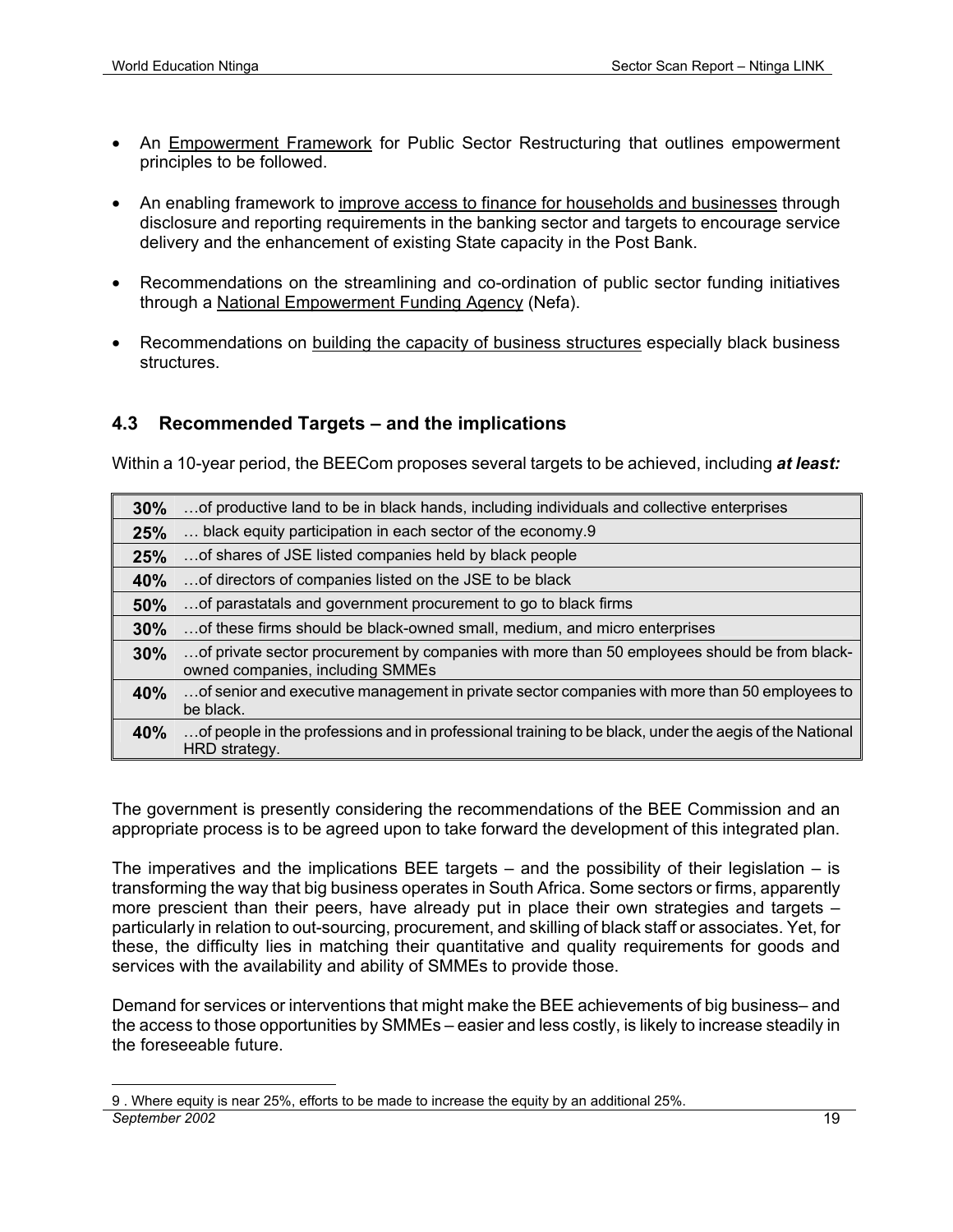- An Empowerment Framework for Public Sector Restructuring that outlines empowerment principles to be followed.

- An enabling framework to improve access to finance for households and businesses through disclosure and reporting requirements in the banking sector and targets to encourage service delivery and the enhancement of existing State capacity in the Post Bank.

- Recommendations on the streamlining and co-ordination of public sector funding initiatives through a National Empowerment Funding Agency (Nefa).

- Recommendations on building the capacity of business structures especially black business structures.

### 4.3 Recommended Targets – and the implications

Within a 10-year period, the BEECom proposes several targets to be achieved, including ***at least:***

| | |
|---|---|
| **30%** | …of productive land to be in black hands, including individuals and collective enterprises |
| **25%** | … black equity participation in each sector of the economy.[9] |
| **25%** | …of shares of JSE listed companies held by black people |
| **40%** | …of directors of companies listed on the JSE to be black |
| **50%** | …of parastatals and government procurement to go to black firms |
| **30%** | …of these firms should be black-owned small, medium, and micro enterprises |
| **30%** | …of private sector procurement by companies with more than 50 employees should be from black-owned companies, including SMMEs |
| **40%** | …of senior and executive management in private sector companies with more than 50 employees to be black. |
| **40%** | …of people in the professions and in professional training to be black, under the aegis of the National HRD strategy. |

The government is presently considering the recommendations of the BEE Commission and an appropriate process is to be agreed upon to take forward the development of this integrated plan.

The imperatives and the implications BEE targets – and the possibility of their legislation – is transforming the way that big business operates in South Africa. Some sectors or firms, apparently more prescient than their peers, have already put in place their own strategies and targets – particularly in relation to out-sourcing, procurement, and skilling of black staff or associates. Yet, for these, the difficulty lies in matching their quantitative and quality requirements for goods and services with the availability and ability of SMMEs to provide those.

Demand for services or interventions that might make the BEE achievements of big business– and the access to those opportunities by SMMEs – easier and less costly, is likely to increase steadily in the foreseeable future.

9 . Where equity is near 25%, efforts to be made to increase the equity by an additional 25%.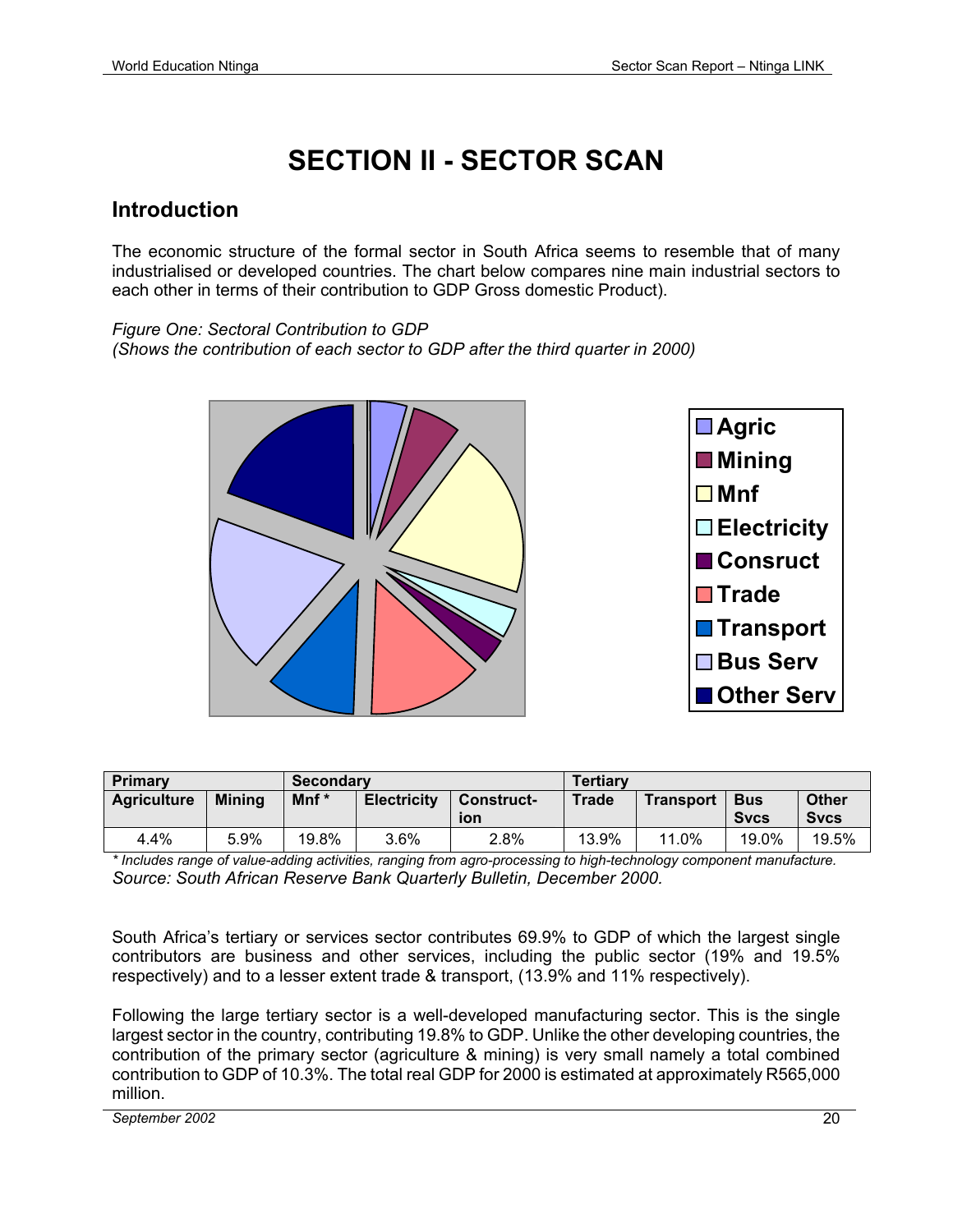# SECTION II - SECTOR SCAN

## Introduction

The economic structure of the formal sector in South Africa seems to resemble that of many industrialised or developed countries. The chart below compares nine main industrial sectors to each other in terms of their contribution to GDP Gross domestic Product).

*Figure One: Sectoral Contribution to GDP*
*(Shows the contribution of each sector to GDP after the third quarter in 2000)*

| Primary | | Secondary | | | Tertiary | | | |
|---|---|---|---|---|---|---|---|---|
| **Agriculture** | **Mining** | **Mnf *** | **Electricity** | **Construct-ion** | **Trade** | **Transport** | **Bus Svcs** | **Other Svcs** |
| 4.4% | 5.9% | 19.8% | 3.6% | 2.8% | 13.9% | 11.0% | 19.0% | 19.5% |

*\* Includes range of value-adding activities, ranging from agro-processing to high-technology component manufacture.*
*Source: South African Reserve Bank Quarterly Bulletin, December 2000.*

South Africa's tertiary or services sector contributes 69.9% to GDP of which the largest single contributors are business and other services, including the public sector (19% and 19.5% respectively) and to a lesser extent trade & transport, (13.9% and 11% respectively).

Following the large tertiary sector is a well-developed manufacturing sector. This is the single largest sector in the country, contributing 19.8% to GDP. Unlike the other developing countries, the contribution of the primary sector (agriculture & mining) is very small namely a total combined contribution to GDP of 10.3%. The total real GDP for 2000 is estimated at approximately R565,000 million.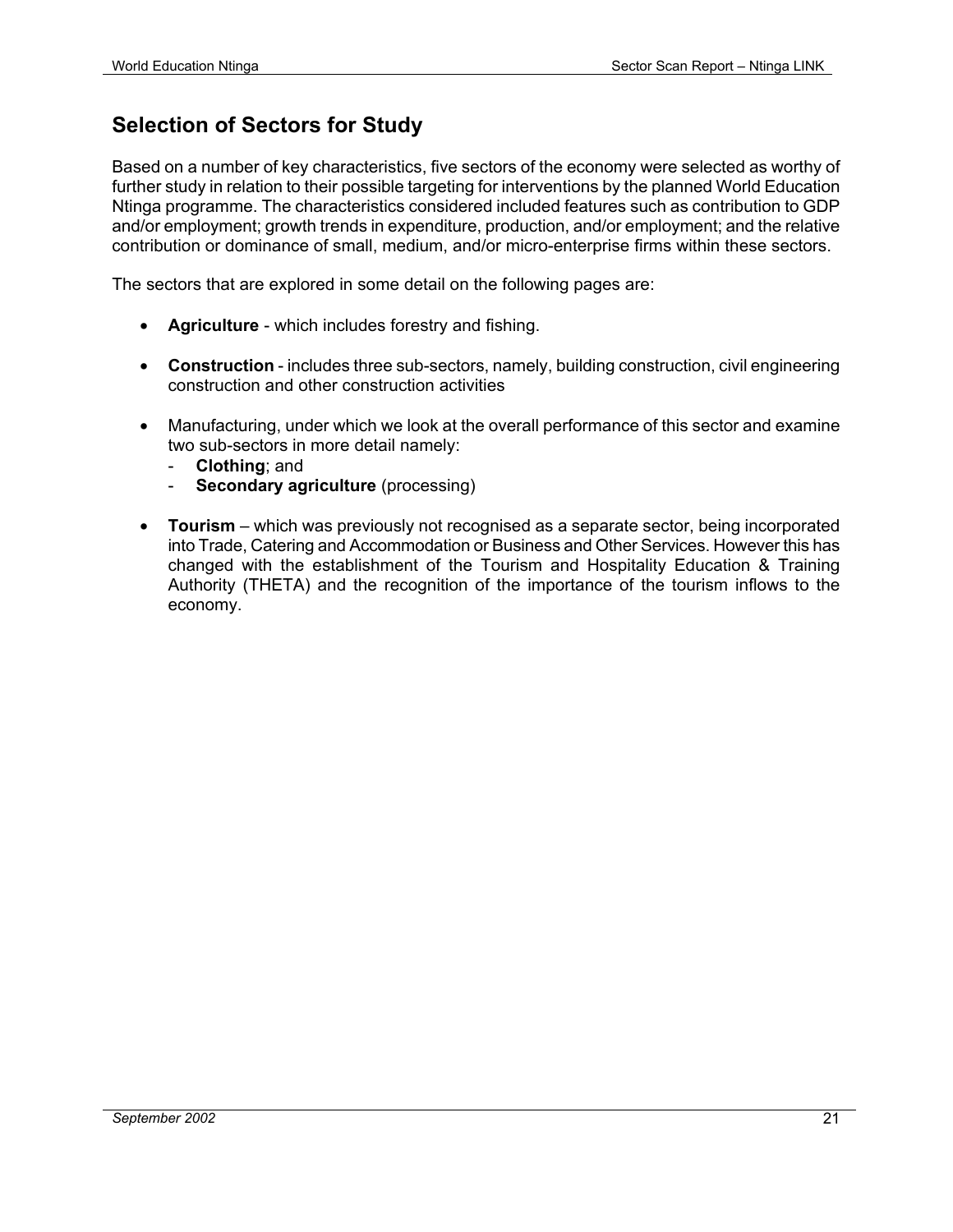## Selection of Sectors for Study

Based on a number of key characteristics, five sectors of the economy were selected as worthy of further study in relation to their possible targeting for interventions by the planned World Education Ntinga programme. The characteristics considered included features such as contribution to GDP and/or employment; growth trends in expenditure, production, and/or employment; and the relative contribution or dominance of small, medium, and/or micro-enterprise firms within these sectors.

The sectors that are explored in some detail on the following pages are:

- **Agriculture** - which includes forestry and fishing.
- **Construction** - includes three sub-sectors, namely, building construction, civil engineering construction and other construction activities
- Manufacturing, under which we look at the overall performance of this sector and examine two sub-sectors in more detail namely:
  - **Clothing**; and
  - **Secondary agriculture** (processing)
- **Tourism** – which was previously not recognised as a separate sector, being incorporated into Trade, Catering and Accommodation or Business and Other Services. However this has changed with the establishment of the Tourism and Hospitality Education & Training Authority (THETA) and the recognition of the importance of the tourism inflows to the economy.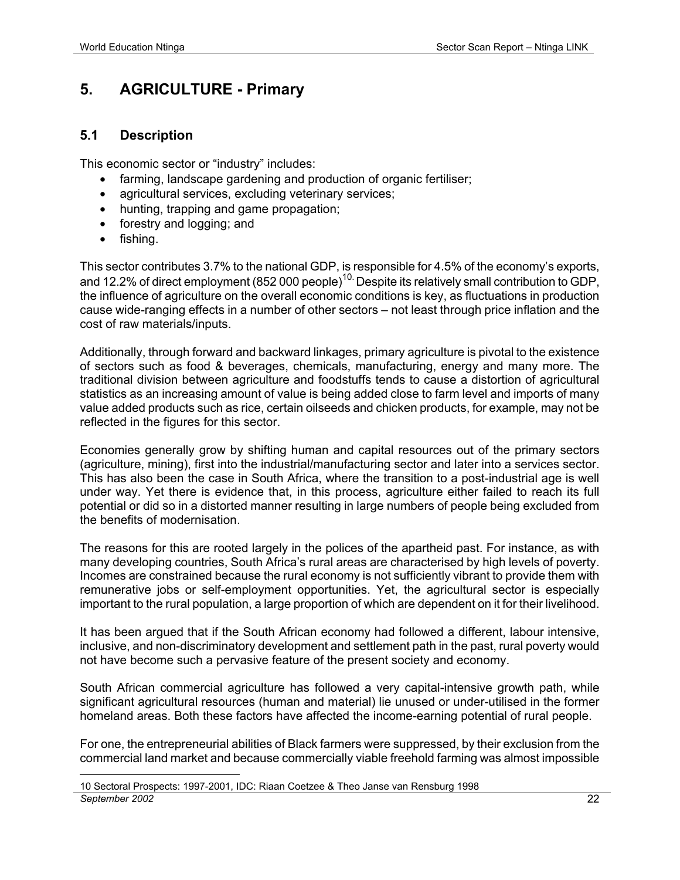# 5. AGRICULTURE - Primary

## 5.1 Description

This economic sector or "industry" includes:

- farming, landscape gardening and production of organic fertiliser;
- agricultural services, excluding veterinary services;
- hunting, trapping and game propagation;
- forestry and logging; and
- fishing.

This sector contributes 3.7% to the national GDP, is responsible for 4.5% of the economy's exports, and 12.2% of direct employment (852 000 people)[10]. Despite its relatively small contribution to GDP, the influence of agriculture on the overall economic conditions is key, as fluctuations in production cause wide-ranging effects in a number of other sectors – not least through price inflation and the cost of raw materials/inputs.

Additionally, through forward and backward linkages, primary agriculture is pivotal to the existence of sectors such as food & beverages, chemicals, manufacturing, energy and many more. The traditional division between agriculture and foodstuffs tends to cause a distortion of agricultural statistics as an increasing amount of value is being added close to farm level and imports of many value added products such as rice, certain oilseeds and chicken products, for example, may not be reflected in the figures for this sector.

Economies generally grow by shifting human and capital resources out of the primary sectors (agriculture, mining), first into the industrial/manufacturing sector and later into a services sector. This has also been the case in South Africa, where the transition to a post-industrial age is well under way. Yet there is evidence that, in this process, agriculture either failed to reach its full potential or did so in a distorted manner resulting in large numbers of people being excluded from the benefits of modernisation.

The reasons for this are rooted largely in the polices of the apartheid past. For instance, as with many developing countries, South Africa's rural areas are characterised by high levels of poverty. Incomes are constrained because the rural economy is not sufficiently vibrant to provide them with remunerative jobs or self-employment opportunities. Yet, the agricultural sector is especially important to the rural population, a large proportion of which are dependent on it for their livelihood.

It has been argued that if the South African economy had followed a different, labour intensive, inclusive, and non-discriminatory development and settlement path in the past, rural poverty would not have become such a pervasive feature of the present society and economy.

South African commercial agriculture has followed a very capital-intensive growth path, while significant agricultural resources (human and material) lie unused or under-utilised in the former homeland areas. Both these factors have affected the income-earning potential of rural people.

For one, the entrepreneurial abilities of Black farmers were suppressed, by their exclusion from the commercial land market and because commercially viable freehold farming was almost impossible

10 Sectoral Prospects: 1997-2001, IDC: Riaan Coetzee & Theo Janse van Rensburg 1998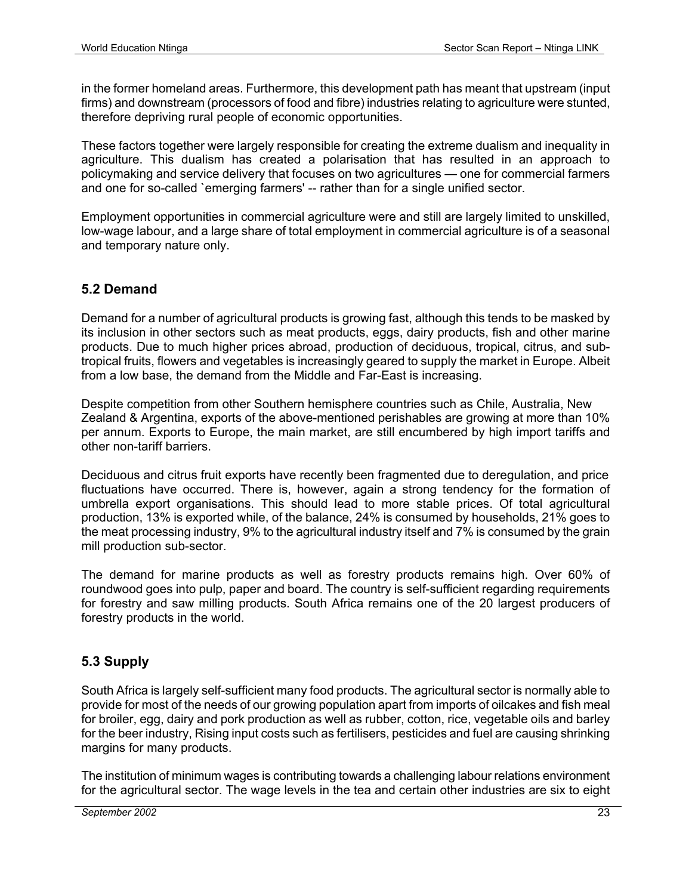in the former homeland areas. Furthermore, this development path has meant that upstream (input firms) and downstream (processors of food and fibre) industries relating to agriculture were stunted, therefore depriving rural people of economic opportunities.

These factors together were largely responsible for creating the extreme dualism and inequality in agriculture. This dualism has created a polarisation that has resulted in an approach to policymaking and service delivery that focuses on two agricultures — one for commercial farmers and one for so-called `emerging farmers' -- rather than for a single unified sector.

Employment opportunities in commercial agriculture were and still are largely limited to unskilled, low-wage labour, and a large share of total employment in commercial agriculture is of a seasonal and temporary nature only.

## 5.2 Demand

Demand for a number of agricultural products is growing fast, although this tends to be masked by its inclusion in other sectors such as meat products, eggs, dairy products, fish and other marine products. Due to much higher prices abroad, production of deciduous, tropical, citrus, and sub-tropical fruits, flowers and vegetables is increasingly geared to supply the market in Europe. Albeit from a low base, the demand from the Middle and Far-East is increasing.

Despite competition from other Southern hemisphere countries such as Chile, Australia, New Zealand & Argentina, exports of the above-mentioned perishables are growing at more than 10% per annum. Exports to Europe, the main market, are still encumbered by high import tariffs and other non-tariff barriers.

Deciduous and citrus fruit exports have recently been fragmented due to deregulation, and price fluctuations have occurred. There is, however, again a strong tendency for the formation of umbrella export organisations. This should lead to more stable prices. Of total agricultural production, 13% is exported while, of the balance, 24% is consumed by households, 21% goes to the meat processing industry, 9% to the agricultural industry itself and 7% is consumed by the grain mill production sub-sector.

The demand for marine products as well as forestry products remains high. Over 60% of roundwood goes into pulp, paper and board. The country is self-sufficient regarding requirements for forestry and saw milling products. South Africa remains one of the 20 largest producers of forestry products in the world.

## 5.3 Supply

South Africa is largely self-sufficient many food products. The agricultural sector is normally able to provide for most of the needs of our growing population apart from imports of oilcakes and fish meal for broiler, egg, dairy and pork production as well as rubber, cotton, rice, vegetable oils and barley for the beer industry, Rising input costs such as fertilisers, pesticides and fuel are causing shrinking margins for many products.

The institution of minimum wages is contributing towards a challenging labour relations environment for the agricultural sector. The wage levels in the tea and certain other industries are six to eight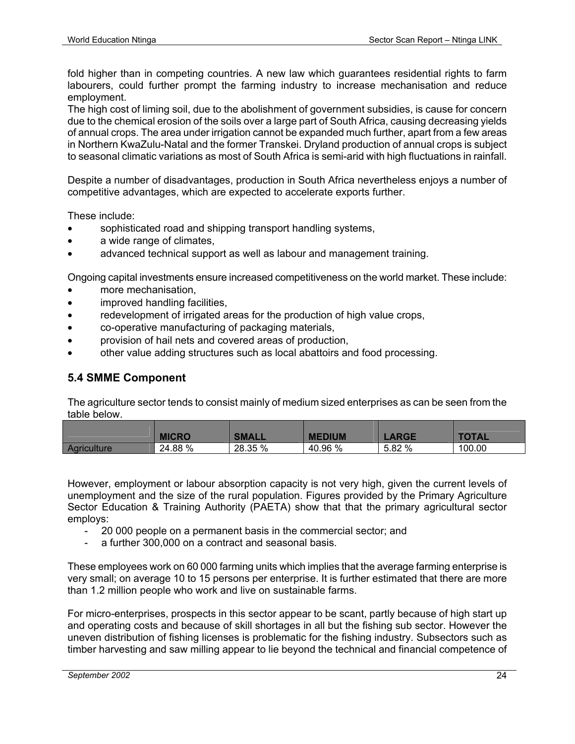fold higher than in competing countries. A new law which guarantees residential rights to farm labourers, could further prompt the farming industry to increase mechanisation and reduce employment.
The high cost of liming soil, due to the abolishment of government subsidies, is cause for concern due to the chemical erosion of the soils over a large part of South Africa, causing decreasing yields of annual crops. The area under irrigation cannot be expanded much further, apart from a few areas in Northern KwaZulu-Natal and the former Transkei. Dryland production of annual crops is subject to seasonal climatic variations as most of South Africa is semi-arid with high fluctuations in rainfall.

Despite a number of disadvantages, production in South Africa nevertheless enjoys a number of competitive advantages, which are expected to accelerate exports further.

These include:

- sophisticated road and shipping transport handling systems,
- a wide range of climates,
- advanced technical support as well as labour and management training.

Ongoing capital investments ensure increased competitiveness on the world market. These include:

- more mechanisation,
- improved handling facilities,
- redevelopment of irrigated areas for the production of high value crops,
- co-operative manufacturing of packaging materials,
- provision of hail nets and covered areas of production,
- other value adding structures such as local abattoirs and food processing.

## 5.4 SMME Component

The agriculture sector tends to consist mainly of medium sized enterprises as can be seen from the table below.

| | MICRO | SMALL | MEDIUM | LARGE | TOTAL |
|---|---|---|---|---|---|
| Agriculture | 24.88 % | 28.35 % | 40.96 % | 5.82 % | 100.00 |

However, employment or labour absorption capacity is not very high, given the current levels of unemployment and the size of the rural population. Figures provided by the Primary Agriculture Sector Education & Training Authority (PAETA) show that that the primary agricultural sector employs:

- 20 000 people on a permanent basis in the commercial sector; and
- a further 300,000 on a contract and seasonal basis.

These employees work on 60 000 farming units which implies that the average farming enterprise is very small; on average 10 to 15 persons per enterprise. It is further estimated that there are more than 1.2 million people who work and live on sustainable farms.

For micro-enterprises, prospects in this sector appear to be scant, partly because of high start up and operating costs and because of skill shortages in all but the fishing sub sector. However the uneven distribution of fishing licenses is problematic for the fishing industry. Subsectors such as timber harvesting and saw milling appear to lie beyond the technical and financial competence of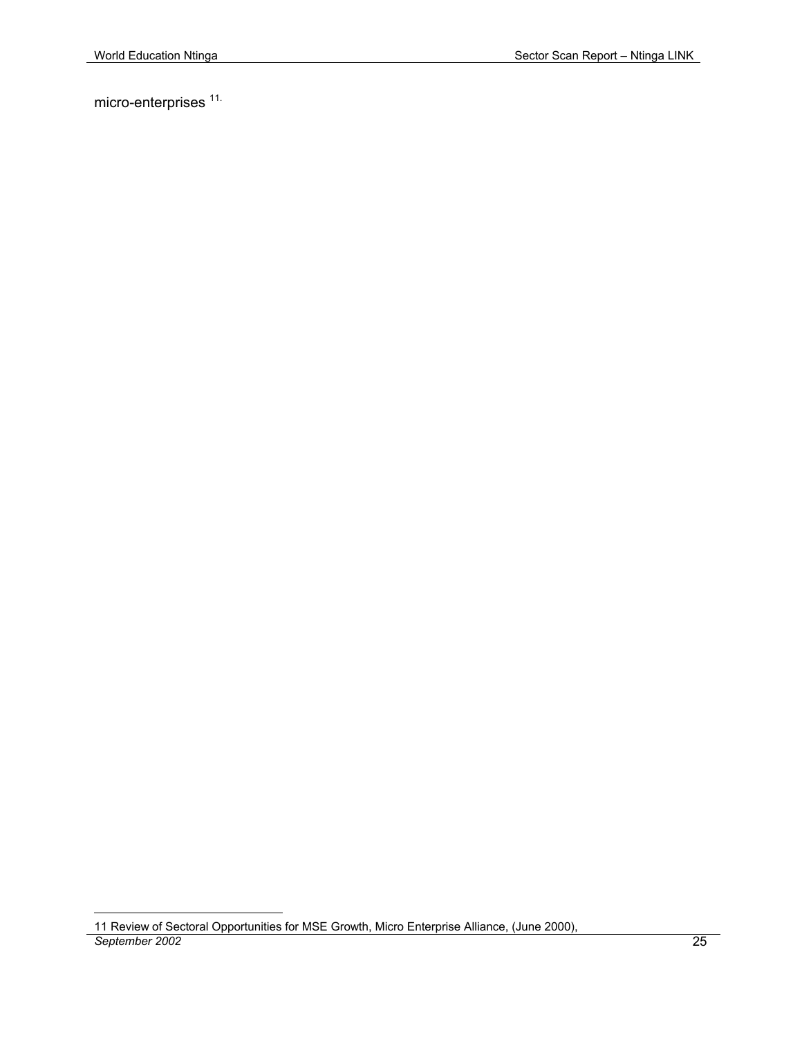micro-enterprises [11].

11 Review of Sectoral Opportunities for MSE Growth, Micro Enterprise Alliance, (June 2000),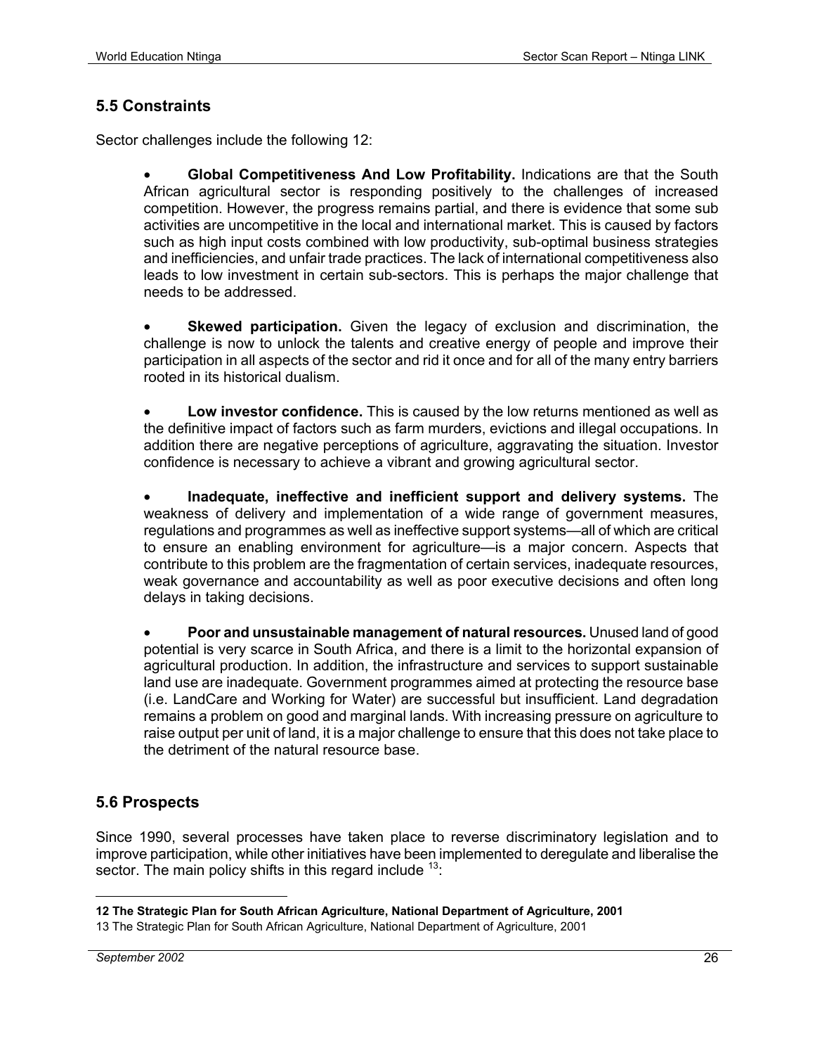## 5.5 Constraints

Sector challenges include the following [12]:

- **Global Competitiveness And Low Profitability.** Indications are that the South African agricultural sector is responding positively to the challenges of increased competition. However, the progress remains partial, and there is evidence that some sub activities are uncompetitive in the local and international market. This is caused by factors such as high input costs combined with low productivity, sub-optimal business strategies and inefficiencies, and unfair trade practices. The lack of international competitiveness also leads to low investment in certain sub-sectors. This is perhaps the major challenge that needs to be addressed.

- **Skewed participation.** Given the legacy of exclusion and discrimination, the challenge is now to unlock the talents and creative energy of people and improve their participation in all aspects of the sector and rid it once and for all of the many entry barriers rooted in its historical dualism.

- **Low investor confidence.** This is caused by the low returns mentioned as well as the definitive impact of factors such as farm murders, evictions and illegal occupations. In addition there are negative perceptions of agriculture, aggravating the situation. Investor confidence is necessary to achieve a vibrant and growing agricultural sector.

- **Inadequate, ineffective and inefficient support and delivery systems.** The weakness of delivery and implementation of a wide range of government measures, regulations and programmes as well as ineffective support systems—all of which are critical to ensure an enabling environment for agriculture—is a major concern. Aspects that contribute to this problem are the fragmentation of certain services, inadequate resources, weak governance and accountability as well as poor executive decisions and often long delays in taking decisions.

- **Poor and unsustainable management of natural resources.** Unused land of good potential is very scarce in South Africa, and there is a limit to the horizontal expansion of agricultural production. In addition, the infrastructure and services to support sustainable land use are inadequate. Government programmes aimed at protecting the resource base (i.e. LandCare and Working for Water) are successful but insufficient. Land degradation remains a problem on good and marginal lands. With increasing pressure on agriculture to raise output per unit of land, it is a major challenge to ensure that this does not take place to the detriment of the natural resource base.

## 5.6 Prospects

Since 1990, several processes have taken place to reverse discriminatory legislation and to improve participation, while other initiatives have been implemented to deregulate and liberalise the sector. The main policy shifts in this regard include [13]:

---

**12 The Strategic Plan for South African Agriculture, National Department of Agriculture, 2001**

13 The Strategic Plan for South African Agriculture, National Department of Agriculture, 2001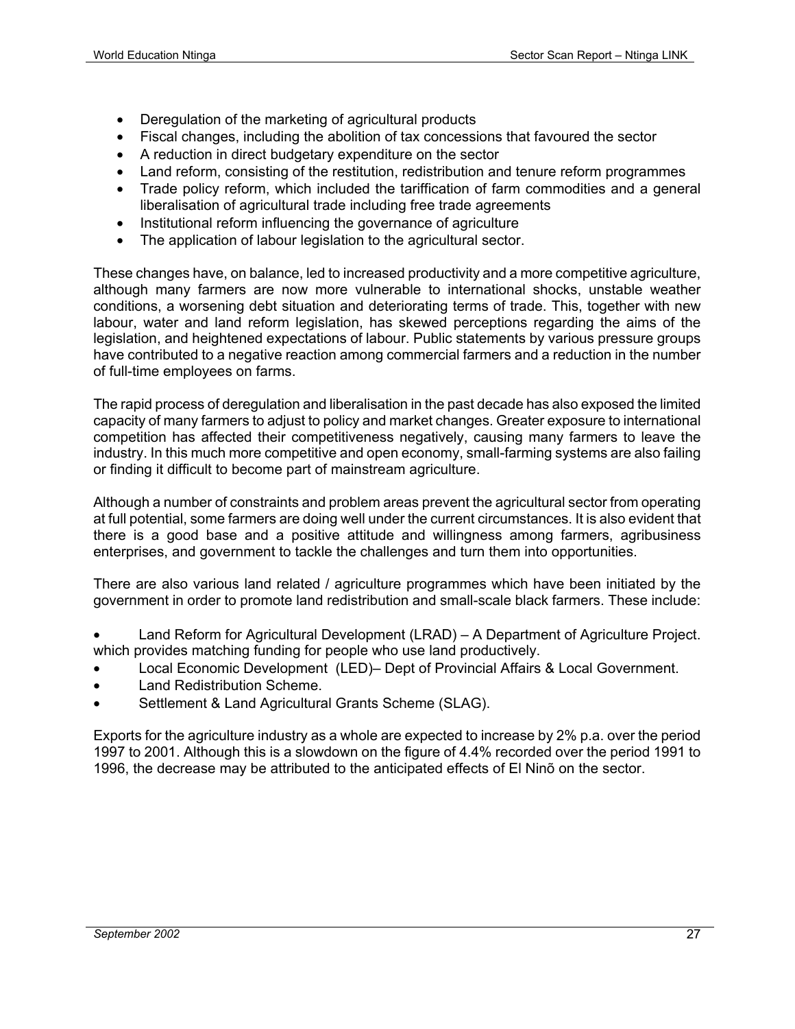- Deregulation of the marketing of agricultural products
- Fiscal changes, including the abolition of tax concessions that favoured the sector
- A reduction in direct budgetary expenditure on the sector
- Land reform, consisting of the restitution, redistribution and tenure reform programmes
- Trade policy reform, which included the tariffication of farm commodities and a general liberalisation of agricultural trade including free trade agreements
- Institutional reform influencing the governance of agriculture
- The application of labour legislation to the agricultural sector.

These changes have, on balance, led to increased productivity and a more competitive agriculture, although many farmers are now more vulnerable to international shocks, unstable weather conditions, a worsening debt situation and deteriorating terms of trade. This, together with new labour, water and land reform legislation, has skewed perceptions regarding the aims of the legislation, and heightened expectations of labour. Public statements by various pressure groups have contributed to a negative reaction among commercial farmers and a reduction in the number of full-time employees on farms.

The rapid process of deregulation and liberalisation in the past decade has also exposed the limited capacity of many farmers to adjust to policy and market changes. Greater exposure to international competition has affected their competitiveness negatively, causing many farmers to leave the industry. In this much more competitive and open economy, small-farming systems are also failing or finding it difficult to become part of mainstream agriculture.

Although a number of constraints and problem areas prevent the agricultural sector from operating at full potential, some farmers are doing well under the current circumstances. It is also evident that there is a good base and a positive attitude and willingness among farmers, agribusiness enterprises, and government to tackle the challenges and turn them into opportunities.

There are also various land related / agriculture programmes which have been initiated by the government in order to promote land redistribution and small-scale black farmers. These include:

- Land Reform for Agricultural Development (LRAD) – A Department of Agriculture Project. which provides matching funding for people who use land productively.
- Local Economic Development (LED)– Dept of Provincial Affairs & Local Government.
- Land Redistribution Scheme.
- Settlement & Land Agricultural Grants Scheme (SLAG).

Exports for the agriculture industry as a whole are expected to increase by 2% p.a. over the period 1997 to 2001. Although this is a slowdown on the figure of 4.4% recorded over the period 1991 to 1996, the decrease may be attributed to the anticipated effects of El Ninõ on the sector.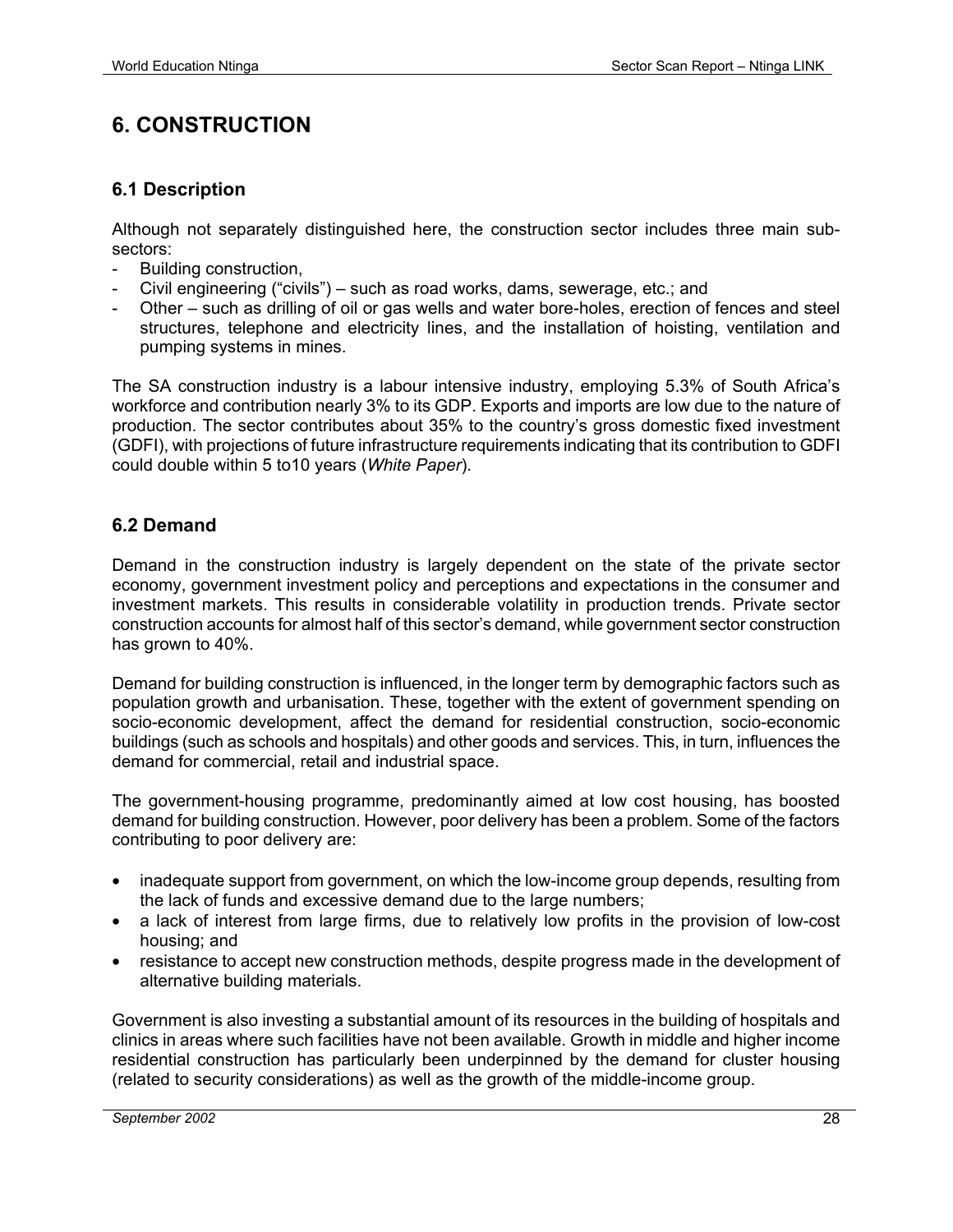# 6. CONSTRUCTION

## 6.1 Description

Although not separately distinguished here, the construction sector includes three main sub-sectors:

- Building construction,
- Civil engineering ("civils") – such as road works, dams, sewerage, etc.; and
- Other – such as drilling of oil or gas wells and water bore-holes, erection of fences and steel structures, telephone and electricity lines, and the installation of hoisting, ventilation and pumping systems in mines.

The SA construction industry is a labour intensive industry, employing 5.3% of South Africa's workforce and contribution nearly 3% to its GDP. Exports and imports are low due to the nature of production. The sector contributes about 35% to the country's gross domestic fixed investment (GDFI), with projections of future infrastructure requirements indicating that its contribution to GDFI could double within 5 to10 years (*White Paper*).

## 6.2 Demand

Demand in the construction industry is largely dependent on the state of the private sector economy, government investment policy and perceptions and expectations in the consumer and investment markets. This results in considerable volatility in production trends. Private sector construction accounts for almost half of this sector's demand, while government sector construction has grown to 40%.

Demand for building construction is influenced, in the longer term by demographic factors such as population growth and urbanisation. These, together with the extent of government spending on socio-economic development, affect the demand for residential construction, socio-economic buildings (such as schools and hospitals) and other goods and services. This, in turn, influences the demand for commercial, retail and industrial space.

The government-housing programme, predominantly aimed at low cost housing, has boosted demand for building construction. However, poor delivery has been a problem. Some of the factors contributing to poor delivery are:

- inadequate support from government, on which the low-income group depends, resulting from the lack of funds and excessive demand due to the large numbers;
- a lack of interest from large firms, due to relatively low profits in the provision of low-cost housing; and
- resistance to accept new construction methods, despite progress made in the development of alternative building materials.

Government is also investing a substantial amount of its resources in the building of hospitals and clinics in areas where such facilities have not been available. Growth in middle and higher income residential construction has particularly been underpinned by the demand for cluster housing (related to security considerations) as well as the growth of the middle-income group.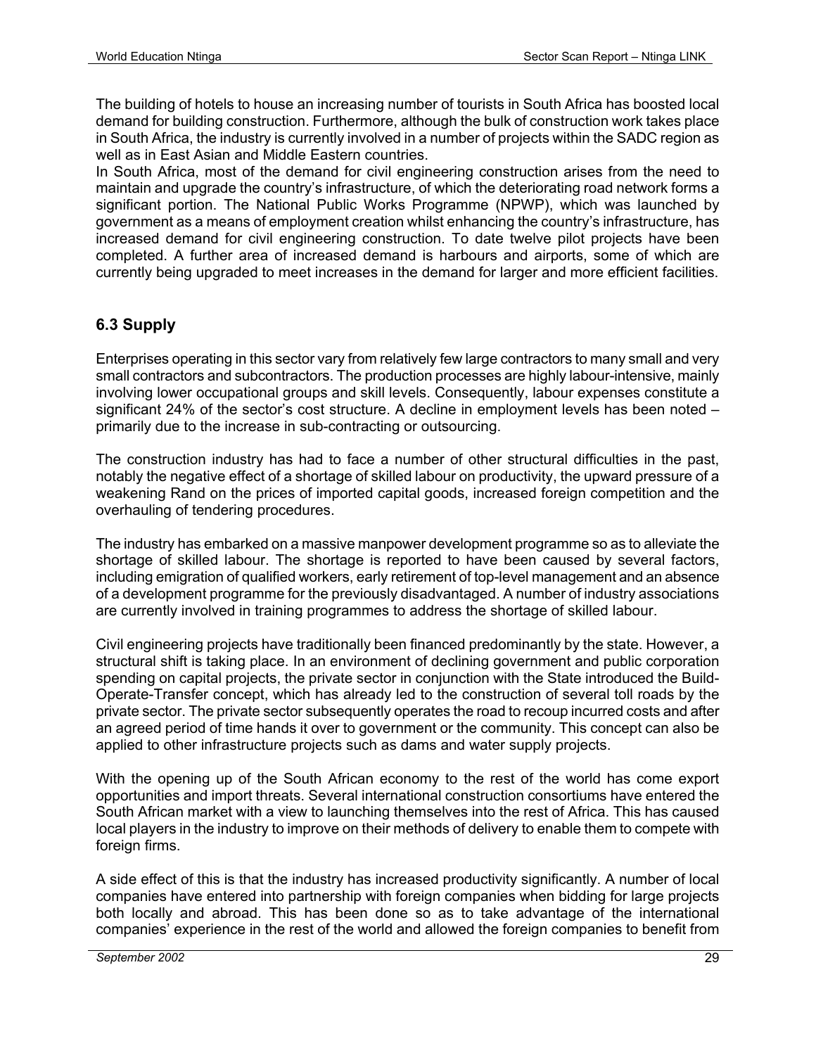The building of hotels to house an increasing number of tourists in South Africa has boosted local demand for building construction. Furthermore, although the bulk of construction work takes place in South Africa, the industry is currently involved in a number of projects within the SADC region as well as in East Asian and Middle Eastern countries.
In South Africa, most of the demand for civil engineering construction arises from the need to maintain and upgrade the country's infrastructure, of which the deteriorating road network forms a significant portion. The National Public Works Programme (NPWP), which was launched by government as a means of employment creation whilst enhancing the country's infrastructure, has increased demand for civil engineering construction. To date twelve pilot projects have been completed. A further area of increased demand is harbours and airports, some of which are currently being upgraded to meet increases in the demand for larger and more efficient facilities.

## 6.3 Supply

Enterprises operating in this sector vary from relatively few large contractors to many small and very small contractors and subcontractors. The production processes are highly labour-intensive, mainly involving lower occupational groups and skill levels. Consequently, labour expenses constitute a significant 24% of the sector's cost structure. A decline in employment levels has been noted – primarily due to the increase in sub-contracting or outsourcing.

The construction industry has had to face a number of other structural difficulties in the past, notably the negative effect of a shortage of skilled labour on productivity, the upward pressure of a weakening Rand on the prices of imported capital goods, increased foreign competition and the overhauling of tendering procedures.

The industry has embarked on a massive manpower development programme so as to alleviate the shortage of skilled labour. The shortage is reported to have been caused by several factors, including emigration of qualified workers, early retirement of top-level management and an absence of a development programme for the previously disadvantaged. A number of industry associations are currently involved in training programmes to address the shortage of skilled labour.

Civil engineering projects have traditionally been financed predominantly by the state. However, a structural shift is taking place. In an environment of declining government and public corporation spending on capital projects, the private sector in conjunction with the State introduced the Build-Operate-Transfer concept, which has already led to the construction of several toll roads by the private sector. The private sector subsequently operates the road to recoup incurred costs and after an agreed period of time hands it over to government or the community. This concept can also be applied to other infrastructure projects such as dams and water supply projects.

With the opening up of the South African economy to the rest of the world has come export opportunities and import threats. Several international construction consortiums have entered the South African market with a view to launching themselves into the rest of Africa. This has caused local players in the industry to improve on their methods of delivery to enable them to compete with foreign firms.

A side effect of this is that the industry has increased productivity significantly. A number of local companies have entered into partnership with foreign companies when bidding for large projects both locally and abroad. This has been done so as to take advantage of the international companies' experience in the rest of the world and allowed the foreign companies to benefit from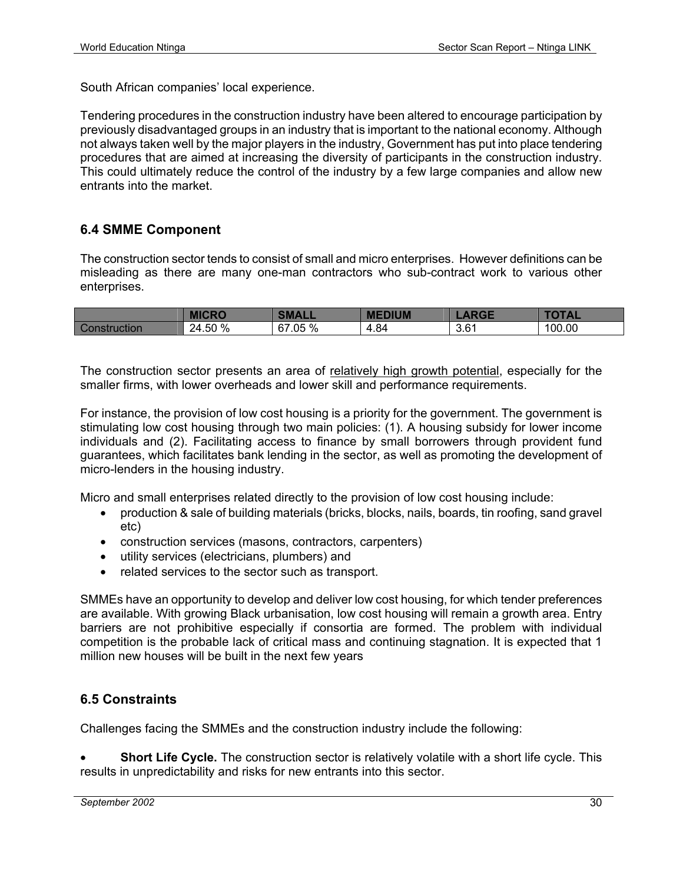South African companies' local experience.

Tendering procedures in the construction industry have been altered to encourage participation by previously disadvantaged groups in an industry that is important to the national economy. Although not always taken well by the major players in the industry, Government has put into place tendering procedures that are aimed at increasing the diversity of participants in the construction industry. This could ultimately reduce the control of the industry by a few large companies and allow new entrants into the market.

### 6.4 SMME Component

The construction sector tends to consist of small and micro enterprises. However definitions can be misleading as there are many one-man contractors who sub-contract work to various other enterprises.

| | MICRO | SMALL | MEDIUM | LARGE | TOTAL |
|---|---|---|---|---|---|
| Construction | 24.50 % | 67.05 % | 4.84 | 3.61 | 100.00 |

The construction sector presents an area of relatively high growth potential, especially for the smaller firms, with lower overheads and lower skill and performance requirements.

For instance, the provision of low cost housing is a priority for the government. The government is stimulating low cost housing through two main policies: (1). A housing subsidy for lower income individuals and (2). Facilitating access to finance by small borrowers through provident fund guarantees, which facilitates bank lending in the sector, as well as promoting the development of micro-lenders in the housing industry.

Micro and small enterprises related directly to the provision of low cost housing include:

- production & sale of building materials (bricks, blocks, nails, boards, tin roofing, sand gravel etc)
- construction services (masons, contractors, carpenters)
- utility services (electricians, plumbers) and
- related services to the sector such as transport.

SMMEs have an opportunity to develop and deliver low cost housing, for which tender preferences are available. With growing Black urbanisation, low cost housing will remain a growth area. Entry barriers are not prohibitive especially if consortia are formed. The problem with individual competition is the probable lack of critical mass and continuing stagnation. It is expected that 1 million new houses will be built in the next few years

### 6.5 Constraints

Challenges facing the SMMEs and the construction industry include the following:

- **Short Life Cycle.** The construction sector is relatively volatile with a short life cycle. This results in unpredictability and risks for new entrants into this sector.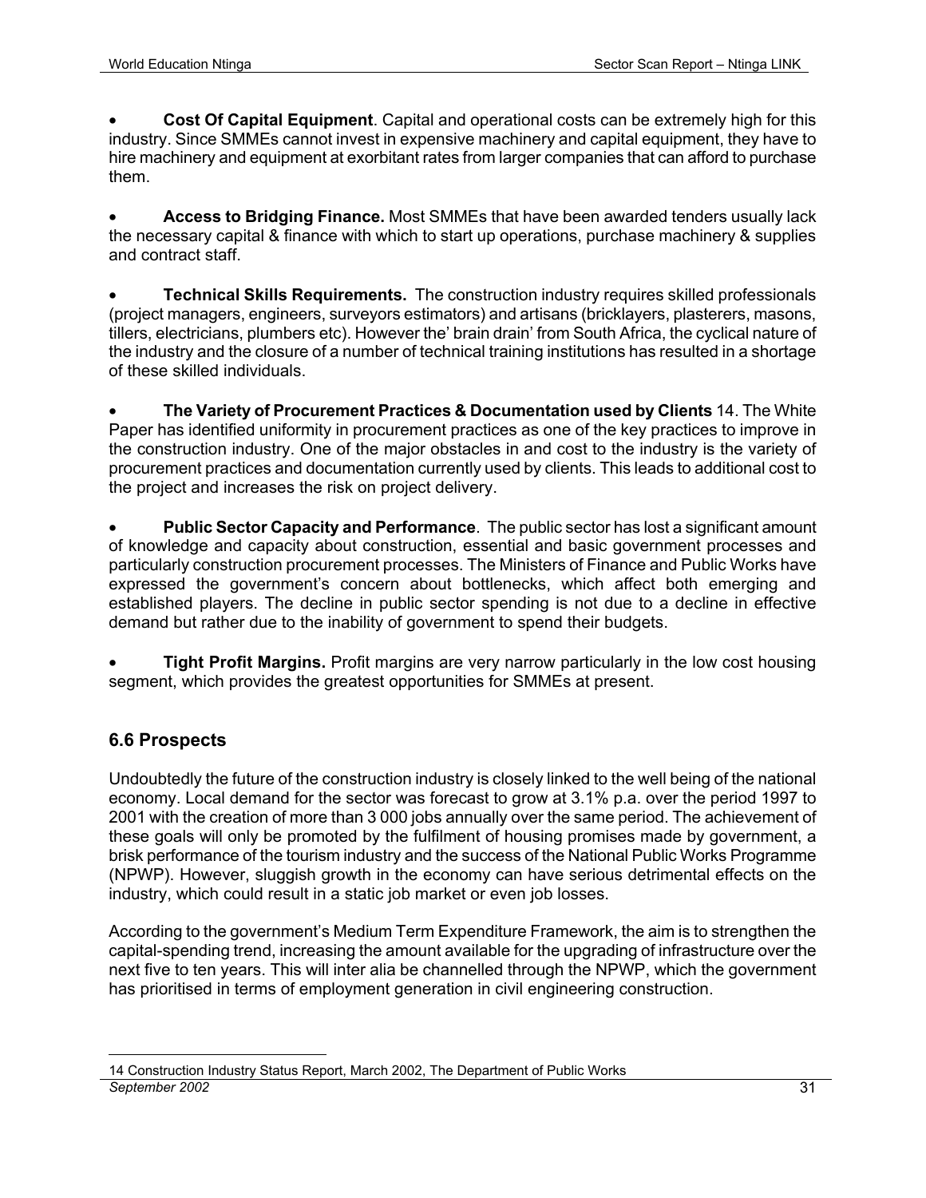- **Cost Of Capital Equipment**. Capital and operational costs can be extremely high for this industry. Since SMMEs cannot invest in expensive machinery and capital equipment, they have to hire machinery and equipment at exorbitant rates from larger companies that can afford to purchase them.

- **Access to Bridging Finance.** Most SMMEs that have been awarded tenders usually lack the necessary capital & finance with which to start up operations, purchase machinery & supplies and contract staff.

- **Technical Skills Requirements.** The construction industry requires skilled professionals (project managers, engineers, surveyors estimators) and artisans (bricklayers, plasterers, masons, tillers, electricians, plumbers etc). However the' brain drain' from South Africa, the cyclical nature of the industry and the closure of a number of technical training institutions has resulted in a shortage of these skilled individuals.

- **The Variety of Procurement Practices & Documentation used by Clients** [14]. The White Paper has identified uniformity in procurement practices as one of the key practices to improve in the construction industry. One of the major obstacles in and cost to the industry is the variety of procurement practices and documentation currently used by clients. This leads to additional cost to the project and increases the risk on project delivery.

- **Public Sector Capacity and Performance**. The public sector has lost a significant amount of knowledge and capacity about construction, essential and basic government processes and particularly construction procurement processes. The Ministers of Finance and Public Works have expressed the government's concern about bottlenecks, which affect both emerging and established players. The decline in public sector spending is not due to a decline in effective demand but rather due to the inability of government to spend their budgets.

- **Tight Profit Margins.** Profit margins are very narrow particularly in the low cost housing segment, which provides the greatest opportunities for SMMEs at present.

## 6.6 Prospects

Undoubtedly the future of the construction industry is closely linked to the well being of the national economy. Local demand for the sector was forecast to grow at 3.1% p.a. over the period 1997 to 2001 with the creation of more than 3 000 jobs annually over the same period. The achievement of these goals will only be promoted by the fulfilment of housing promises made by government, a brisk performance of the tourism industry and the success of the National Public Works Programme (NPWP). However, sluggish growth in the economy can have serious detrimental effects on the industry, which could result in a static job market or even job losses.

According to the government's Medium Term Expenditure Framework, the aim is to strengthen the capital-spending trend, increasing the amount available for the upgrading of infrastructure over the next five to ten years. This will inter alia be channelled through the NPWP, which the government has prioritised in terms of employment generation in civil engineering construction.

---

14 Construction Industry Status Report, March 2002, The Department of Public Works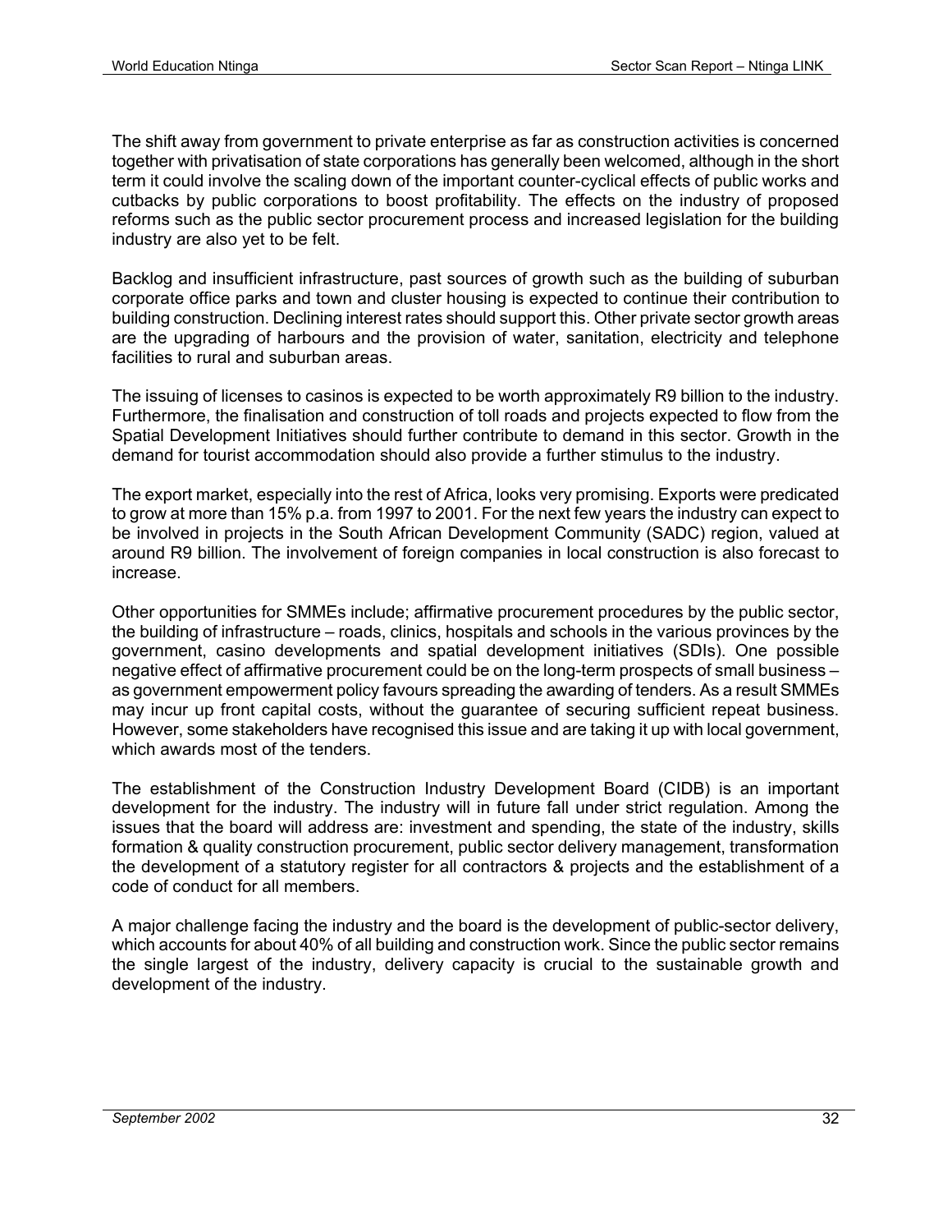The shift away from government to private enterprise as far as construction activities is concerned together with privatisation of state corporations has generally been welcomed, although in the short term it could involve the scaling down of the important counter-cyclical effects of public works and cutbacks by public corporations to boost profitability. The effects on the industry of proposed reforms such as the public sector procurement process and increased legislation for the building industry are also yet to be felt.

Backlog and insufficient infrastructure, past sources of growth such as the building of suburban corporate office parks and town and cluster housing is expected to continue their contribution to building construction. Declining interest rates should support this. Other private sector growth areas are the upgrading of harbours and the provision of water, sanitation, electricity and telephone facilities to rural and suburban areas.

The issuing of licenses to casinos is expected to be worth approximately R9 billion to the industry. Furthermore, the finalisation and construction of toll roads and projects expected to flow from the Spatial Development Initiatives should further contribute to demand in this sector. Growth in the demand for tourist accommodation should also provide a further stimulus to the industry.

The export market, especially into the rest of Africa, looks very promising. Exports were predicated to grow at more than 15% p.a. from 1997 to 2001. For the next few years the industry can expect to be involved in projects in the South African Development Community (SADC) region, valued at around R9 billion. The involvement of foreign companies in local construction is also forecast to increase.

Other opportunities for SMMEs include; affirmative procurement procedures by the public sector, the building of infrastructure – roads, clinics, hospitals and schools in the various provinces by the government, casino developments and spatial development initiatives (SDIs). One possible negative effect of affirmative procurement could be on the long-term prospects of small business – as government empowerment policy favours spreading the awarding of tenders. As a result SMMEs may incur up front capital costs, without the guarantee of securing sufficient repeat business. However, some stakeholders have recognised this issue and are taking it up with local government, which awards most of the tenders.

The establishment of the Construction Industry Development Board (CIDB) is an important development for the industry. The industry will in future fall under strict regulation. Among the issues that the board will address are: investment and spending, the state of the industry, skills formation & quality construction procurement, public sector delivery management, transformation the development of a statutory register for all contractors & projects and the establishment of a code of conduct for all members.

A major challenge facing the industry and the board is the development of public-sector delivery, which accounts for about 40% of all building and construction work. Since the public sector remains the single largest of the industry, delivery capacity is crucial to the sustainable growth and development of the industry.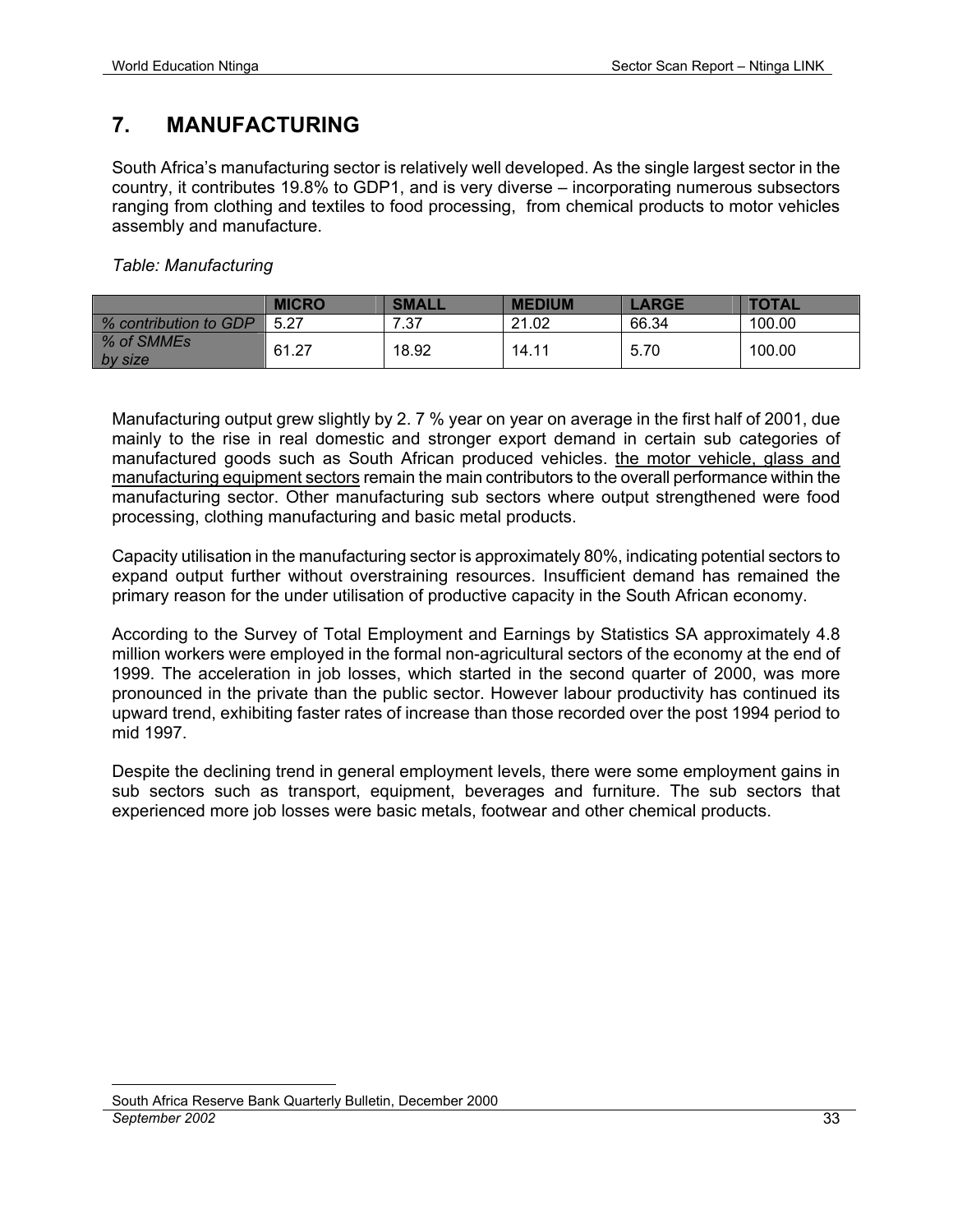# 7. MANUFACTURING

South Africa's manufacturing sector is relatively well developed. As the single largest sector in the country, it contributes 19.8% to GDP[1], and is very diverse – incorporating numerous subsectors ranging from clothing and textiles to food processing, from chemical products to motor vehicles assembly and manufacture.

*Table: Manufacturing*

| | MICRO | SMALL | MEDIUM | LARGE | TOTAL |
|---|---|---|---|---|---|
| *% contribution to GDP* | 5.27 | 7.37 | 21.02 | 66.34 | 100.00 |
| *% of SMMEs by size* | 61.27 | 18.92 | 14.11 | 5.70 | 100.00 |

Manufacturing output grew slightly by 2. 7 % year on year on average in the first half of 2001, due mainly to the rise in real domestic and stronger export demand in certain sub categories of manufactured goods such as South African produced vehicles. <u>the motor vehicle, glass and manufacturing equipment sectors</u> remain the main contributors to the overall performance within the manufacturing sector. Other manufacturing sub sectors where output strengthened were food processing, clothing manufacturing and basic metal products.

Capacity utilisation in the manufacturing sector is approximately 80%, indicating potential sectors to expand output further without overstraining resources. Insufficient demand has remained the primary reason for the under utilisation of productive capacity in the South African economy.

According to the Survey of Total Employment and Earnings by Statistics SA approximately 4.8 million workers were employed in the formal non-agricultural sectors of the economy at the end of 1999. The acceleration in job losses, which started in the second quarter of 2000, was more pronounced in the private than the public sector. However labour productivity has continued its upward trend, exhibiting faster rates of increase than those recorded over the post 1994 period to mid 1997.

Despite the declining trend in general employment levels, there were some employment gains in sub sectors such as transport, equipment, beverages and furniture. The sub sectors that experienced more job losses were basic metals, footwear and other chemical products.

---

South Africa Reserve Bank Quarterly Bulletin, December 2000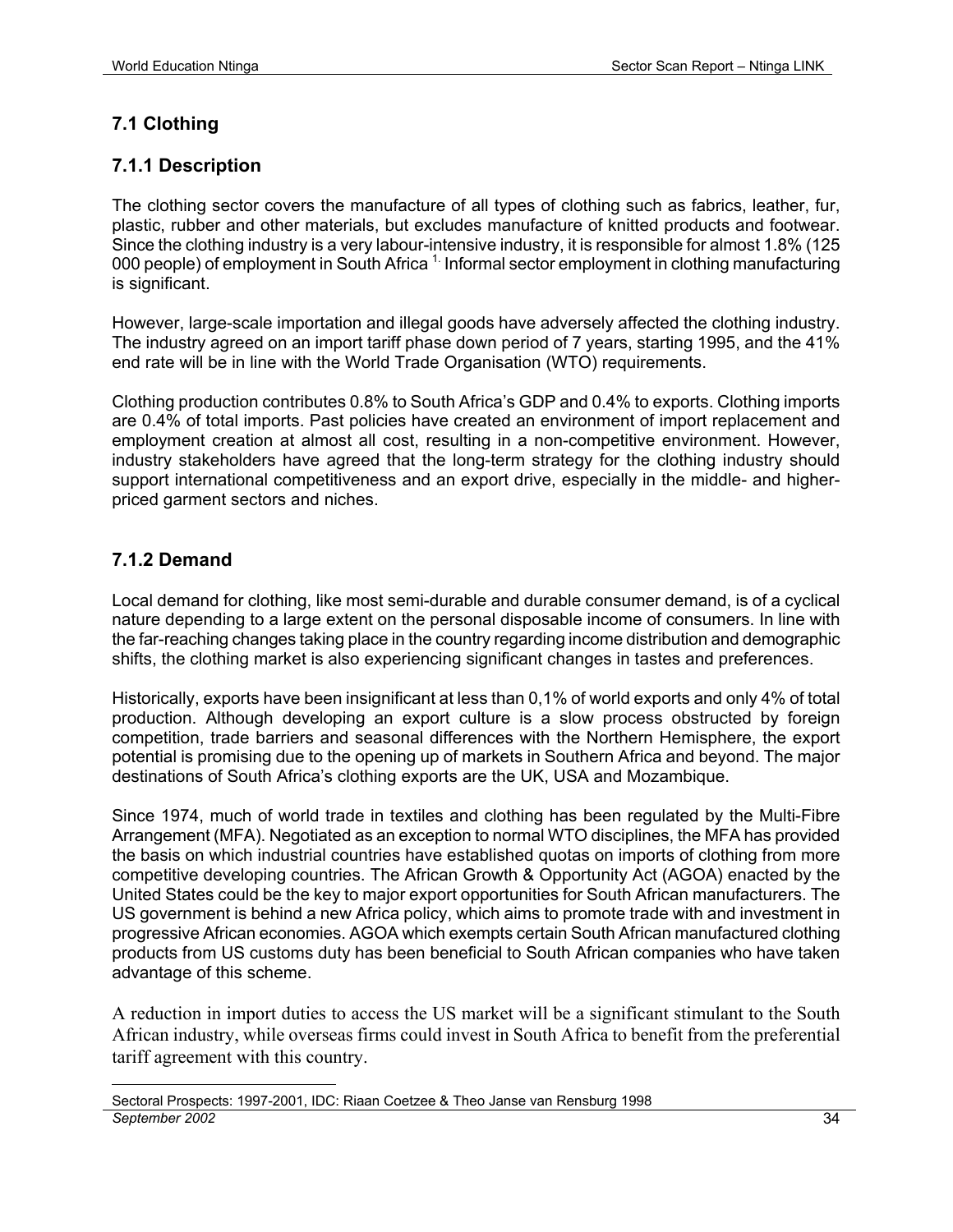## 7.1 Clothing

### 7.1.1 Description

The clothing sector covers the manufacture of all types of clothing such as fabrics, leather, fur, plastic, rubber and other materials, but excludes manufacture of knitted products and footwear. Since the clothing industry is a very labour-intensive industry, it is responsible for almost 1.8% (125 000 people) of employment in South Africa [1.] Informal sector employment in clothing manufacturing is significant.

However, large-scale importation and illegal goods have adversely affected the clothing industry. The industry agreed on an import tariff phase down period of 7 years, starting 1995, and the 41% end rate will be in line with the World Trade Organisation (WTO) requirements.

Clothing production contributes 0.8% to South Africa's GDP and 0.4% to exports. Clothing imports are 0.4% of total imports. Past policies have created an environment of import replacement and employment creation at almost all cost, resulting in a non-competitive environment. However, industry stakeholders have agreed that the long-term strategy for the clothing industry should support international competitiveness and an export drive, especially in the middle- and higher-priced garment sectors and niches.

### 7.1.2 Demand

Local demand for clothing, like most semi-durable and durable consumer demand, is of a cyclical nature depending to a large extent on the personal disposable income of consumers. In line with the far-reaching changes taking place in the country regarding income distribution and demographic shifts, the clothing market is also experiencing significant changes in tastes and preferences.

Historically, exports have been insignificant at less than 0,1% of world exports and only 4% of total production. Although developing an export culture is a slow process obstructed by foreign competition, trade barriers and seasonal differences with the Northern Hemisphere, the export potential is promising due to the opening up of markets in Southern Africa and beyond. The major destinations of South Africa's clothing exports are the UK, USA and Mozambique.

Since 1974, much of world trade in textiles and clothing has been regulated by the Multi-Fibre Arrangement (MFA). Negotiated as an exception to normal WTO disciplines, the MFA has provided the basis on which industrial countries have established quotas on imports of clothing from more competitive developing countries. The African Growth & Opportunity Act (AGOA) enacted by the United States could be the key to major export opportunities for South African manufacturers. The US government is behind a new Africa policy, which aims to promote trade with and investment in progressive African economies. AGOA which exempts certain South African manufactured clothing products from US customs duty has been beneficial to South African companies who have taken advantage of this scheme.

A reduction in import duties to access the US market will be a significant stimulant to the South African industry, while overseas firms could invest in South Africa to benefit from the preferential tariff agreement with this country.

---

Sectoral Prospects: 1997-2001, IDC: Riaan Coetzee & Theo Janse van Rensburg 1998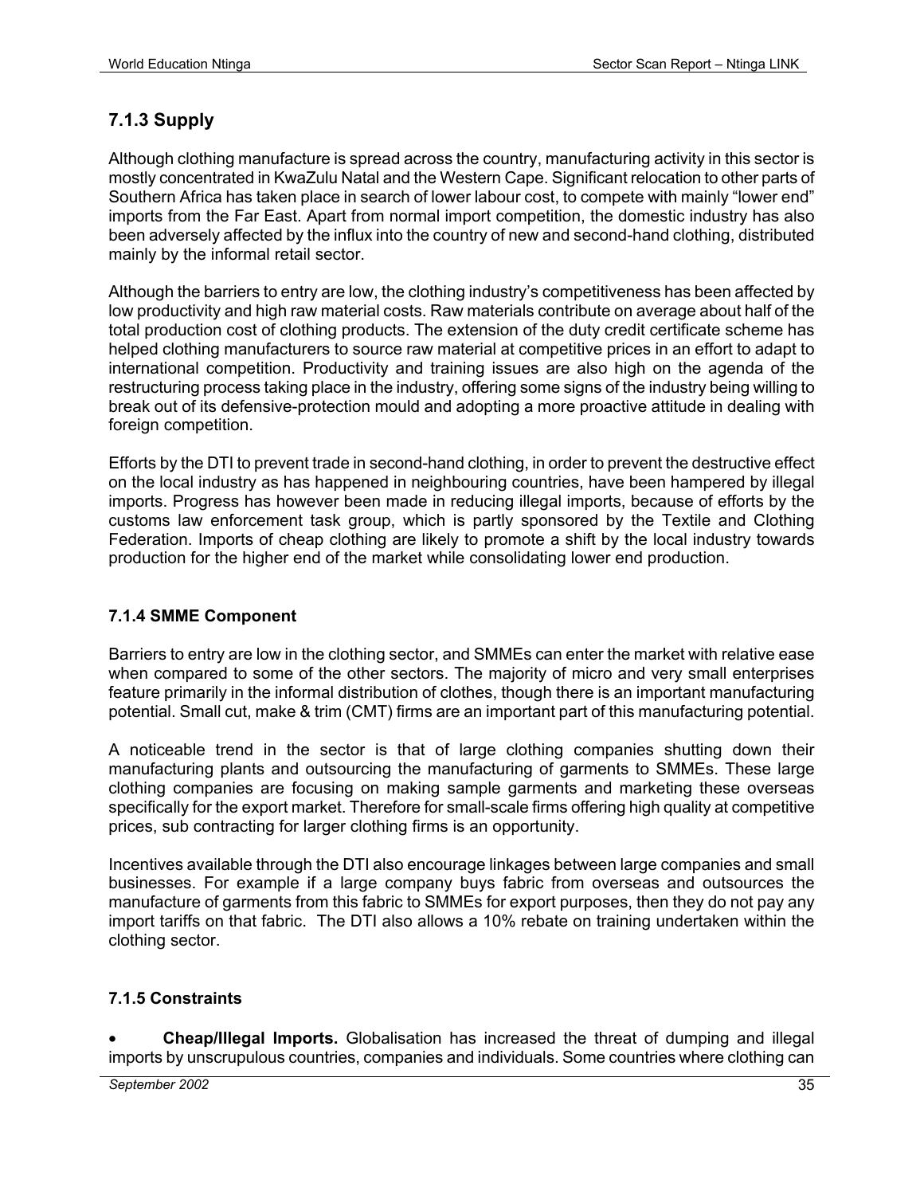### 7.1.3 Supply

Although clothing manufacture is spread across the country, manufacturing activity in this sector is mostly concentrated in KwaZulu Natal and the Western Cape. Significant relocation to other parts of Southern Africa has taken place in search of lower labour cost, to compete with mainly "lower end" imports from the Far East. Apart from normal import competition, the domestic industry has also been adversely affected by the influx into the country of new and second-hand clothing, distributed mainly by the informal retail sector.

Although the barriers to entry are low, the clothing industry's competitiveness has been affected by low productivity and high raw material costs. Raw materials contribute on average about half of the total production cost of clothing products. The extension of the duty credit certificate scheme has helped clothing manufacturers to source raw material at competitive prices in an effort to adapt to international competition. Productivity and training issues are also high on the agenda of the restructuring process taking place in the industry, offering some signs of the industry being willing to break out of its defensive-protection mould and adopting a more proactive attitude in dealing with foreign competition.

Efforts by the DTI to prevent trade in second-hand clothing, in order to prevent the destructive effect on the local industry as has happened in neighbouring countries, have been hampered by illegal imports. Progress has however been made in reducing illegal imports, because of efforts by the customs law enforcement task group, which is partly sponsored by the Textile and Clothing Federation. Imports of cheap clothing are likely to promote a shift by the local industry towards production for the higher end of the market while consolidating lower end production.

#### 7.1.4 SMME Component

Barriers to entry are low in the clothing sector, and SMMEs can enter the market with relative ease when compared to some of the other sectors. The majority of micro and very small enterprises feature primarily in the informal distribution of clothes, though there is an important manufacturing potential. Small cut, make & trim (CMT) firms are an important part of this manufacturing potential.

A noticeable trend in the sector is that of large clothing companies shutting down their manufacturing plants and outsourcing the manufacturing of garments to SMMEs. These large clothing companies are focusing on making sample garments and marketing these overseas specifically for the export market. Therefore for small-scale firms offering high quality at competitive prices, sub contracting for larger clothing firms is an opportunity.

Incentives available through the DTI also encourage linkages between large companies and small businesses. For example if a large company buys fabric from overseas and outsources the manufacture of garments from this fabric to SMMEs for export purposes, then they do not pay any import tariffs on that fabric. The DTI also allows a 10% rebate on training undertaken within the clothing sector.

#### 7.1.5 Constraints

- **Cheap/Illegal Imports.** Globalisation has increased the threat of dumping and illegal imports by unscrupulous countries, companies and individuals. Some countries where clothing can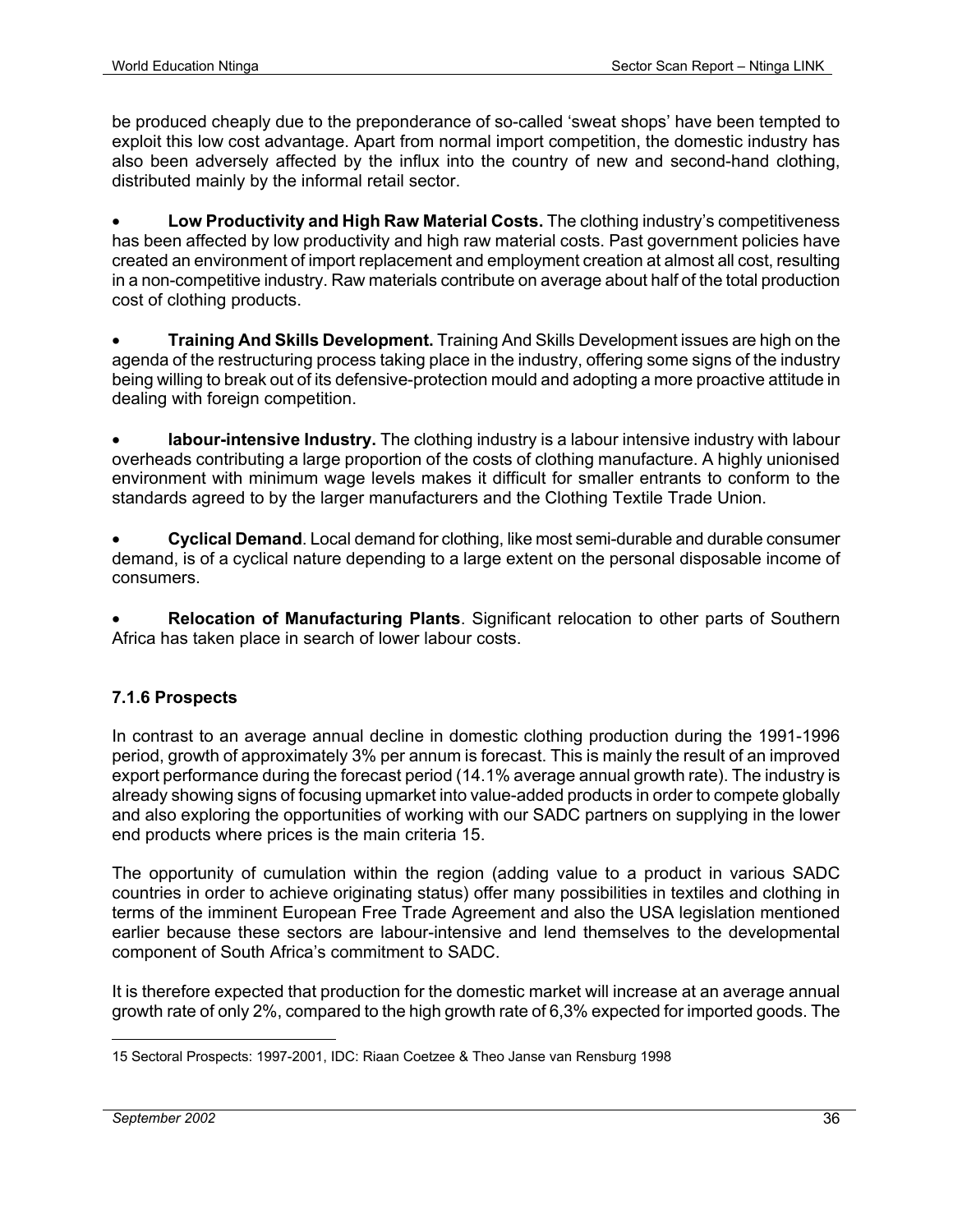be produced cheaply due to the preponderance of so-called 'sweat shops' have been tempted to exploit this low cost advantage. Apart from normal import competition, the domestic industry has also been adversely affected by the influx into the country of new and second-hand clothing, distributed mainly by the informal retail sector.

- **Low Productivity and High Raw Material Costs.** The clothing industry's competitiveness has been affected by low productivity and high raw material costs. Past government policies have created an environment of import replacement and employment creation at almost all cost, resulting in a non-competitive industry. Raw materials contribute on average about half of the total production cost of clothing products.

- **Training And Skills Development.** Training And Skills Development issues are high on the agenda of the restructuring process taking place in the industry, offering some signs of the industry being willing to break out of its defensive-protection mould and adopting a more proactive attitude in dealing with foreign competition.

- **labour-intensive Industry.** The clothing industry is a labour intensive industry with labour overheads contributing a large proportion of the costs of clothing manufacture. A highly unionised environment with minimum wage levels makes it difficult for smaller entrants to conform to the standards agreed to by the larger manufacturers and the Clothing Textile Trade Union.

- **Cyclical Demand**. Local demand for clothing, like most semi-durable and durable consumer demand, is of a cyclical nature depending to a large extent on the personal disposable income of consumers.

- **Relocation of Manufacturing Plants**. Significant relocation to other parts of Southern Africa has taken place in search of lower labour costs.

### 7.1.6 Prospects

In contrast to an average annual decline in domestic clothing production during the 1991-1996 period, growth of approximately 3% per annum is forecast. This is mainly the result of an improved export performance during the forecast period (14.1% average annual growth rate). The industry is already showing signs of focusing upmarket into value-added products in order to compete globally and also exploring the opportunities of working with our SADC partners on supplying in the lower end products where prices is the main criteria 15.

The opportunity of cumulation within the region (adding value to a product in various SADC countries in order to achieve originating status) offer many possibilities in textiles and clothing in terms of the imminent European Free Trade Agreement and also the USA legislation mentioned earlier because these sectors are labour-intensive and lend themselves to the developmental component of South Africa's commitment to SADC.

It is therefore expected that production for the domestic market will increase at an average annual growth rate of only 2%, compared to the high growth rate of 6,3% expected for imported goods. The

15 Sectoral Prospects: 1997-2001, IDC: Riaan Coetzee & Theo Janse van Rensburg 1998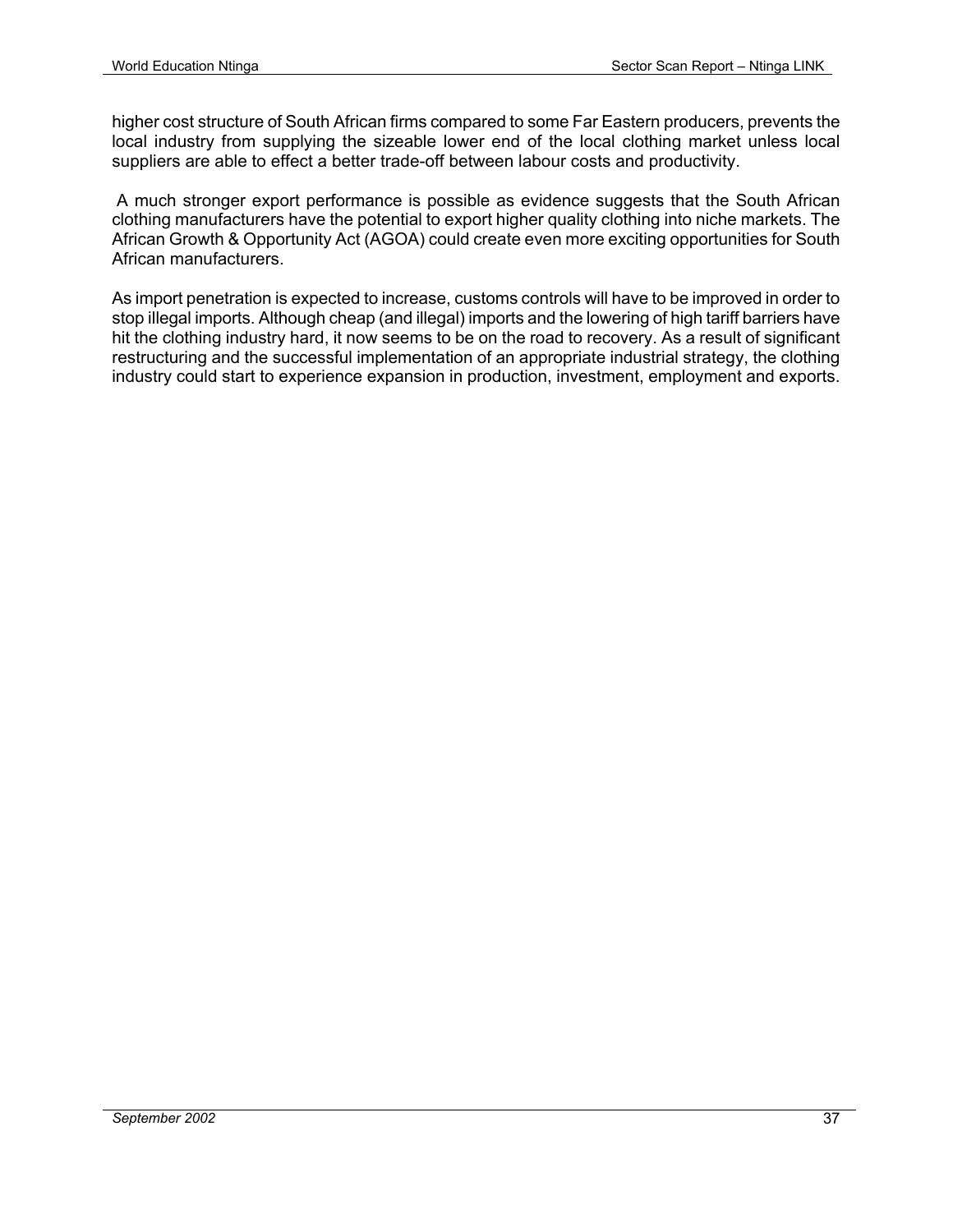higher cost structure of South African firms compared to some Far Eastern producers, prevents the local industry from supplying the sizeable lower end of the local clothing market unless local suppliers are able to effect a better trade-off between labour costs and productivity.

A much stronger export performance is possible as evidence suggests that the South African clothing manufacturers have the potential to export higher quality clothing into niche markets. The African Growth & Opportunity Act (AGOA) could create even more exciting opportunities for South African manufacturers.

As import penetration is expected to increase, customs controls will have to be improved in order to stop illegal imports. Although cheap (and illegal) imports and the lowering of high tariff barriers have hit the clothing industry hard, it now seems to be on the road to recovery. As a result of significant restructuring and the successful implementation of an appropriate industrial strategy, the clothing industry could start to experience expansion in production, investment, employment and exports.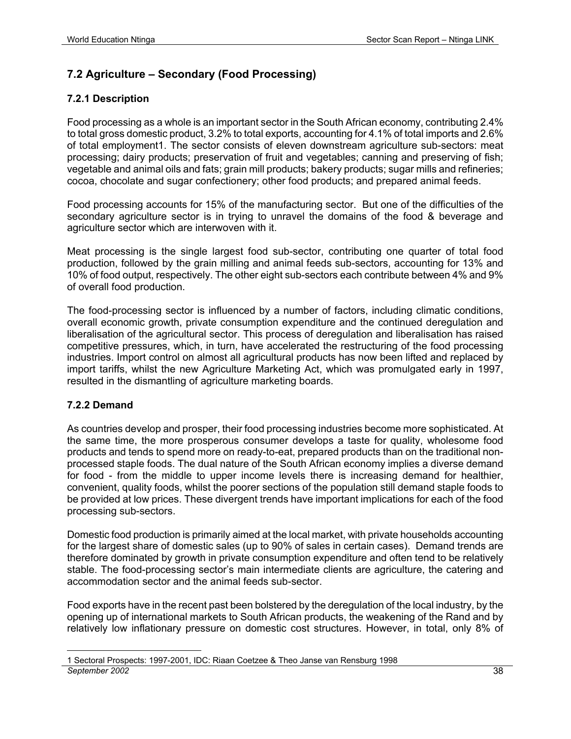## 7.2 Agriculture – Secondary (Food Processing)

### 7.2.1 Description

Food processing as a whole is an important sector in the South African economy, contributing 2.4% to total gross domestic product, 3.2% to total exports, accounting for 4.1% of total imports and 2.6% of total employment[1]. The sector consists of eleven downstream agriculture sub-sectors: meat processing; dairy products; preservation of fruit and vegetables; canning and preserving of fish; vegetable and animal oils and fats; grain mill products; bakery products; sugar mills and refineries; cocoa, chocolate and sugar confectionery; other food products; and prepared animal feeds.

Food processing accounts for 15% of the manufacturing sector. But one of the difficulties of the secondary agriculture sector is in trying to unravel the domains of the food & beverage and agriculture sector which are interwoven with it.

Meat processing is the single largest food sub-sector, contributing one quarter of total food production, followed by the grain milling and animal feeds sub-sectors, accounting for 13% and 10% of food output, respectively. The other eight sub-sectors each contribute between 4% and 9% of overall food production.

The food-processing sector is influenced by a number of factors, including climatic conditions, overall economic growth, private consumption expenditure and the continued deregulation and liberalisation of the agricultural sector. This process of deregulation and liberalisation has raised competitive pressures, which, in turn, have accelerated the restructuring of the food processing industries. Import control on almost all agricultural products has now been lifted and replaced by import tariffs, whilst the new Agriculture Marketing Act, which was promulgated early in 1997, resulted in the dismantling of agriculture marketing boards.

### 7.2.2 Demand

As countries develop and prosper, their food processing industries become more sophisticated. At the same time, the more prosperous consumer develops a taste for quality, wholesome food products and tends to spend more on ready-to-eat, prepared products than on the traditional non-processed staple foods. The dual nature of the South African economy implies a diverse demand for food - from the middle to upper income levels there is increasing demand for healthier, convenient, quality foods, whilst the poorer sections of the population still demand staple foods to be provided at low prices. These divergent trends have important implications for each of the food processing sub-sectors.

Domestic food production is primarily aimed at the local market, with private households accounting for the largest share of domestic sales (up to 90% of sales in certain cases). Demand trends are therefore dominated by growth in private consumption expenditure and often tend to be relatively stable. The food-processing sector's main intermediate clients are agriculture, the catering and accommodation sector and the animal feeds sub-sector.

Food exports have in the recent past been bolstered by the deregulation of the local industry, by the opening up of international markets to South African products, the weakening of the Rand and by relatively low inflationary pressure on domestic cost structures. However, in total, only 8% of

[1] Sectoral Prospects: 1997-2001, IDC: Riaan Coetzee & Theo Janse van Rensburg 1998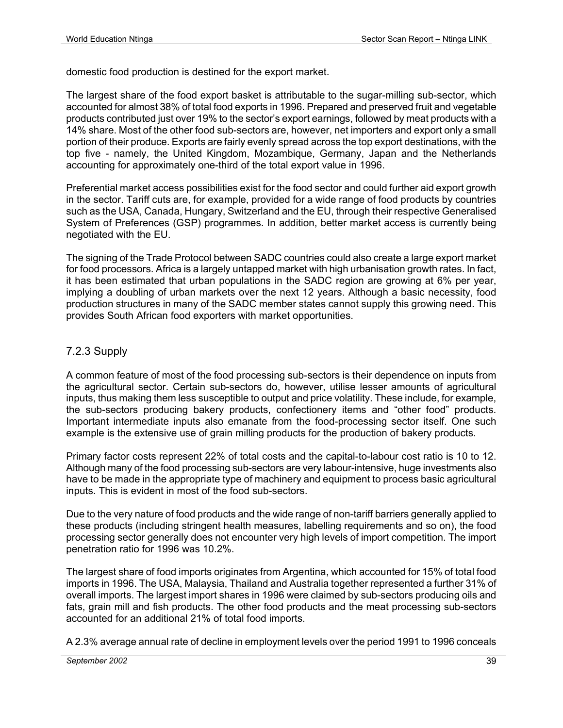domestic food production is destined for the export market.

The largest share of the food export basket is attributable to the sugar-milling sub-sector, which accounted for almost 38% of total food exports in 1996. Prepared and preserved fruit and vegetable products contributed just over 19% to the sector's export earnings, followed by meat products with a 14% share. Most of the other food sub-sectors are, however, net importers and export only a small portion of their produce. Exports are fairly evenly spread across the top export destinations, with the top five - namely, the United Kingdom, Mozambique, Germany, Japan and the Netherlands accounting for approximately one-third of the total export value in 1996.

Preferential market access possibilities exist for the food sector and could further aid export growth in the sector. Tariff cuts are, for example, provided for a wide range of food products by countries such as the USA, Canada, Hungary, Switzerland and the EU, through their respective Generalised System of Preferences (GSP) programmes. In addition, better market access is currently being negotiated with the EU.

The signing of the Trade Protocol between SADC countries could also create a large export market for food processors. Africa is a largely untapped market with high urbanisation growth rates. In fact, it has been estimated that urban populations in the SADC region are growing at 6% per year, implying a doubling of urban markets over the next 12 years. Although a basic necessity, food production structures in many of the SADC member states cannot supply this growing need. This provides South African food exporters with market opportunities.

### 7.2.3 Supply

A common feature of most of the food processing sub-sectors is their dependence on inputs from the agricultural sector. Certain sub-sectors do, however, utilise lesser amounts of agricultural inputs, thus making them less susceptible to output and price volatility. These include, for example, the sub-sectors producing bakery products, confectionery items and "other food" products. Important intermediate inputs also emanate from the food-processing sector itself. One such example is the extensive use of grain milling products for the production of bakery products.

Primary factor costs represent 22% of total costs and the capital-to-labour cost ratio is 10 to 12. Although many of the food processing sub-sectors are very labour-intensive, huge investments also have to be made in the appropriate type of machinery and equipment to process basic agricultural inputs. This is evident in most of the food sub-sectors.

Due to the very nature of food products and the wide range of non-tariff barriers generally applied to these products (including stringent health measures, labelling requirements and so on), the food processing sector generally does not encounter very high levels of import competition. The import penetration ratio for 1996 was 10.2%.

The largest share of food imports originates from Argentina, which accounted for 15% of total food imports in 1996. The USA, Malaysia, Thailand and Australia together represented a further 31% of overall imports. The largest import shares in 1996 were claimed by sub-sectors producing oils and fats, grain mill and fish products. The other food products and the meat processing sub-sectors accounted for an additional 21% of total food imports.

A 2.3% average annual rate of decline in employment levels over the period 1991 to 1996 conceals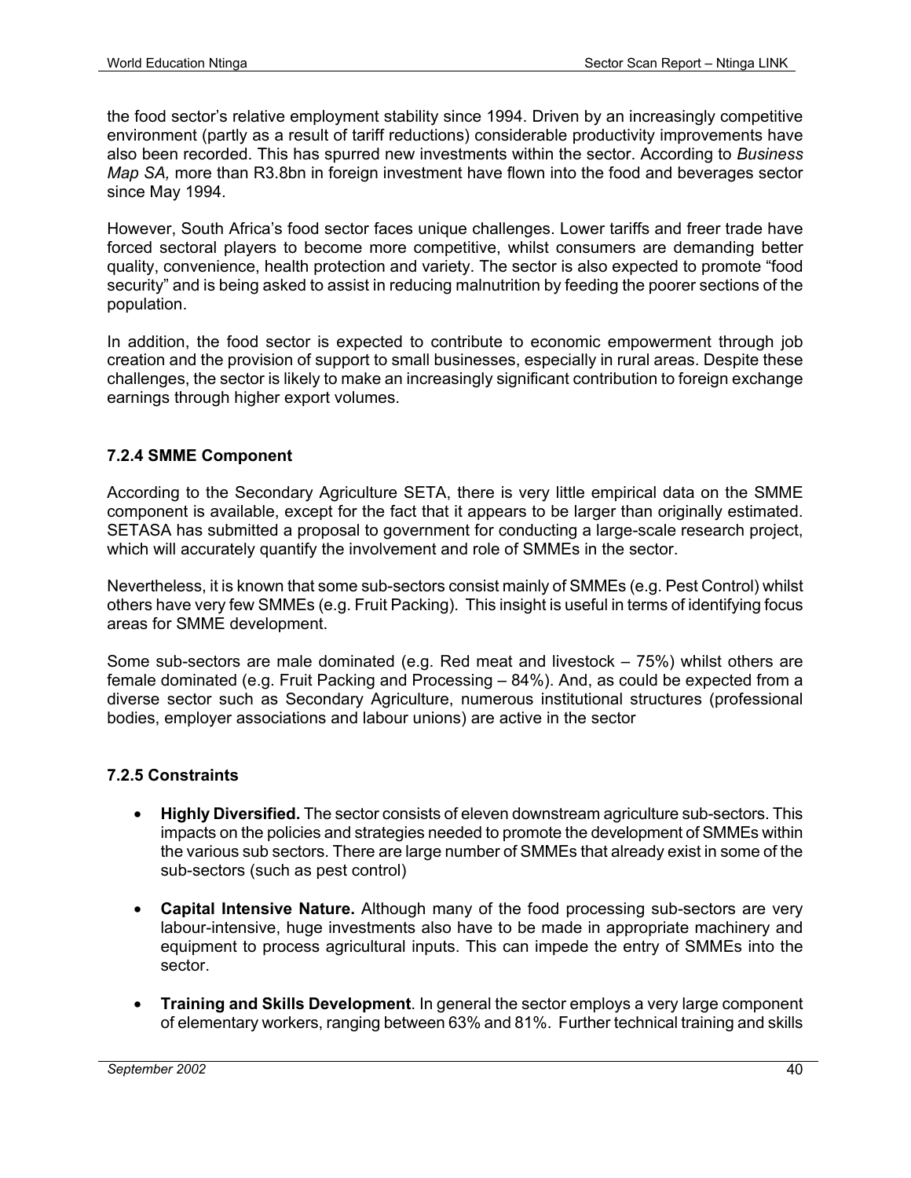the food sector's relative employment stability since 1994. Driven by an increasingly competitive environment (partly as a result of tariff reductions) considerable productivity improvements have also been recorded. This has spurred new investments within the sector. According to *Business Map SA,* more than R3.8bn in foreign investment have flown into the food and beverages sector since May 1994.

However, South Africa's food sector faces unique challenges. Lower tariffs and freer trade have forced sectoral players to become more competitive, whilst consumers are demanding better quality, convenience, health protection and variety. The sector is also expected to promote "food security" and is being asked to assist in reducing malnutrition by feeding the poorer sections of the population.

In addition, the food sector is expected to contribute to economic empowerment through job creation and the provision of support to small businesses, especially in rural areas. Despite these challenges, the sector is likely to make an increasingly significant contribution to foreign exchange earnings through higher export volumes.

### 7.2.4 SMME Component

According to the Secondary Agriculture SETA, there is very little empirical data on the SMME component is available, except for the fact that it appears to be larger than originally estimated. SETASA has submitted a proposal to government for conducting a large-scale research project, which will accurately quantify the involvement and role of SMMEs in the sector.

Nevertheless, it is known that some sub-sectors consist mainly of SMMEs (e.g. Pest Control) whilst others have very few SMMEs (e.g. Fruit Packing). This insight is useful in terms of identifying focus areas for SMME development.

Some sub-sectors are male dominated (e.g. Red meat and livestock – 75%) whilst others are female dominated (e.g. Fruit Packing and Processing – 84%). And, as could be expected from a diverse sector such as Secondary Agriculture, numerous institutional structures (professional bodies, employer associations and labour unions) are active in the sector

### 7.2.5 Constraints

- **Highly Diversified.** The sector consists of eleven downstream agriculture sub-sectors. This impacts on the policies and strategies needed to promote the development of SMMEs within the various sub sectors. There are large number of SMMEs that already exist in some of the sub-sectors (such as pest control)
- **Capital Intensive Nature.** Although many of the food processing sub-sectors are very labour-intensive, huge investments also have to be made in appropriate machinery and equipment to process agricultural inputs. This can impede the entry of SMMEs into the sector.
- **Training and Skills Development**. In general the sector employs a very large component of elementary workers, ranging between 63% and 81%. Further technical training and skills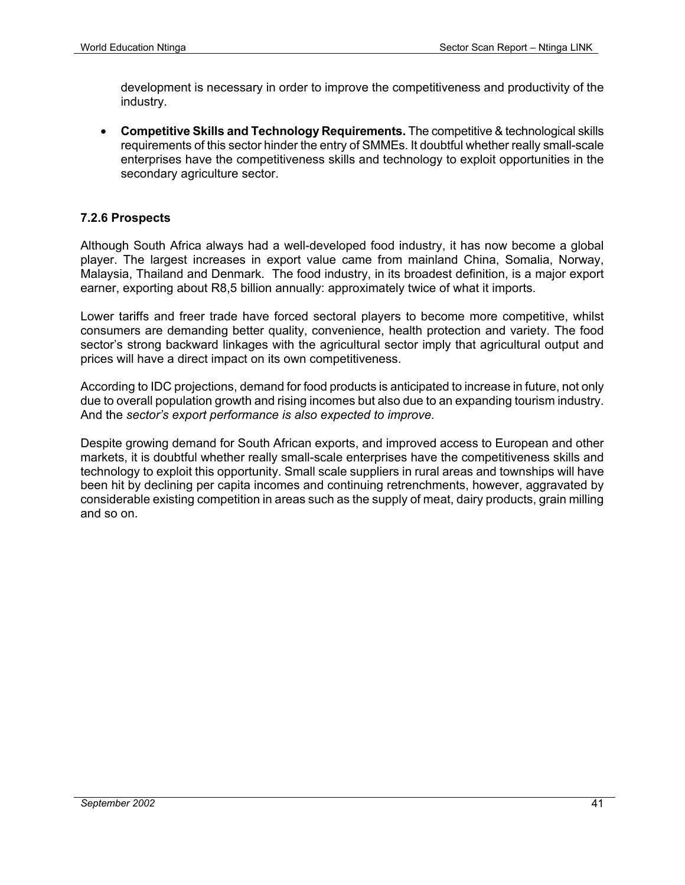development is necessary in order to improve the competitiveness and productivity of the industry.

- **Competitive Skills and Technology Requirements.** The competitive & technological skills requirements of this sector hinder the entry of SMMEs. It doubtful whether really small-scale enterprises have the competitiveness skills and technology to exploit opportunities in the secondary agriculture sector.

### 7.2.6 Prospects

Although South Africa always had a well-developed food industry, it has now become a global player. The largest increases in export value came from mainland China, Somalia, Norway, Malaysia, Thailand and Denmark. The food industry, in its broadest definition, is a major export earner, exporting about R8,5 billion annually: approximately twice of what it imports.

Lower tariffs and freer trade have forced sectoral players to become more competitive, whilst consumers are demanding better quality, convenience, health protection and variety. The food sector's strong backward linkages with the agricultural sector imply that agricultural output and prices will have a direct impact on its own competitiveness.

According to IDC projections, demand for food products is anticipated to increase in future, not only due to overall population growth and rising incomes but also due to an expanding tourism industry. And the *sector's export performance is also expected to improve.*

Despite growing demand for South African exports, and improved access to European and other markets, it is doubtful whether really small-scale enterprises have the competitiveness skills and technology to exploit this opportunity. Small scale suppliers in rural areas and townships will have been hit by declining per capita incomes and continuing retrenchments, however, aggravated by considerable existing competition in areas such as the supply of meat, dairy products, grain milling and so on.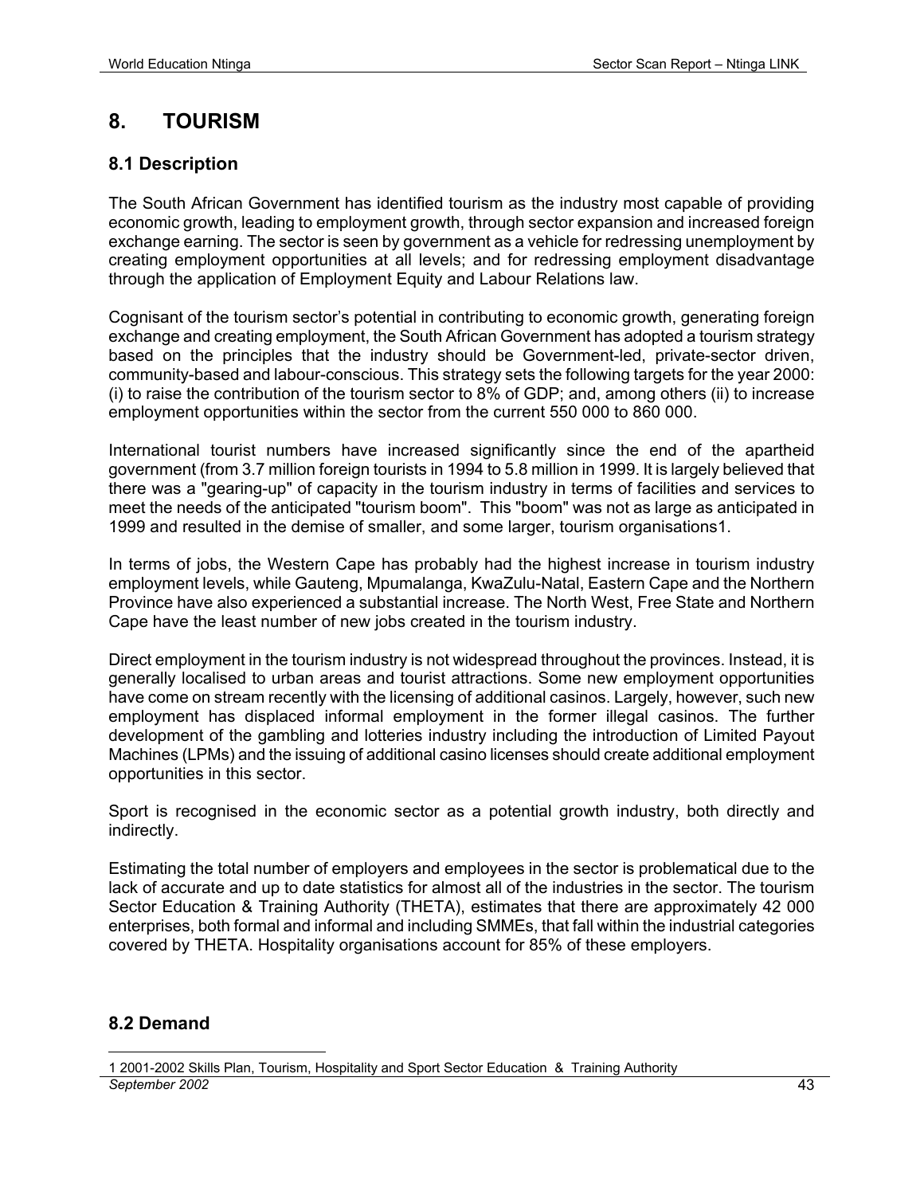# 8. TOURISM

## 8.1 Description

The South African Government has identified tourism as the industry most capable of providing economic growth, leading to employment growth, through sector expansion and increased foreign exchange earning. The sector is seen by government as a vehicle for redressing unemployment by creating employment opportunities at all levels; and for redressing employment disadvantage through the application of Employment Equity and Labour Relations law.

Cognisant of the tourism sector's potential in contributing to economic growth, generating foreign exchange and creating employment, the South African Government has adopted a tourism strategy based on the principles that the industry should be Government-led, private-sector driven, community-based and labour-conscious. This strategy sets the following targets for the year 2000: (i) to raise the contribution of the tourism sector to 8% of GDP; and, among others (ii) to increase employment opportunities within the sector from the current 550 000 to 860 000.

International tourist numbers have increased significantly since the end of the apartheid government (from 3.7 million foreign tourists in 1994 to 5.8 million in 1999. It is largely believed that there was a "gearing-up" of capacity in the tourism industry in terms of facilities and services to meet the needs of the anticipated "tourism boom". This "boom" was not as large as anticipated in 1999 and resulted in the demise of smaller, and some larger, tourism organisations[1].

In terms of jobs, the Western Cape has probably had the highest increase in tourism industry employment levels, while Gauteng, Mpumalanga, KwaZulu-Natal, Eastern Cape and the Northern Province have also experienced a substantial increase. The North West, Free State and Northern Cape have the least number of new jobs created in the tourism industry.

Direct employment in the tourism industry is not widespread throughout the provinces. Instead, it is generally localised to urban areas and tourist attractions. Some new employment opportunities have come on stream recently with the licensing of additional casinos. Largely, however, such new employment has displaced informal employment in the former illegal casinos. The further development of the gambling and lotteries industry including the introduction of Limited Payout Machines (LPMs) and the issuing of additional casino licenses should create additional employment opportunities in this sector.

Sport is recognised in the economic sector as a potential growth industry, both directly and indirectly.

Estimating the total number of employers and employees in the sector is problematical due to the lack of accurate and up to date statistics for almost all of the industries in the sector. The tourism Sector Education & Training Authority (THETA), estimates that there are approximately 42 000 enterprises, both formal and informal and including SMMEs, that fall within the industrial categories covered by THETA. Hospitality organisations account for 85% of these employers.

## 8.2 Demand

[1] 2001-2002 Skills Plan, Tourism, Hospitality and Sport Sector Education & Training Authority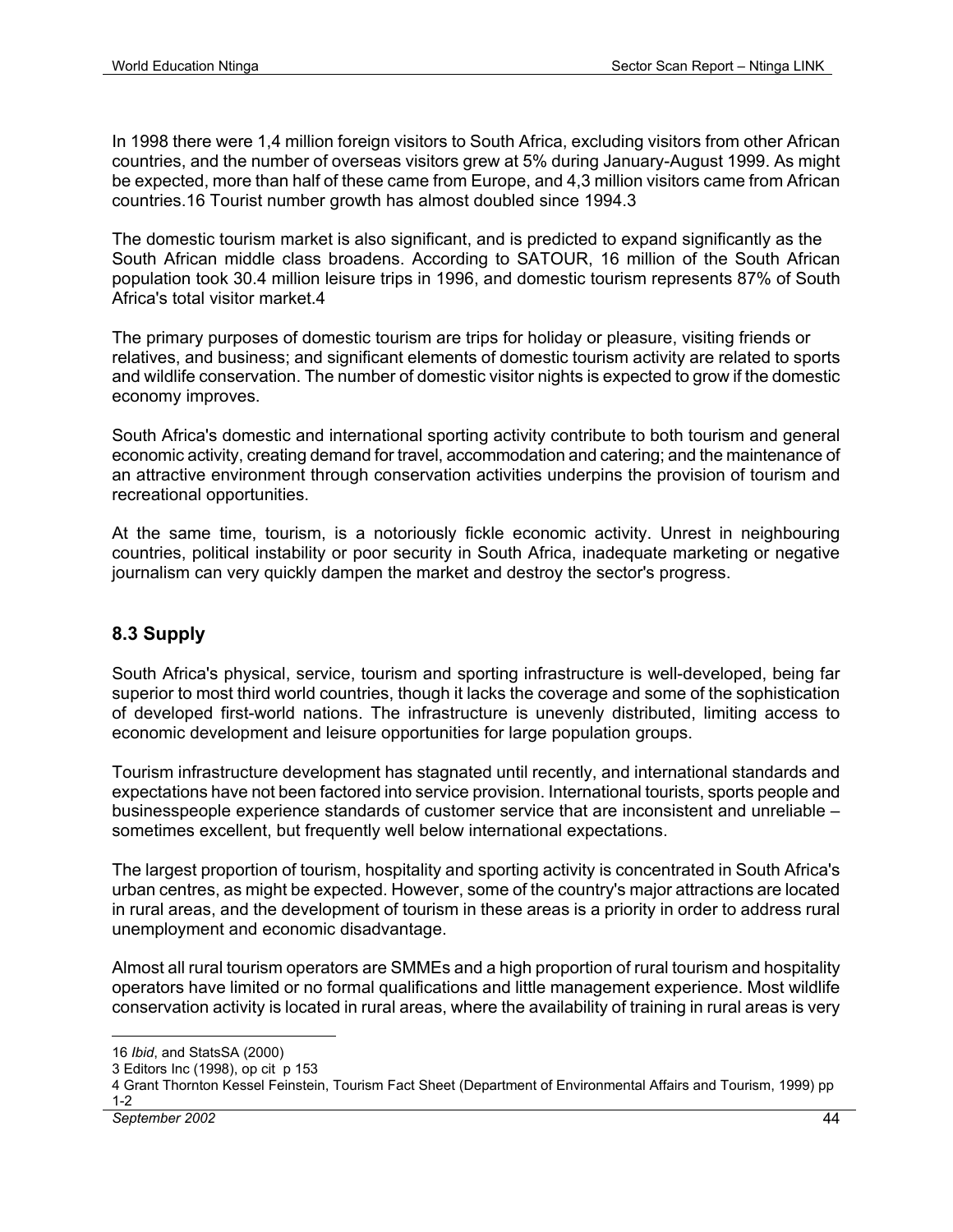In 1998 there were 1,4 million foreign visitors to South Africa, excluding visitors from other African countries, and the number of overseas visitors grew at 5% during January-August 1999. As might be expected, more than half of these came from Europe, and 4,3 million visitors came from African countries.[16] Tourist number growth has almost doubled since 1994.[3]

The domestic tourism market is also significant, and is predicted to expand significantly as the South African middle class broadens. According to SATOUR, 16 million of the South African population took 30.4 million leisure trips in 1996, and domestic tourism represents 87% of South Africa's total visitor market.[4]

The primary purposes of domestic tourism are trips for holiday or pleasure, visiting friends or relatives, and business; and significant elements of domestic tourism activity are related to sports and wildlife conservation. The number of domestic visitor nights is expected to grow if the domestic economy improves.

South Africa's domestic and international sporting activity contribute to both tourism and general economic activity, creating demand for travel, accommodation and catering; and the maintenance of an attractive environment through conservation activities underpins the provision of tourism and recreational opportunities.

At the same time, tourism, is a notoriously fickle economic activity. Unrest in neighbouring countries, political instability or poor security in South Africa, inadequate marketing or negative journalism can very quickly dampen the market and destroy the sector's progress.

### 8.3 Supply

South Africa's physical, service, tourism and sporting infrastructure is well-developed, being far superior to most third world countries, though it lacks the coverage and some of the sophistication of developed first-world nations. The infrastructure is unevenly distributed, limiting access to economic development and leisure opportunities for large population groups.

Tourism infrastructure development has stagnated until recently, and international standards and expectations have not been factored into service provision. International tourists, sports people and businesspeople experience standards of customer service that are inconsistent and unreliable – sometimes excellent, but frequently well below international expectations.

The largest proportion of tourism, hospitality and sporting activity is concentrated in South Africa's urban centres, as might be expected. However, some of the country's major attractions are located in rural areas, and the development of tourism in these areas is a priority in order to address rural unemployment and economic disadvantage.

Almost all rural tourism operators are SMMEs and a high proportion of rural tourism and hospitality operators have limited or no formal qualifications and little management experience. Most wildlife conservation activity is located in rural areas, where the availability of training in rural areas is very

---

16 *Ibid*, and StatsSA (2000)

3 Editors Inc (1998), op cit p 153

4 Grant Thornton Kessel Feinstein, Tourism Fact Sheet (Department of Environmental Affairs and Tourism, 1999) pp 1-2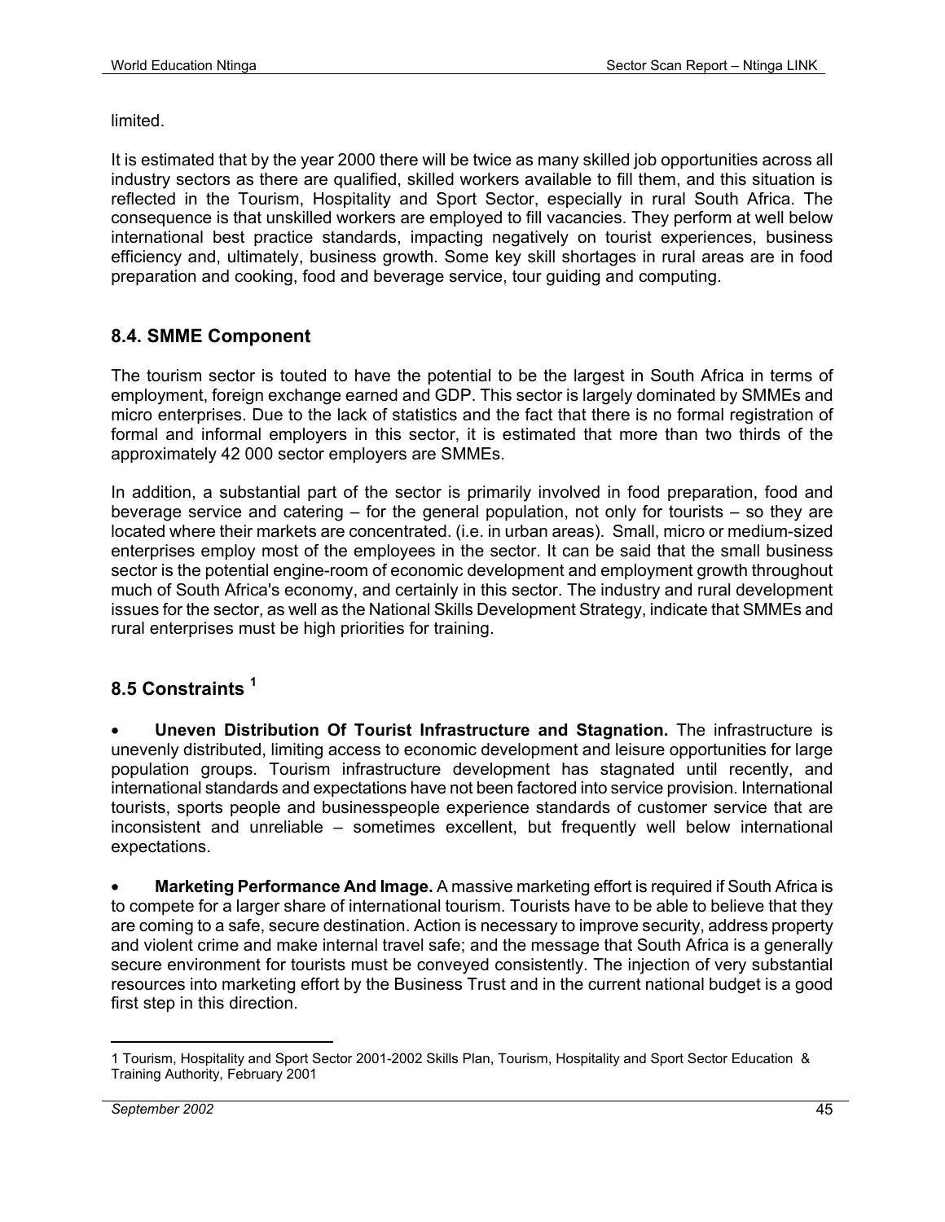limited.

It is estimated that by the year 2000 there will be twice as many skilled job opportunities across all industry sectors as there are qualified, skilled workers available to fill them, and this situation is reflected in the Tourism, Hospitality and Sport Sector, especially in rural South Africa. The consequence is that unskilled workers are employed to fill vacancies. They perform at well below international best practice standards, impacting negatively on tourist experiences, business efficiency and, ultimately, business growth. Some key skill shortages in rural areas are in food preparation and cooking, food and beverage service, tour guiding and computing.

## 8.4. SMME Component

The tourism sector is touted to have the potential to be the largest in South Africa in terms of employment, foreign exchange earned and GDP. This sector is largely dominated by SMMEs and micro enterprises. Due to the lack of statistics and the fact that there is no formal registration of formal and informal employers in this sector, it is estimated that more than two thirds of the approximately 42 000 sector employers are SMMEs.

In addition, a substantial part of the sector is primarily involved in food preparation, food and beverage service and catering – for the general population, not only for tourists – so they are located where their markets are concentrated. (i.e. in urban areas). Small, micro or medium-sized enterprises employ most of the employees in the sector. It can be said that the small business sector is the potential engine-room of economic development and employment growth throughout much of South Africa's economy, and certainly in this sector. The industry and rural development issues for the sector, as well as the National Skills Development Strategy, indicate that SMMEs and rural enterprises must be high priorities for training.

## 8.5 Constraints [1]

- **Uneven Distribution Of Tourist Infrastructure and Stagnation.** The infrastructure is unevenly distributed, limiting access to economic development and leisure opportunities for large population groups. Tourism infrastructure development has stagnated until recently, and international standards and expectations have not been factored into service provision. International tourists, sports people and businesspeople experience standards of customer service that are inconsistent and unreliable – sometimes excellent, but frequently well below international expectations.

- **Marketing Performance And Image.** A massive marketing effort is required if South Africa is to compete for a larger share of international tourism. Tourists have to be able to believe that they are coming to a safe, secure destination. Action is necessary to improve security, address property and violent crime and make internal travel safe; and the message that South Africa is a generally secure environment for tourists must be conveyed consistently. The injection of very substantial resources into marketing effort by the Business Trust and in the current national budget is a good first step in this direction.

---

1 Tourism, Hospitality and Sport Sector 2001-2002 Skills Plan, Tourism, Hospitality and Sport Sector Education & Training Authority, February 2001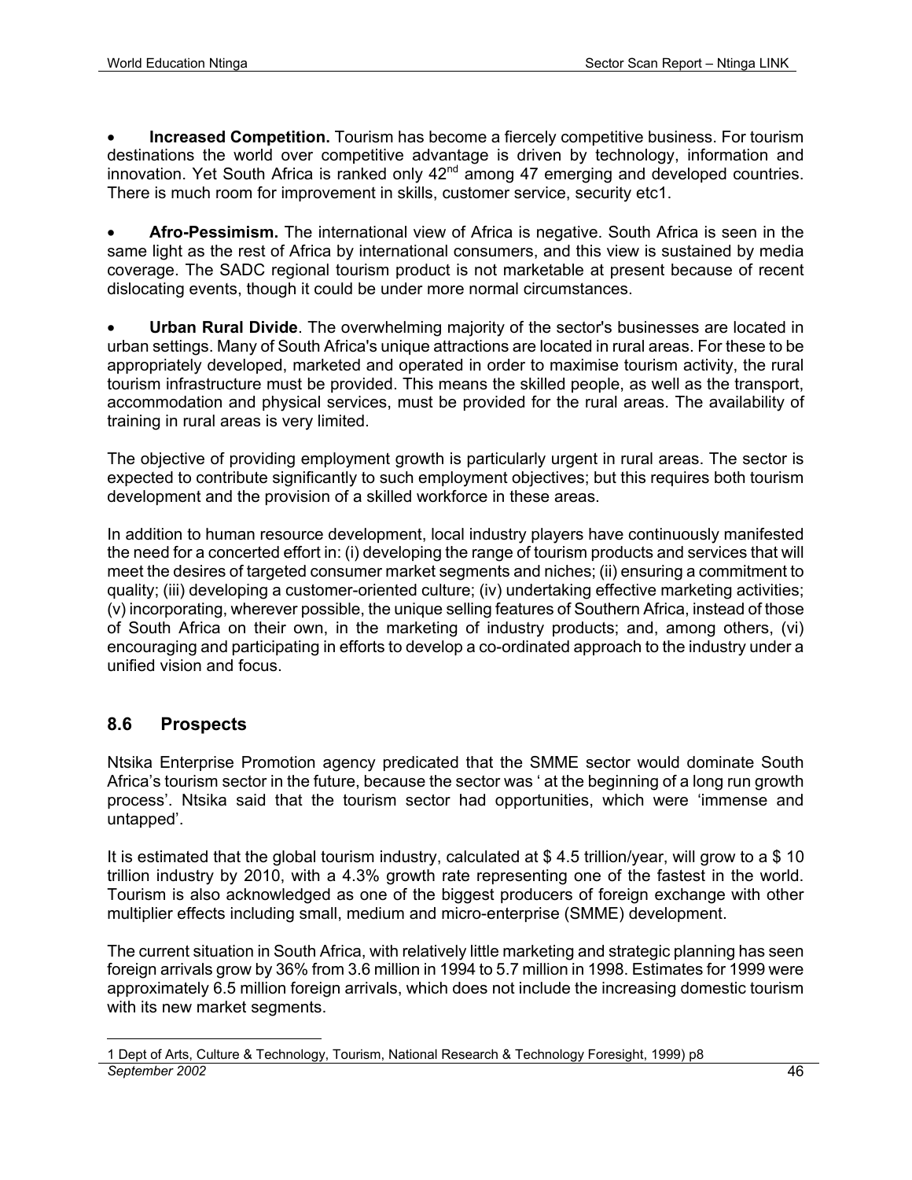- **Increased Competition.** Tourism has become a fiercely competitive business. For tourism destinations the world over competitive advantage is driven by technology, information and innovation. Yet South Africa is ranked only 42$^{nd}$ among 47 emerging and developed countries. There is much room for improvement in skills, customer service, security etc1.

- **Afro-Pessimism.** The international view of Africa is negative. South Africa is seen in the same light as the rest of Africa by international consumers, and this view is sustained by media coverage. The SADC regional tourism product is not marketable at present because of recent dislocating events, though it could be under more normal circumstances.

- **Urban Rural Divide**. The overwhelming majority of the sector's businesses are located in urban settings. Many of South Africa's unique attractions are located in rural areas. For these to be appropriately developed, marketed and operated in order to maximise tourism activity, the rural tourism infrastructure must be provided. This means the skilled people, as well as the transport, accommodation and physical services, must be provided for the rural areas. The availability of training in rural areas is very limited.

The objective of providing employment growth is particularly urgent in rural areas. The sector is expected to contribute significantly to such employment objectives; but this requires both tourism development and the provision of a skilled workforce in these areas.

In addition to human resource development, local industry players have continuously manifested the need for a concerted effort in: (i) developing the range of tourism products and services that will meet the desires of targeted consumer market segments and niches; (ii) ensuring a commitment to quality; (iii) developing a customer-oriented culture; (iv) undertaking effective marketing activities; (v) incorporating, wherever possible, the unique selling features of Southern Africa, instead of those of South Africa on their own, in the marketing of industry products; and, among others, (vi) encouraging and participating in efforts to develop a co-ordinated approach to the industry under a unified vision and focus.

## 8.6 Prospects

Ntsika Enterprise Promotion agency predicated that the SMME sector would dominate South Africa's tourism sector in the future, because the sector was ' at the beginning of a long run growth process'. Ntsika said that the tourism sector had opportunities, which were 'immense and untapped'.

It is estimated that the global tourism industry, calculated at \$ 4.5 trillion/year, will grow to a \$ 10 trillion industry by 2010, with a 4.3% growth rate representing one of the fastest in the world. Tourism is also acknowledged as one of the biggest producers of foreign exchange with other multiplier effects including small, medium and micro-enterprise (SMME) development.

The current situation in South Africa, with relatively little marketing and strategic planning has seen foreign arrivals grow by 36% from 3.6 million in 1994 to 5.7 million in 1998. Estimates for 1999 were approximately 6.5 million foreign arrivals, which does not include the increasing domestic tourism with its new market segments.

---

1 Dept of Arts, Culture & Technology, Tourism, National Research & Technology Foresight, 1999) p8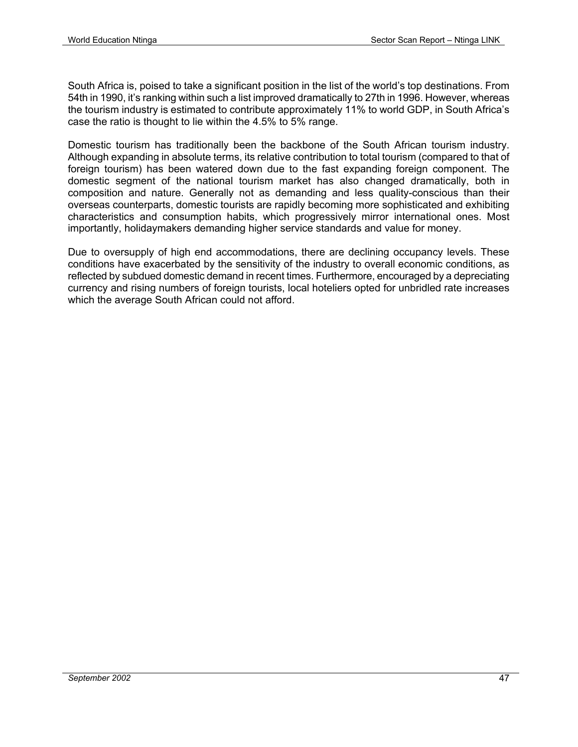South Africa is, poised to take a significant position in the list of the world's top destinations. From 54th in 1990, it's ranking within such a list improved dramatically to 27th in 1996. However, whereas the tourism industry is estimated to contribute approximately 11% to world GDP, in South Africa's case the ratio is thought to lie within the 4.5% to 5% range.

Domestic tourism has traditionally been the backbone of the South African tourism industry. Although expanding in absolute terms, its relative contribution to total tourism (compared to that of foreign tourism) has been watered down due to the fast expanding foreign component. The domestic segment of the national tourism market has also changed dramatically, both in composition and nature. Generally not as demanding and less quality-conscious than their overseas counterparts, domestic tourists are rapidly becoming more sophisticated and exhibiting characteristics and consumption habits, which progressively mirror international ones. Most importantly, holidaymakers demanding higher service standards and value for money.

Due to oversupply of high end accommodations, there are declining occupancy levels. These conditions have exacerbated by the sensitivity of the industry to overall economic conditions, as reflected by subdued domestic demand in recent times. Furthermore, encouraged by a depreciating currency and rising numbers of foreign tourists, local hoteliers opted for unbridled rate increases which the average South African could not afford.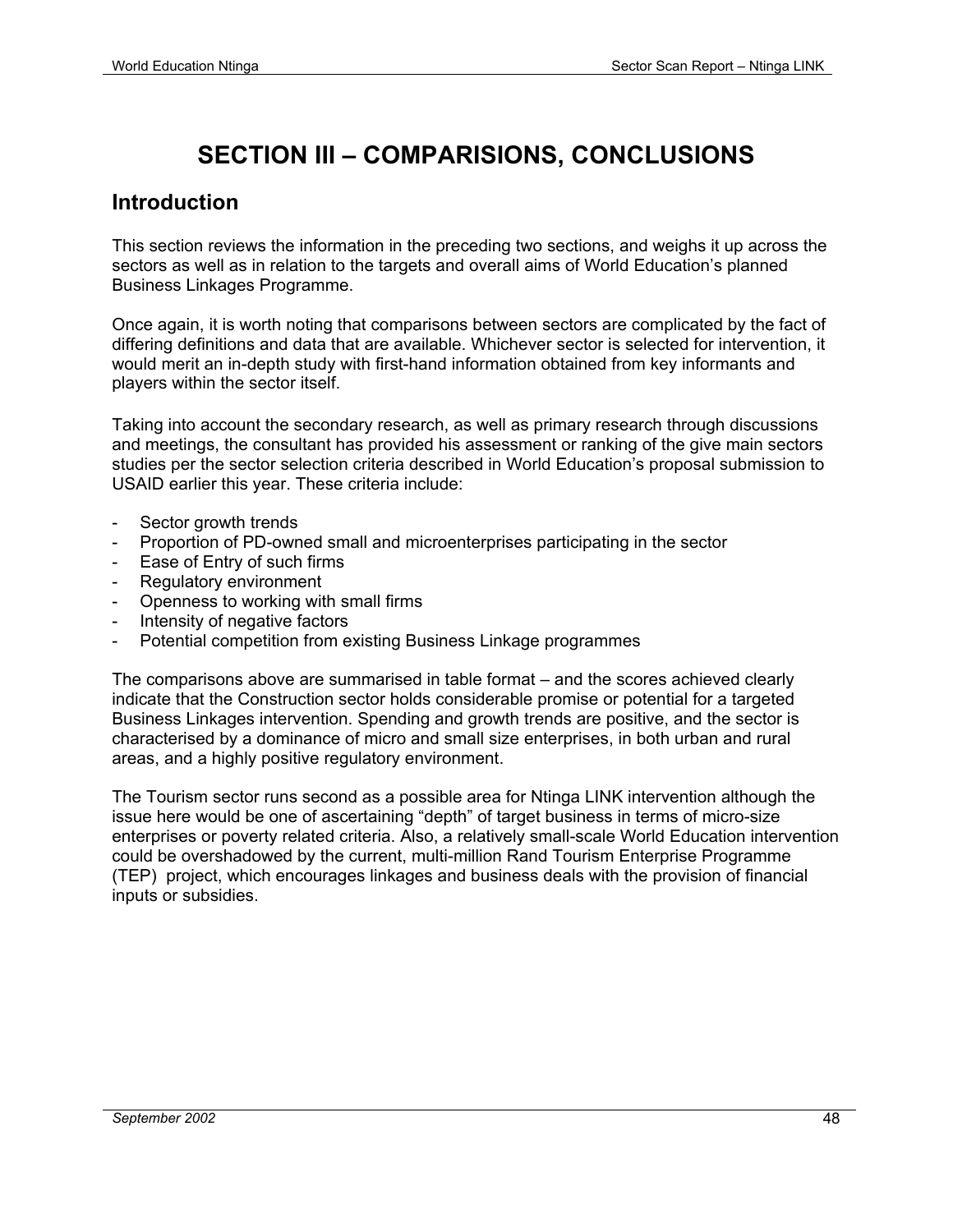# SECTION III – COMPARISIONS, CONCLUSIONS

## Introduction

This section reviews the information in the preceding two sections, and weighs it up across the sectors as well as in relation to the targets and overall aims of World Education's planned Business Linkages Programme.

Once again, it is worth noting that comparisons between sectors are complicated by the fact of differing definitions and data that are available. Whichever sector is selected for intervention, it would merit an in-depth study with first-hand information obtained from key informants and players within the sector itself.

Taking into account the secondary research, as well as primary research through discussions and meetings, the consultant has provided his assessment or ranking of the give main sectors studies per the sector selection criteria described in World Education's proposal submission to USAID earlier this year. These criteria include:

- Sector growth trends
- Proportion of PD-owned small and microenterprises participating in the sector
- Ease of Entry of such firms
- Regulatory environment
- Openness to working with small firms
- Intensity of negative factors
- Potential competition from existing Business Linkage programmes

The comparisons above are summarised in table format – and the scores achieved clearly indicate that the Construction sector holds considerable promise or potential for a targeted Business Linkages intervention. Spending and growth trends are positive, and the sector is characterised by a dominance of micro and small size enterprises, in both urban and rural areas, and a highly positive regulatory environment.

The Tourism sector runs second as a possible area for Ntinga LINK intervention although the issue here would be one of ascertaining "depth" of target business in terms of micro-size enterprises or poverty related criteria. Also, a relatively small-scale World Education intervention could be overshadowed by the current, multi-million Rand Tourism Enterprise Programme (TEP) project, which encourages linkages and business deals with the provision of financial inputs or subsidies.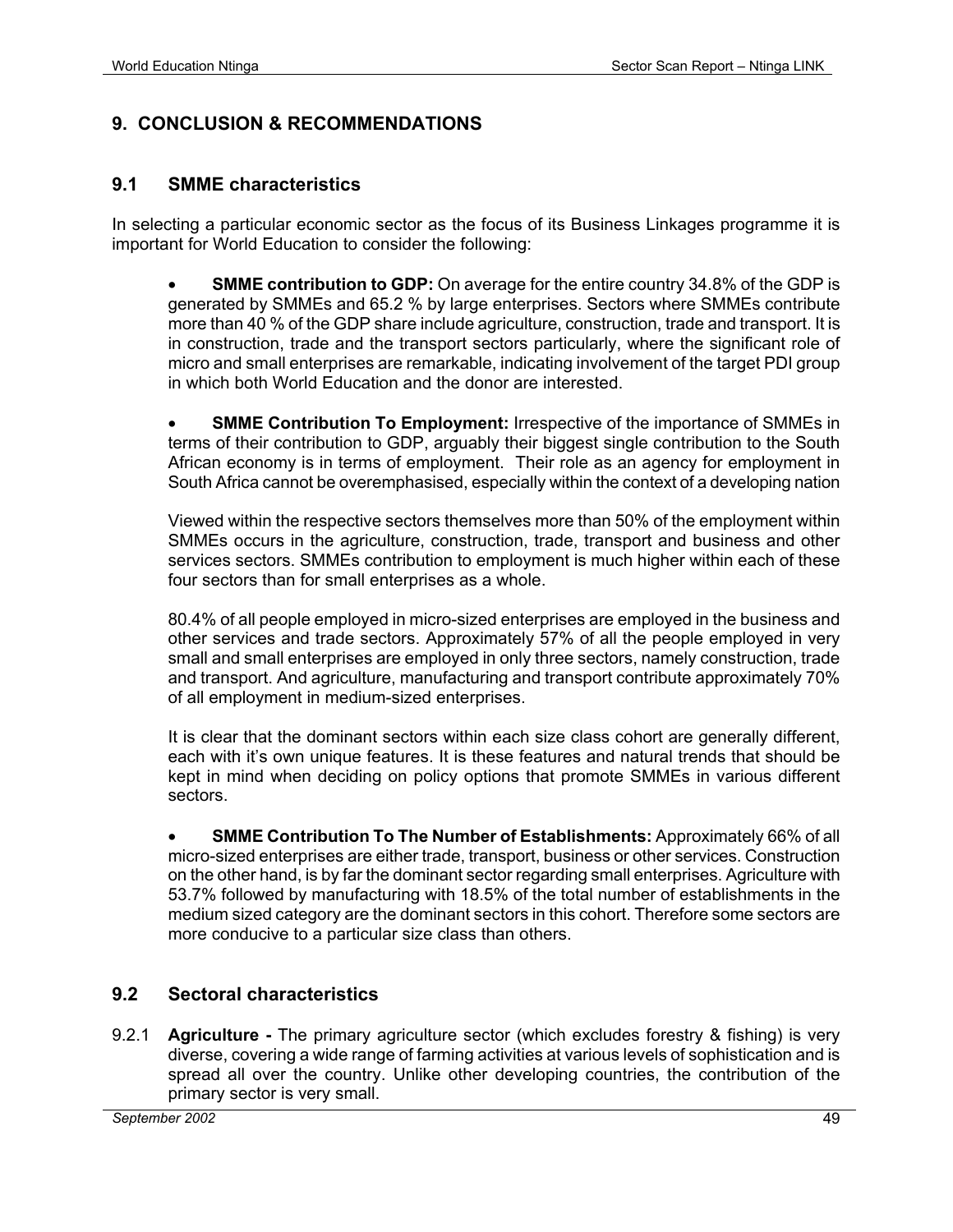## 9. CONCLUSION & RECOMMENDATIONS

### 9.1 SMME characteristics

In selecting a particular economic sector as the focus of its Business Linkages programme it is important for World Education to consider the following:

- **SMME contribution to GDP:** On average for the entire country 34.8% of the GDP is generated by SMMEs and 65.2 % by large enterprises. Sectors where SMMEs contribute more than 40 % of the GDP share include agriculture, construction, trade and transport. It is in construction, trade and the transport sectors particularly, where the significant role of micro and small enterprises are remarkable, indicating involvement of the target PDI group in which both World Education and the donor are interested.

- **SMME Contribution To Employment:** Irrespective of the importance of SMMEs in terms of their contribution to GDP, arguably their biggest single contribution to the South African economy is in terms of employment. Their role as an agency for employment in South Africa cannot be overemphasised, especially within the context of a developing nation

  Viewed within the respective sectors themselves more than 50% of the employment within SMMEs occurs in the agriculture, construction, trade, transport and business and other services sectors. SMMEs contribution to employment is much higher within each of these four sectors than for small enterprises as a whole.

  80.4% of all people employed in micro-sized enterprises are employed in the business and other services and trade sectors. Approximately 57% of all the people employed in very small and small enterprises are employed in only three sectors, namely construction, trade and transport. And agriculture, manufacturing and transport contribute approximately 70% of all employment in medium-sized enterprises.

  It is clear that the dominant sectors within each size class cohort are generally different, each with it's own unique features. It is these features and natural trends that should be kept in mind when deciding on policy options that promote SMMEs in various different sectors.

- **SMME Contribution To The Number of Establishments:** Approximately 66% of all micro-sized enterprises are either trade, transport, business or other services. Construction on the other hand, is by far the dominant sector regarding small enterprises. Agriculture with 53.7% followed by manufacturing with 18.5% of the total number of establishments in the medium sized category are the dominant sectors in this cohort. Therefore some sectors are more conducive to a particular size class than others.

### 9.2 Sectoral characteristics

9.2.1 **Agriculture -** The primary agriculture sector (which excludes forestry & fishing) is very diverse, covering a wide range of farming activities at various levels of sophistication and is spread all over the country. Unlike other developing countries, the contribution of the primary sector is very small.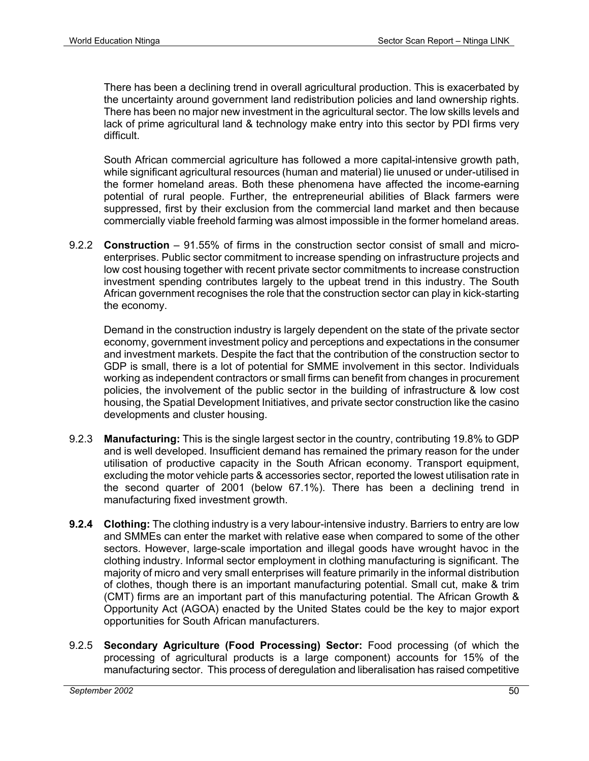There has been a declining trend in overall agricultural production. This is exacerbated by the uncertainty around government land redistribution policies and land ownership rights. There has been no major new investment in the agricultural sector. The low skills levels and lack of prime agricultural land & technology make entry into this sector by PDI firms very difficult.

South African commercial agriculture has followed a more capital-intensive growth path, while significant agricultural resources (human and material) lie unused or under-utilised in the former homeland areas. Both these phenomena have affected the income-earning potential of rural people. Further, the entrepreneurial abilities of Black farmers were suppressed, first by their exclusion from the commercial land market and then because commercially viable freehold farming was almost impossible in the former homeland areas.

9.2.2 **Construction** – 91.55% of firms in the construction sector consist of small and micro-enterprises. Public sector commitment to increase spending on infrastructure projects and low cost housing together with recent private sector commitments to increase construction investment spending contributes largely to the upbeat trend in this industry. The South African government recognises the role that the construction sector can play in kick-starting the economy.

Demand in the construction industry is largely dependent on the state of the private sector economy, government investment policy and perceptions and expectations in the consumer and investment markets. Despite the fact that the contribution of the construction sector to GDP is small, there is a lot of potential for SMME involvement in this sector. Individuals working as independent contractors or small firms can benefit from changes in procurement policies, the involvement of the public sector in the building of infrastructure & low cost housing, the Spatial Development Initiatives, and private sector construction like the casino developments and cluster housing.

9.2.3 **Manufacturing:** This is the single largest sector in the country, contributing 19.8% to GDP and is well developed. Insufficient demand has remained the primary reason for the under utilisation of productive capacity in the South African economy. Transport equipment, excluding the motor vehicle parts & accessories sector, reported the lowest utilisation rate in the second quarter of 2001 (below 67.1%). There has been a declining trend in manufacturing fixed investment growth.

**9.2.4** **Clothing:** The clothing industry is a very labour-intensive industry. Barriers to entry are low and SMMEs can enter the market with relative ease when compared to some of the other sectors. However, large-scale importation and illegal goods have wrought havoc in the clothing industry. Informal sector employment in clothing manufacturing is significant. The majority of micro and very small enterprises will feature primarily in the informal distribution of clothes, though there is an important manufacturing potential. Small cut, make & trim (CMT) firms are an important part of this manufacturing potential. The African Growth & Opportunity Act (AGOA) enacted by the United States could be the key to major export opportunities for South African manufacturers.

9.2.5 **Secondary Agriculture (Food Processing) Sector:** Food processing (of which the processing of agricultural products is a large component) accounts for 15% of the manufacturing sector. This process of deregulation and liberalisation has raised competitive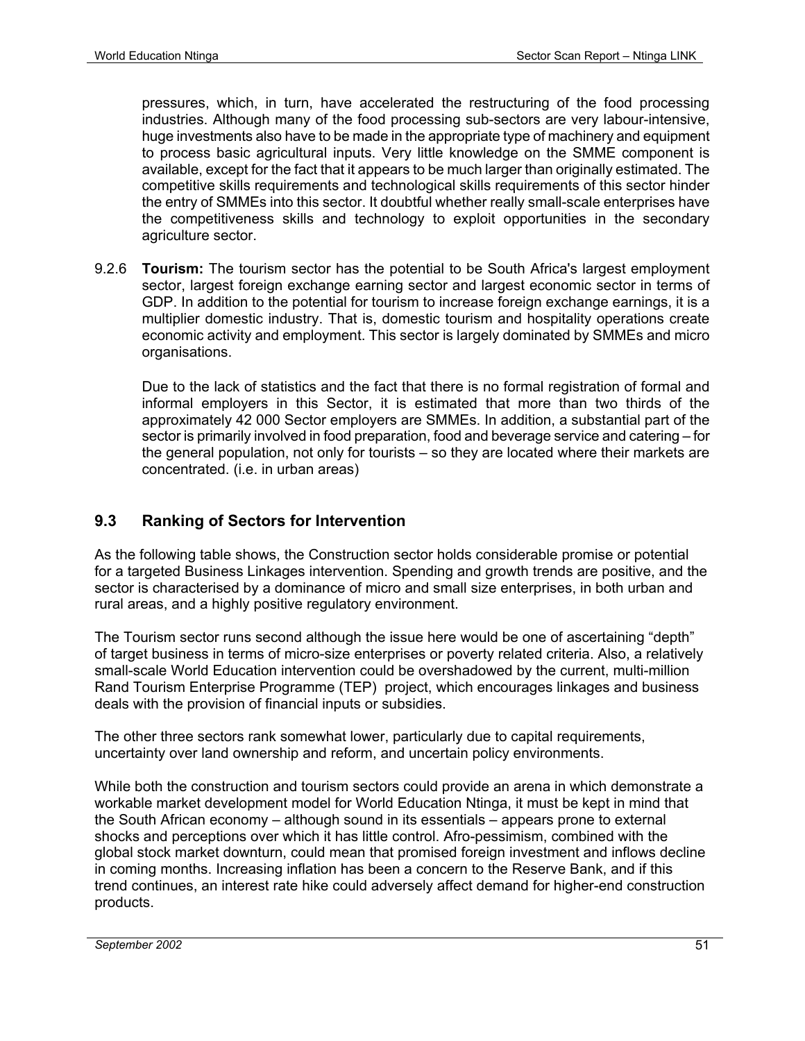pressures, which, in turn, have accelerated the restructuring of the food processing industries. Although many of the food processing sub-sectors are very labour-intensive, huge investments also have to be made in the appropriate type of machinery and equipment to process basic agricultural inputs. Very little knowledge on the SMME component is available, except for the fact that it appears to be much larger than originally estimated. The competitive skills requirements and technological skills requirements of this sector hinder the entry of SMMEs into this sector. It doubtful whether really small-scale enterprises have the competitiveness skills and technology to exploit opportunities in the secondary agriculture sector.

9.2.6 **Tourism:** The tourism sector has the potential to be South Africa's largest employment sector, largest foreign exchange earning sector and largest economic sector in terms of GDP. In addition to the potential for tourism to increase foreign exchange earnings, it is a multiplier domestic industry. That is, domestic tourism and hospitality operations create economic activity and employment. This sector is largely dominated by SMMEs and micro organisations.

Due to the lack of statistics and the fact that there is no formal registration of formal and informal employers in this Sector, it is estimated that more than two thirds of the approximately 42 000 Sector employers are SMMEs. In addition, a substantial part of the sector is primarily involved in food preparation, food and beverage service and catering – for the general population, not only for tourists – so they are located where their markets are concentrated. (i.e. in urban areas)

## 9.3 Ranking of Sectors for Intervention

As the following table shows, the Construction sector holds considerable promise or potential for a targeted Business Linkages intervention. Spending and growth trends are positive, and the sector is characterised by a dominance of micro and small size enterprises, in both urban and rural areas, and a highly positive regulatory environment.

The Tourism sector runs second although the issue here would be one of ascertaining "depth" of target business in terms of micro-size enterprises or poverty related criteria. Also, a relatively small-scale World Education intervention could be overshadowed by the current, multi-million Rand Tourism Enterprise Programme (TEP) project, which encourages linkages and business deals with the provision of financial inputs or subsidies.

The other three sectors rank somewhat lower, particularly due to capital requirements, uncertainty over land ownership and reform, and uncertain policy environments.

While both the construction and tourism sectors could provide an arena in which demonstrate a workable market development model for World Education Ntinga, it must be kept in mind that the South African economy – although sound in its essentials – appears prone to external shocks and perceptions over which it has little control. Afro-pessimism, combined with the global stock market downturn, could mean that promised foreign investment and inflows decline in coming months. Increasing inflation has been a concern to the Reserve Bank, and if this trend continues, an interest rate hike could adversely affect demand for higher-end construction products.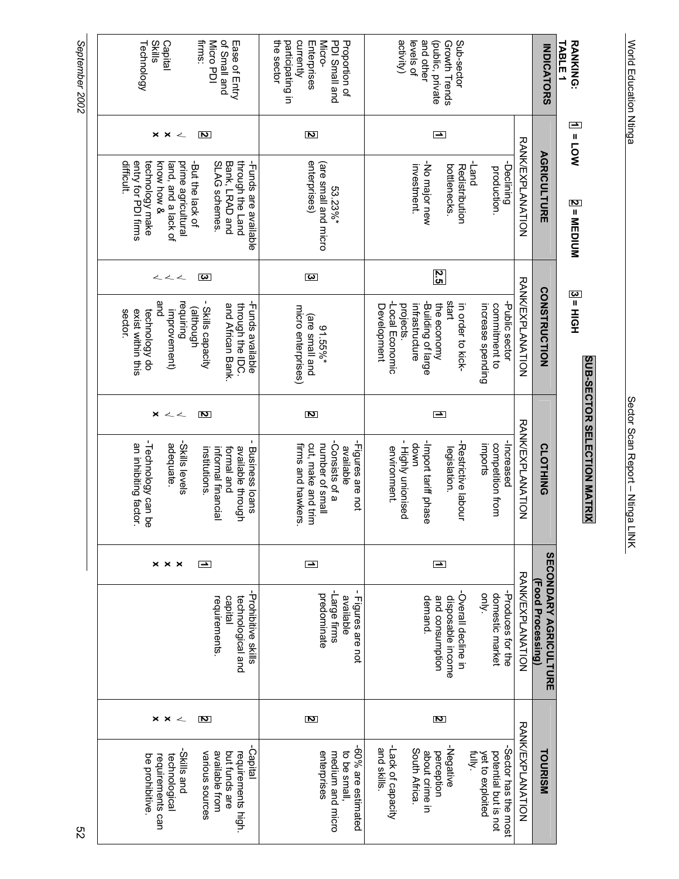## SUB-SECTOR SELECTION MATRIX

**RANKING:** 1 = LOW 2 = MEDIUM 3 = HIGH

**TABLE 1**

| INDICATORS | AGRICULTURE | | CONSTRUCTION | | CLOTHING | | SECONDARY AGRICULTURE (Food Processing) | | TOURISM | |
|---|---|---|---|---|---|---|---|---|---|---|
| | RANK/EXPLANATION | | RANK/EXPLANATION | | RANK/EXPLANATION | | RANK/EXPLANATION | | RANK/EXPLANATION | |
| Sub-sector Growth Trends (public, private and other levels of activity) | 1 | -Declining production. -Land Redistribution bottlenecks. -No major new investment. | 2.5 | -Public sector commitment to increase spending in order to kick-start the economy -Building of large infrastructure projects. -Local Economic Development | 1 | -Increased competition from imports -Restrictive labour legislation. -Import tariff phase down - Highly unionised environment. | 1 | -Produces for the domestic market only. -Overall decline in disposable income and consumption demand. | 2 | -Sector has the most potential but is not yet to exploited fully. -Negative perception about crime in South Africa. -Lack of capacity and skills. |
| Proportion of PDI Small and Micro-Enterprises currently participating in the sector | 2 | 53.23%* (are small and micro enterprises) | 3 | 91.55%* (are small and micro enterprises) | 2 | -Figures are not available -Consists of a number of small cut, make and trim firms and hawkers. | 1 | - Figures are not available -Large firms predominate | 2 | -60% are estimated to be small, medium and micro enterprises |
| Ease of Entry of Small and Micro PDI firms: | 2 | -Funds are available through the Land Bank, LRAD and SLAG schemes. | 3 | -Funds available through the IDC. and African Bank. | 2 | - Business loans available through formal and informal financial institutions. | 1 | -Prohibitive skills technological and capital requirements. | 2 | -Capital requirements high, but funds are available from various sources |
| Capital Skills Technology | √ x x | -But the lack of prime agricultural land, and a lack of know how & technology make entry for PDI firms difficult. | √ √ √ | - Skills capacity (although requiring improvement) and technology do exist within this sector. | √ √ x | -Skills levels adequate. -Technology can be an inhibiting factor. | x x x | | √ x x | -Skills and technological requirements can be prohibitive. |

September 2002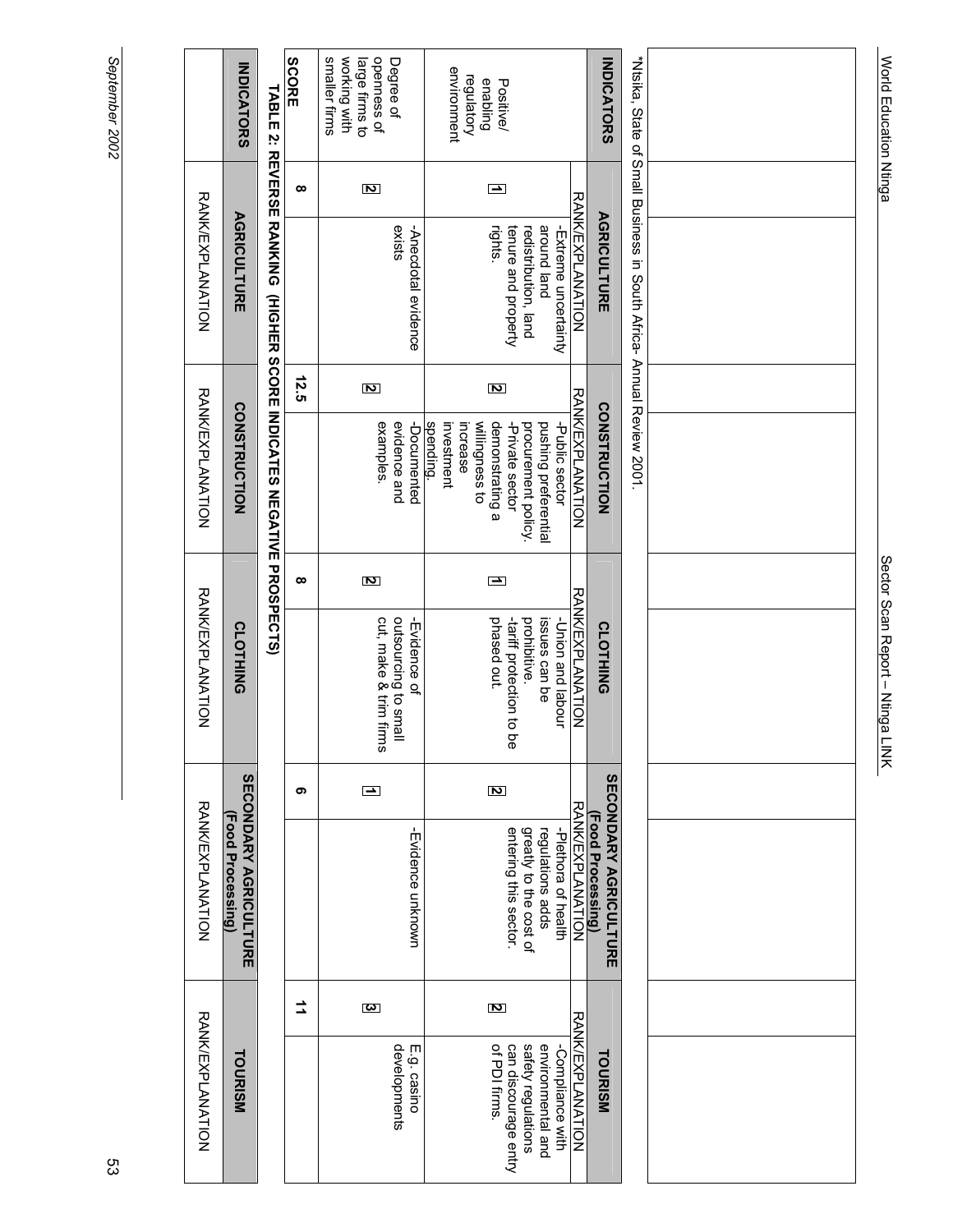| INDICATORS | AGRICULTURE | | CONSTRUCTION | | CLOTHING | | SECONDARY AGRICULTURE (Food Processing) | | TOURISM | |
|---|---|---|---|---|---|---|---|---|---|---|
| | RANK/EXPLANATION | | RANK/EXPLANATION | | RANK/EXPLANATION | | RANK/EXPLANATION | | RANK/EXPLANATION | |
| Positive/ enabling regulatory environment | 1 | -Extreme uncertainty around land redistribution, land tenure and property rights. | 2 | -Public sector pushing preferential procurement policy. -Private sector demonstrating a willingness to increase investment spending. | 1 | -Union and labour issues can be prohibitive. -tariff protection to be phased out. | 2 | -Plethora of health regulations adds greatly to the cost of entering this sector. | 2 | -Compliance with environmental and safety regulations can discourage entry of PDI firms. |
| Degree of openness of large firms to working with smaller firms | 2 | -Anecdotal evidence exists | 2 | -Documented evidence and examples. | 2 | -Evidence of outsourcing to small cut, make & trim firms | 1 | -Evidence unknown | 3 | E.g. casino developments |
| SCORE | 8 | | 12.5 | | 8 | | 6 | | 11 | |

*Ntsika, State of Small Business in South Africa- Annual Review 2001.

**TABLE 2: REVERSE RANKING (HIGHER SCORE INDICATES NEGATIVE PROSPECTS)**

| INDICATORS | AGRICULTURE | | CONSTRUCTION | | CLOTHING | | SECONDARY AGRICULTURE (Food Processing) | | TOURISM | |
|---|---|---|---|---|---|---|---|---|---|---|
| | RANK/EXPLANATION | | RANK/EXPLANATION | | RANK/EXPLANATION | | RANK/EXPLANATION | | RANK/EXPLANATION | |
| | | | | | | | | | | |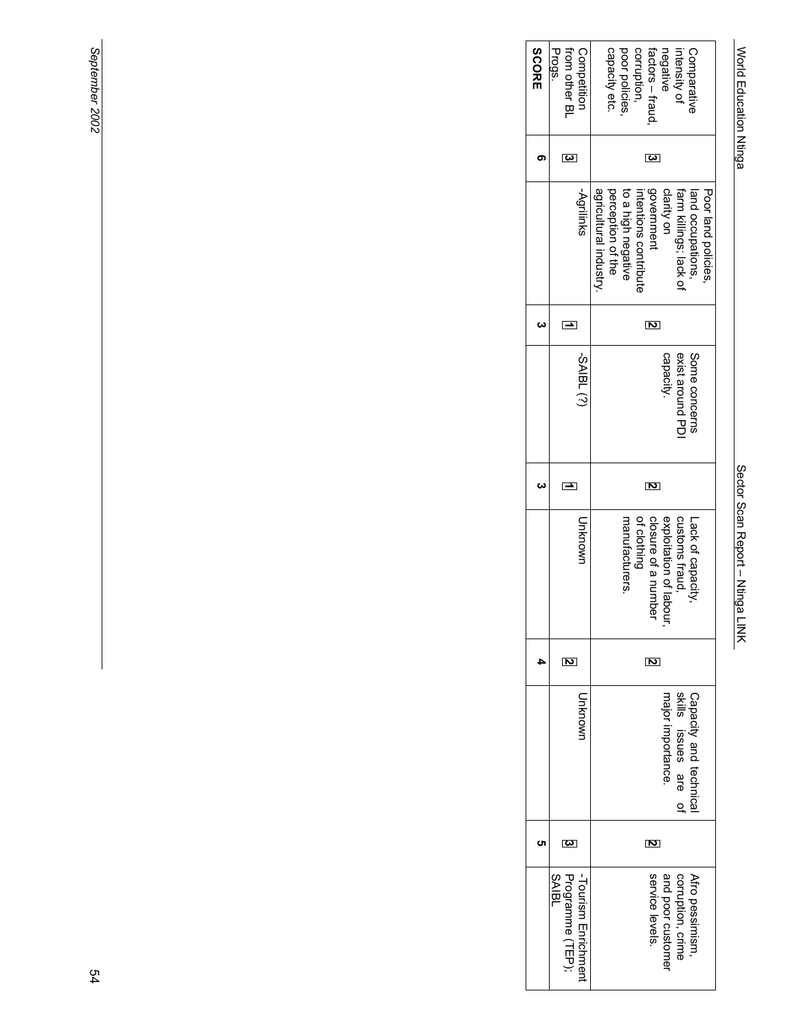| | | | | | | | | |
|---|---|---|---|---|---|---|---|---|
| Comparative intensity of negative factors – fraud, corruption, poor policies, capacity etc. | 3 | Poor land policies, land occupations, farm killings; lack of clarity on government intentions contribute to a high negative perception of the agricultural industry. | 2 | Some concerns exist around PDI capacity. | 2 | Lack of capacity, customs fraud, exploitation of labour, closure of a number of clothing manufacturers. | 2 | Capacity and technical skills issues are of major importance. | 2 | Afro pessimism, corruption, crime and poor customer service levels. |
| Competition from other BL Progs. | 3 | -Agrilinks | 1 | -SAIBL (?) | 1 | Unknown | 2 | Unknown | 3 | -Tourism Enrichment Programme (TEP); SAIBL |
| **SCORE** | **6** | | **3** | | **3** | | **4** | | **5** | |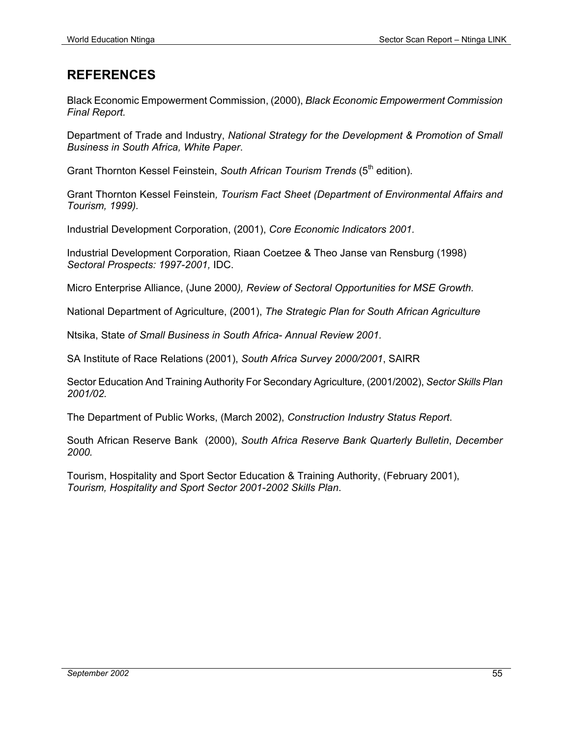# REFERENCES

Black Economic Empowerment Commission, (2000), *Black Economic Empowerment Commission Final Report.*

Department of Trade and Industry, *National Strategy for the Development & Promotion of Small Business in South Africa, White Paper*.

Grant Thornton Kessel Feinstein, *South African Tourism Trends* (5th edition).

Grant Thornton Kessel Feinstein*, Tourism Fact Sheet (Department of Environmental Affairs and Tourism, 1999).*

Industrial Development Corporation, (2001), *Core Economic Indicators 2001.*

Industrial Development Corporation*,* Riaan Coetzee & Theo Janse van Rensburg (1998) *Sectoral Prospects: 1997-2001,* IDC.

Micro Enterprise Alliance, (June 2000*), Review of Sectoral Opportunities for MSE Growth.*

National Department of Agriculture, (2001), *The Strategic Plan for South African Agriculture*

Ntsika, State *of Small Business in South Africa- Annual Review 2001.*

SA Institute of Race Relations (2001), *South Africa Survey 2000/2001*, SAIRR

Sector Education And Training Authority For Secondary Agriculture, (2001/2002), *Sector Skills Plan 2001/02.*

The Department of Public Works, (March 2002), *Construction Industry Status Report*.

South African Reserve Bank (2000), *South Africa Reserve Bank Quarterly Bulletin*, *December 2000.*

Tourism, Hospitality and Sport Sector Education & Training Authority, (February 2001), *Tourism, Hospitality and Sport Sector 2001-2002 Skills Plan*.